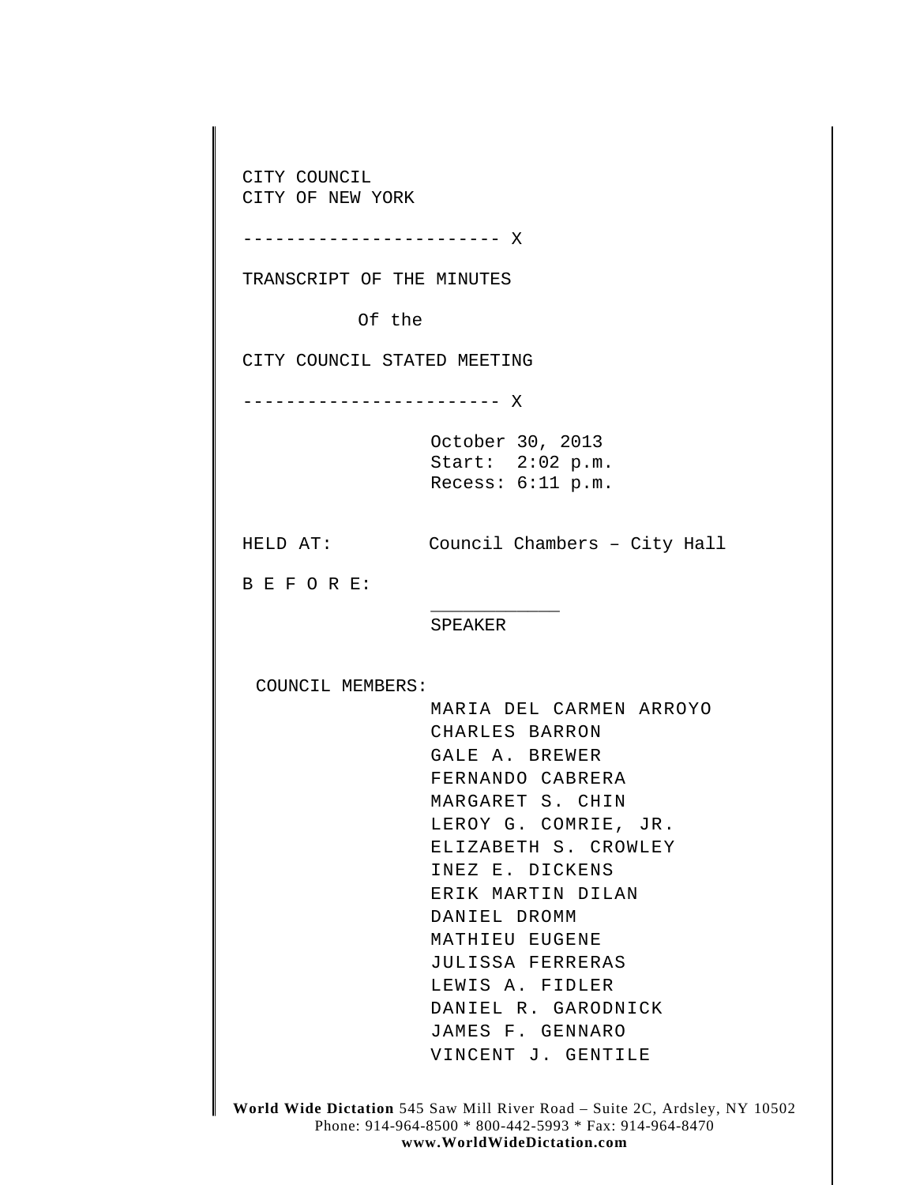CITY COUNCIL
CITY OF NEW YORK

------------------------ X

TRANSCRIPT OF THE MINUTES

Of the

CITY COUNCIL STATED MEETING

------------------------ X

October 30, 2013
Start: 2:02 p.m.
Recess: 6:11 p.m.

HELD AT: Council Chambers – City Hall

B E F O R E:

___________
SPEAKER

COUNCIL MEMBERS:

MARIA DEL CARMEN ARROYO
CHARLES BARRON
GALE A. BREWER
FERNANDO CABRERA
MARGARET S. CHIN
LEROY G. COMRIE, JR.
ELIZABETH S. CROWLEY
INEZ E. DICKENS
ERIK MARTIN DILAN
DANIEL DROMM
MATHIEU EUGENE
JULISSA FERRERAS
LEWIS A. FIDLER
DANIEL R. GARODNICK
JAMES F. GENNARO
VINCENT J. GENTILE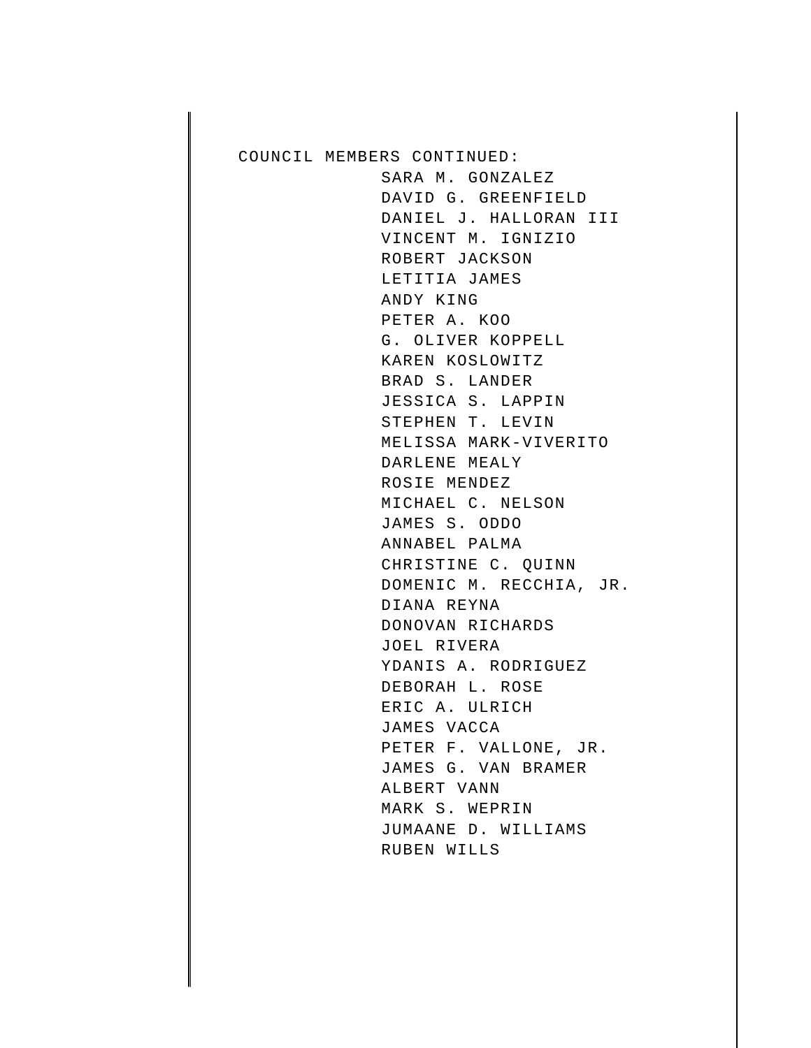COUNCIL MEMBERS CONTINUED:

SARA M. GONZALEZ
DAVID G. GREENFIELD
DANIEL J. HALLORAN III
VINCENT M. IGNIZIO
ROBERT JACKSON
LETITIA JAMES
ANDY KING
PETER A. KOO
G. OLIVER KOPPELL
KAREN KOSLOWITZ
BRAD S. LANDER
JESSICA S. LAPPIN
STEPHEN T. LEVIN
MELISSA MARK-VIVERITO
DARLENE MEALY
ROSIE MENDEZ
MICHAEL C. NELSON
JAMES S. ODDO
ANNABEL PALMA
CHRISTINE C. QUINN
DOMENIC M. RECCHIA, JR.
DIANA REYNA
DONOVAN RICHARDS
JOEL RIVERA
YDANIS A. RODRIGUEZ
DEBORAH L. ROSE
ERIC A. ULRICH
JAMES VACCA
PETER F. VALLONE, JR.
JAMES G. VAN BRAMER
ALBERT VANN
MARK S. WEPRIN
JUMAANE D. WILLIAMS
RUBEN WILLS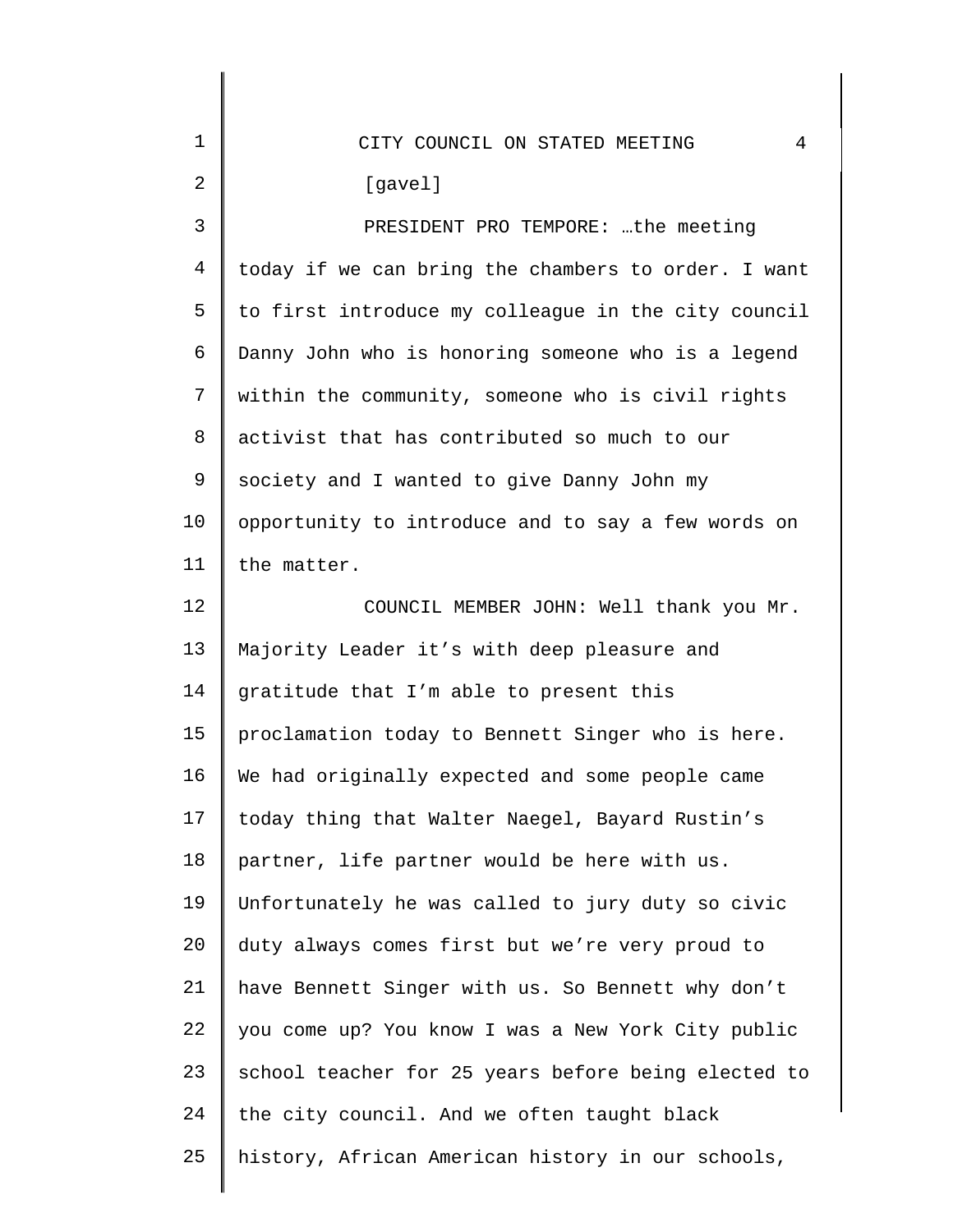[gavel]

PRESIDENT PRO TEMPORE: …the meeting today if we can bring the chambers to order. I want to first introduce my colleague in the city council Danny John who is honoring someone who is a legend within the community, someone who is civil rights activist that has contributed so much to our society and I wanted to give Danny John my opportunity to introduce and to say a few words on the matter.

COUNCIL MEMBER JOHN: Well thank you Mr. Majority Leader it's with deep pleasure and gratitude that I'm able to present this proclamation today to Bennett Singer who is here. We had originally expected and some people came today thing that Walter Naegel, Bayard Rustin's partner, life partner would be here with us. Unfortunately he was called to jury duty so civic duty always comes first but we're very proud to have Bennett Singer with us. So Bennett why don't you come up? You know I was a New York City public school teacher for 25 years before being elected to the city council. And we often taught black history, African American history in our schools,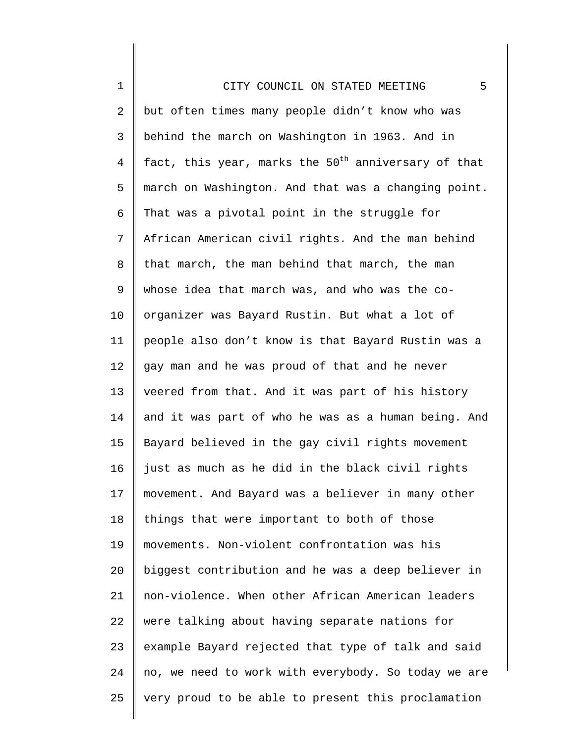but often times many people didn't know who was behind the march on Washington in 1963. And in fact, this year, marks the 50th anniversary of that march on Washington. And that was a changing point. That was a pivotal point in the struggle for African American civil rights. And the man behind that march, the man behind that march, the man whose idea that march was, and who was the co-organizer was Bayard Rustin. But what a lot of people also don't know is that Bayard Rustin was a gay man and he was proud of that and he never veered from that. And it was part of his history and it was part of who he was as a human being. And Bayard believed in the gay civil rights movement just as much as he did in the black civil rights movement. And Bayard was a believer in many other things that were important to both of those movements. Non-violent confrontation was his biggest contribution and he was a deep believer in non-violence. When other African American leaders were talking about having separate nations for example Bayard rejected that type of talk and said no, we need to work with everybody. So today we are very proud to be able to present this proclamation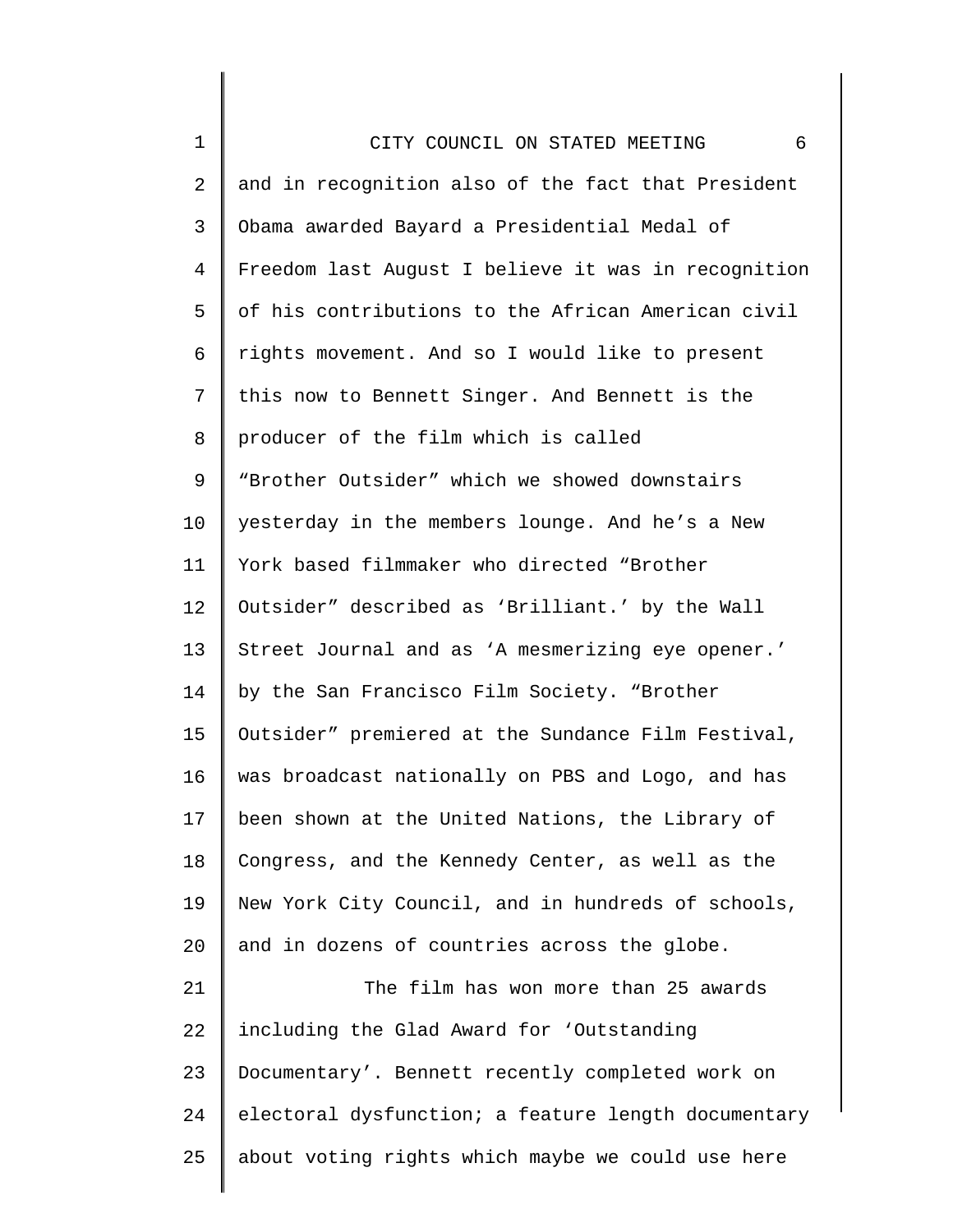and in recognition also of the fact that President Obama awarded Bayard a Presidential Medal of Freedom last August I believe it was in recognition of his contributions to the African American civil rights movement. And so I would like to present this now to Bennett Singer. And Bennett is the producer of the film which is called "Brother Outsider" which we showed downstairs yesterday in the members lounge. And he's a New York based filmmaker who directed "Brother Outsider" described as 'Brilliant.' by the Wall Street Journal and as 'A mesmerizing eye opener.' by the San Francisco Film Society. "Brother Outsider" premiered at the Sundance Film Festival, was broadcast nationally on PBS and Logo, and has been shown at the United Nations, the Library of Congress, and the Kennedy Center, as well as the New York City Council, and in hundreds of schools, and in dozens of countries across the globe.

The film has won more than 25 awards including the Glad Award for 'Outstanding Documentary'. Bennett recently completed work on electoral dysfunction; a feature length documentary about voting rights which maybe we could use here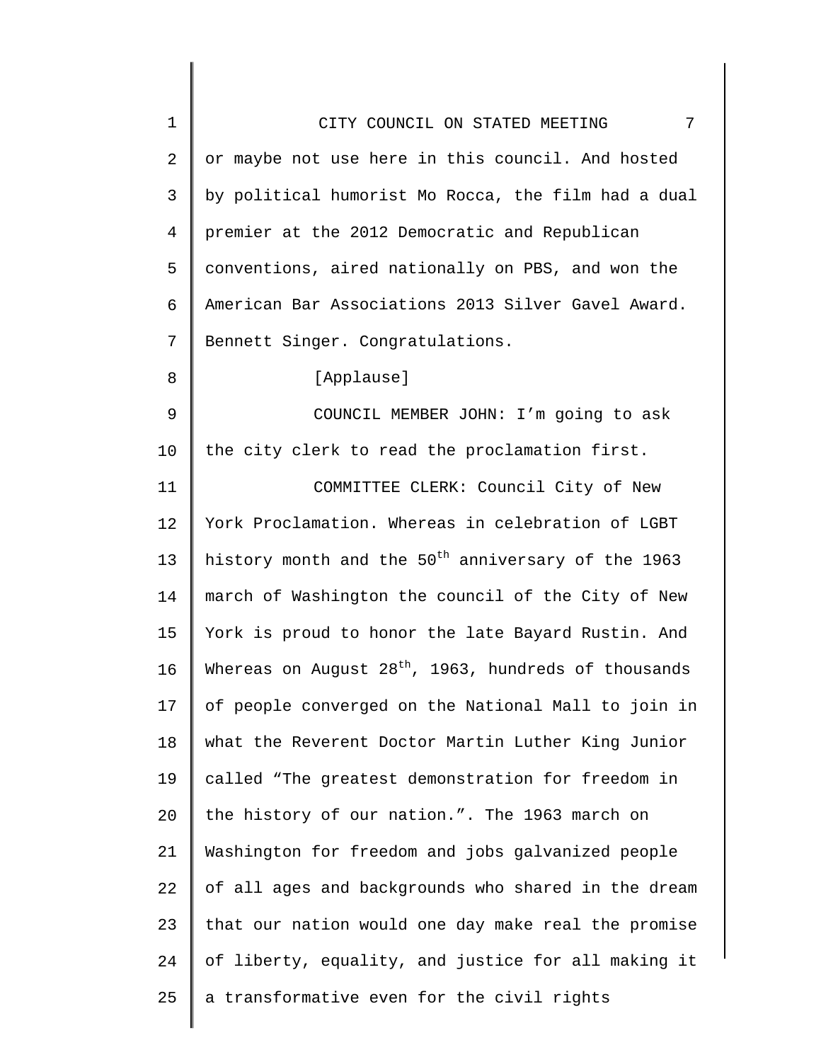or maybe not use here in this council. And hosted by political humorist Mo Rocca, the film had a dual premier at the 2012 Democratic and Republican conventions, aired nationally on PBS, and won the American Bar Associations 2013 Silver Gavel Award. Bennett Singer. Congratulations.

[Applause]

COUNCIL MEMBER JOHN: I'm going to ask the city clerk to read the proclamation first.

COMMITTEE CLERK: Council City of New York Proclamation. Whereas in celebration of LGBT history month and the 50th anniversary of the 1963 march of Washington the council of the City of New York is proud to honor the late Bayard Rustin. And Whereas on August 28th, 1963, hundreds of thousands of people converged on the National Mall to join in what the Reverent Doctor Martin Luther King Junior called "The greatest demonstration for freedom in the history of our nation.". The 1963 march on Washington for freedom and jobs galvanized people of all ages and backgrounds who shared in the dream that our nation would one day make real the promise of liberty, equality, and justice for all making it a transformative even for the civil rights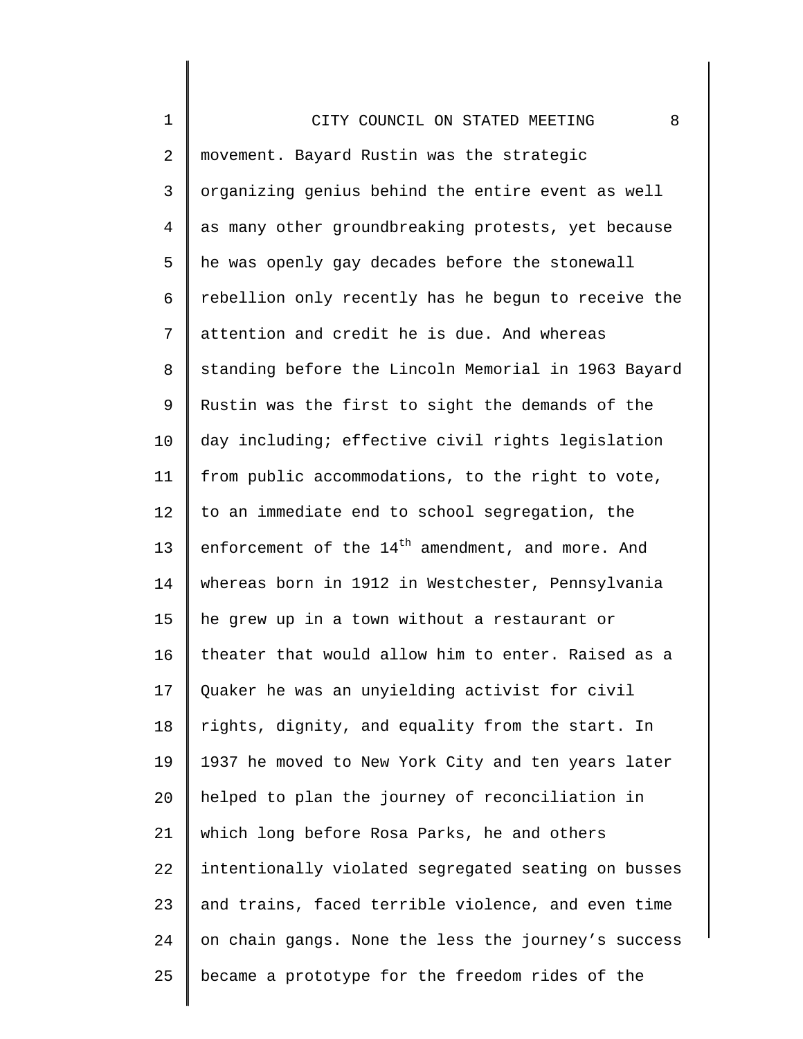movement. Bayard Rustin was the strategic organizing genius behind the entire event as well as many other groundbreaking protests, yet because he was openly gay decades before the stonewall rebellion only recently has he begun to receive the attention and credit he is due. And whereas standing before the Lincoln Memorial in 1963 Bayard Rustin was the first to sight the demands of the day including; effective civil rights legislation from public accommodations, to the right to vote, to an immediate end to school segregation, the enforcement of the 14th amendment, and more. And whereas born in 1912 in Westchester, Pennsylvania he grew up in a town without a restaurant or theater that would allow him to enter. Raised as a Quaker he was an unyielding activist for civil rights, dignity, and equality from the start. In 1937 he moved to New York City and ten years later helped to plan the journey of reconciliation in which long before Rosa Parks, he and others intentionally violated segregated seating on busses and trains, faced terrible violence, and even time on chain gangs. None the less the journey's success became a prototype for the freedom rides of the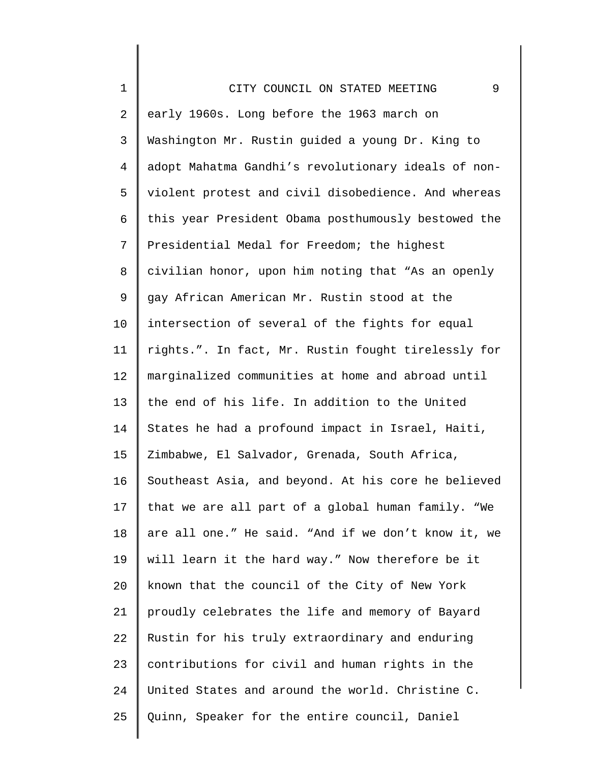early 1960s. Long before the 1963 march on Washington Mr. Rustin guided a young Dr. King to adopt Mahatma Gandhi's revolutionary ideals of non-violent protest and civil disobedience. And whereas this year President Obama posthumously bestowed the Presidential Medal for Freedom; the highest civilian honor, upon him noting that "As an openly gay African American Mr. Rustin stood at the intersection of several of the fights for equal rights.". In fact, Mr. Rustin fought tirelessly for marginalized communities at home and abroad until the end of his life. In addition to the United States he had a profound impact in Israel, Haiti, Zimbabwe, El Salvador, Grenada, South Africa, Southeast Asia, and beyond. At his core he believed that we are all part of a global human family. "We are all one." He said. "And if we don't know it, we will learn it the hard way." Now therefore be it known that the council of the City of New York proudly celebrates the life and memory of Bayard Rustin for his truly extraordinary and enduring contributions for civil and human rights in the United States and around the world. Christine C. Quinn, Speaker for the entire council, Daniel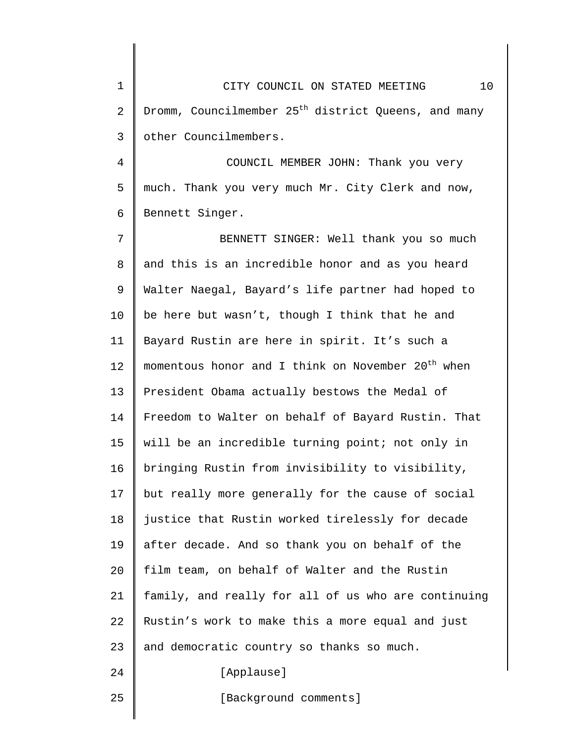Dromm, Councilmember 25th district Queens, and many other Councilmembers.

COUNCIL MEMBER JOHN: Thank you very much. Thank you very much Mr. City Clerk and now, Bennett Singer.

BENNETT SINGER: Well thank you so much and this is an incredible honor and as you heard Walter Naegal, Bayard's life partner had hoped to be here but wasn't, though I think that he and Bayard Rustin are here in spirit. It's such a momentous honor and I think on November 20th when President Obama actually bestows the Medal of Freedom to Walter on behalf of Bayard Rustin. That will be an incredible turning point; not only in bringing Rustin from invisibility to visibility, but really more generally for the cause of social justice that Rustin worked tirelessly for decade after decade. And so thank you on behalf of the film team, on behalf of Walter and the Rustin family, and really for all of us who are continuing Rustin's work to make this a more equal and just and democratic country so thanks so much.

[Applause]

[Background comments]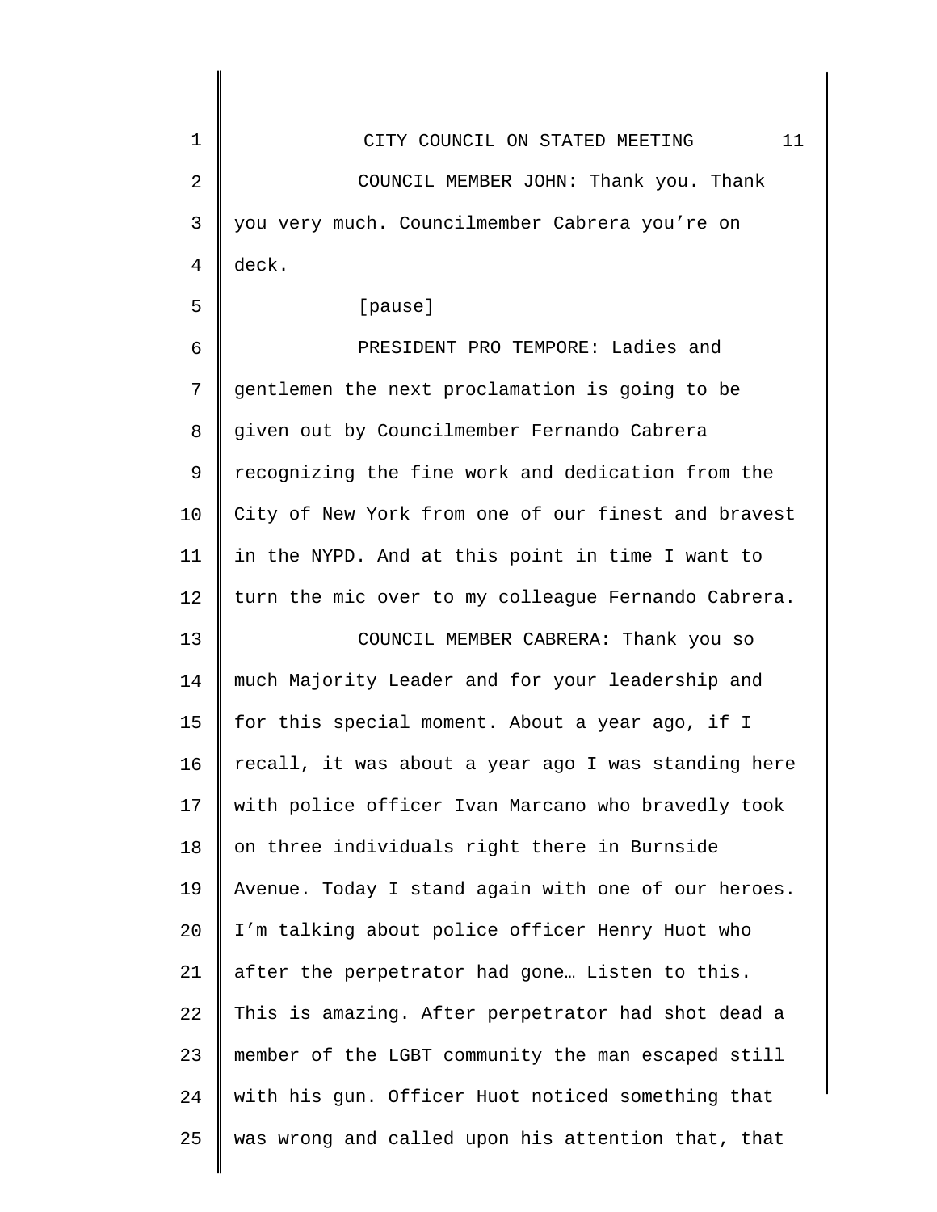COUNCIL MEMBER JOHN: Thank you. Thank you very much. Councilmember Cabrera you're on deck.

[pause]

PRESIDENT PRO TEMPORE: Ladies and gentlemen the next proclamation is going to be given out by Councilmember Fernando Cabrera recognizing the fine work and dedication from the City of New York from one of our finest and bravest in the NYPD. And at this point in time I want to turn the mic over to my colleague Fernando Cabrera.

COUNCIL MEMBER CABRERA: Thank you so much Majority Leader and for your leadership and for this special moment. About a year ago, if I recall, it was about a year ago I was standing here with police officer Ivan Marcano who bravedly took on three individuals right there in Burnside Avenue. Today I stand again with one of our heroes. I'm talking about police officer Henry Huot who after the perpetrator had gone… Listen to this. This is amazing. After perpetrator had shot dead a member of the LGBT community the man escaped still with his gun. Officer Huot noticed something that was wrong and called upon his attention that, that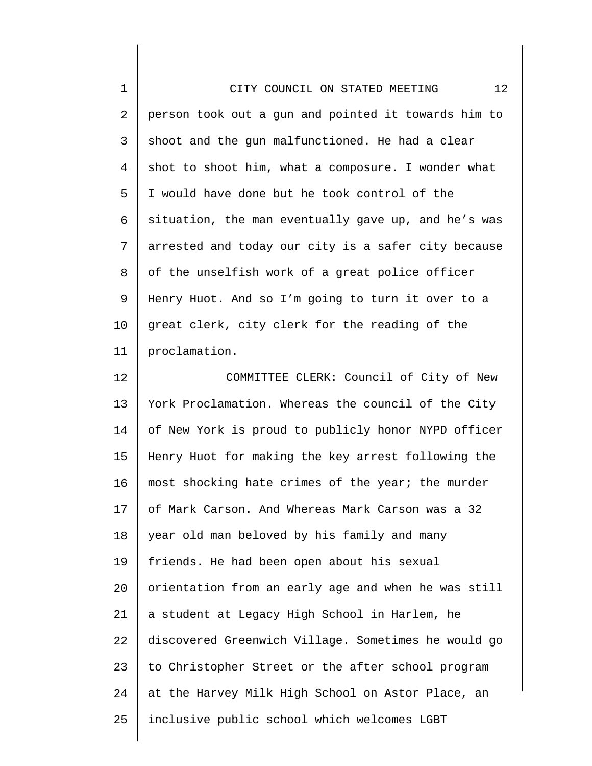person took out a gun and pointed it towards him to shoot and the gun malfunctioned. He had a clear shot to shoot him, what a composure. I wonder what I would have done but he took control of the situation, the man eventually gave up, and he's was arrested and today our city is a safer city because of the unselfish work of a great police officer Henry Huot. And so I'm going to turn it over to a great clerk, city clerk for the reading of the proclamation.

COMMITTEE CLERK: Council of City of New York Proclamation. Whereas the council of the City of New York is proud to publicly honor NYPD officer Henry Huot for making the key arrest following the most shocking hate crimes of the year; the murder of Mark Carson. And Whereas Mark Carson was a 32 year old man beloved by his family and many friends. He had been open about his sexual orientation from an early age and when he was still a student at Legacy High School in Harlem, he discovered Greenwich Village. Sometimes he would go to Christopher Street or the after school program at the Harvey Milk High School on Astor Place, an inclusive public school which welcomes LGBT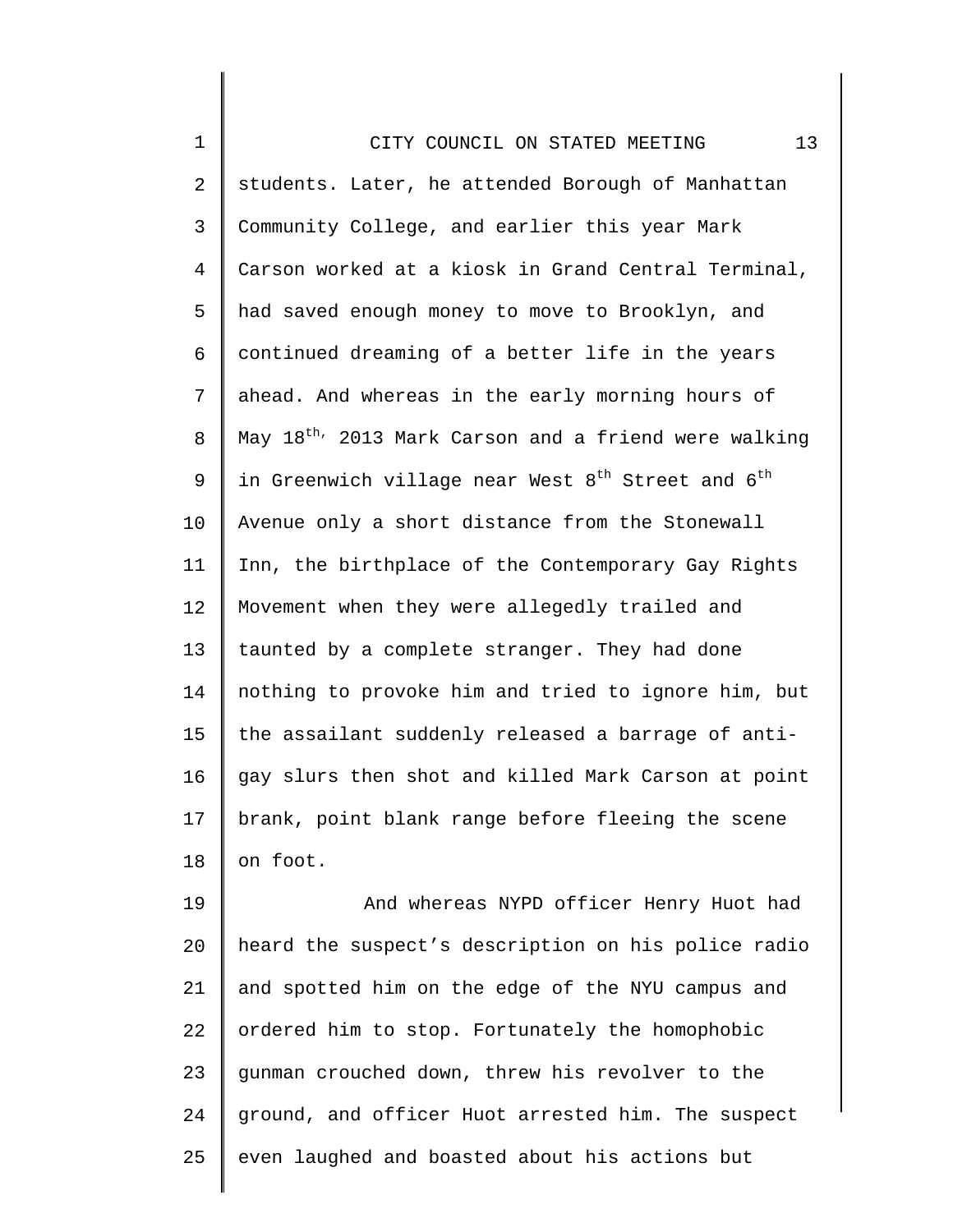students. Later, he attended Borough of Manhattan Community College, and earlier this year Mark Carson worked at a kiosk in Grand Central Terminal, had saved enough money to move to Brooklyn, and continued dreaming of a better life in the years ahead. And whereas in the early morning hours of May 18th, 2013 Mark Carson and a friend were walking in Greenwich village near West 8th Street and 6th Avenue only a short distance from the Stonewall Inn, the birthplace of the Contemporary Gay Rights Movement when they were allegedly trailed and taunted by a complete stranger. They had done nothing to provoke him and tried to ignore him, but the assailant suddenly released a barrage of anti-gay slurs then shot and killed Mark Carson at point brank, point blank range before fleeing the scene on foot.

And whereas NYPD officer Henry Huot had heard the suspect's description on his police radio and spotted him on the edge of the NYU campus and ordered him to stop. Fortunately the homophobic gunman crouched down, threw his revolver to the ground, and officer Huot arrested him. The suspect even laughed and boasted about his actions but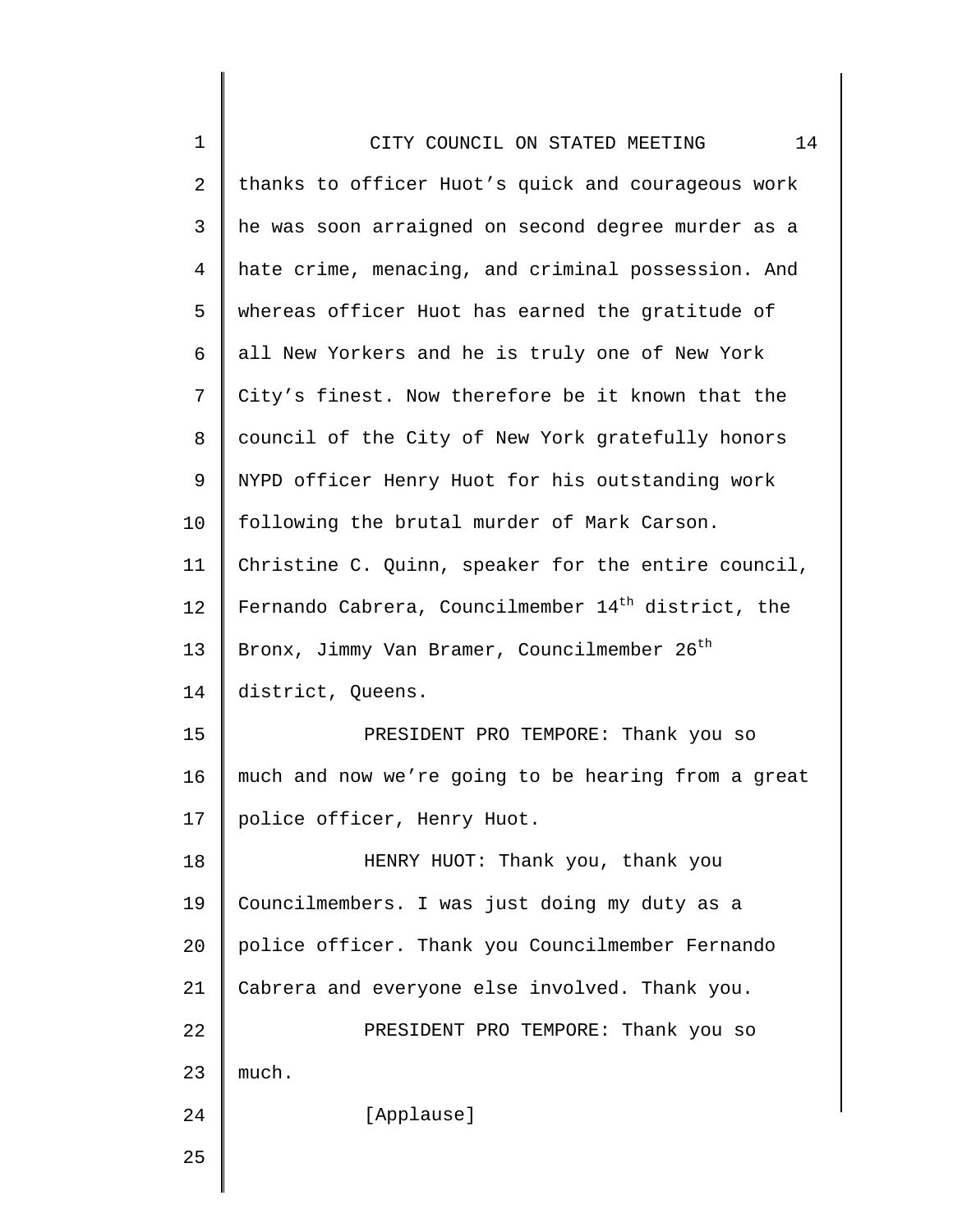thanks to officer Huot's quick and courageous work he was soon arraigned on second degree murder as a hate crime, menacing, and criminal possession. And whereas officer Huot has earned the gratitude of all New Yorkers and he is truly one of New York City's finest. Now therefore be it known that the council of the City of New York gratefully honors NYPD officer Henry Huot for his outstanding work following the brutal murder of Mark Carson. Christine C. Quinn, speaker for the entire council, Fernando Cabrera, Councilmember 14th district, the Bronx, Jimmy Van Bramer, Councilmember 26th district, Queens.

PRESIDENT PRO TEMPORE: Thank you so much and now we're going to be hearing from a great police officer, Henry Huot.

HENRY HUOT: Thank you, thank you Councilmembers. I was just doing my duty as a police officer. Thank you Councilmember Fernando Cabrera and everyone else involved. Thank you.

PRESIDENT PRO TEMPORE: Thank you so much.

[Applause]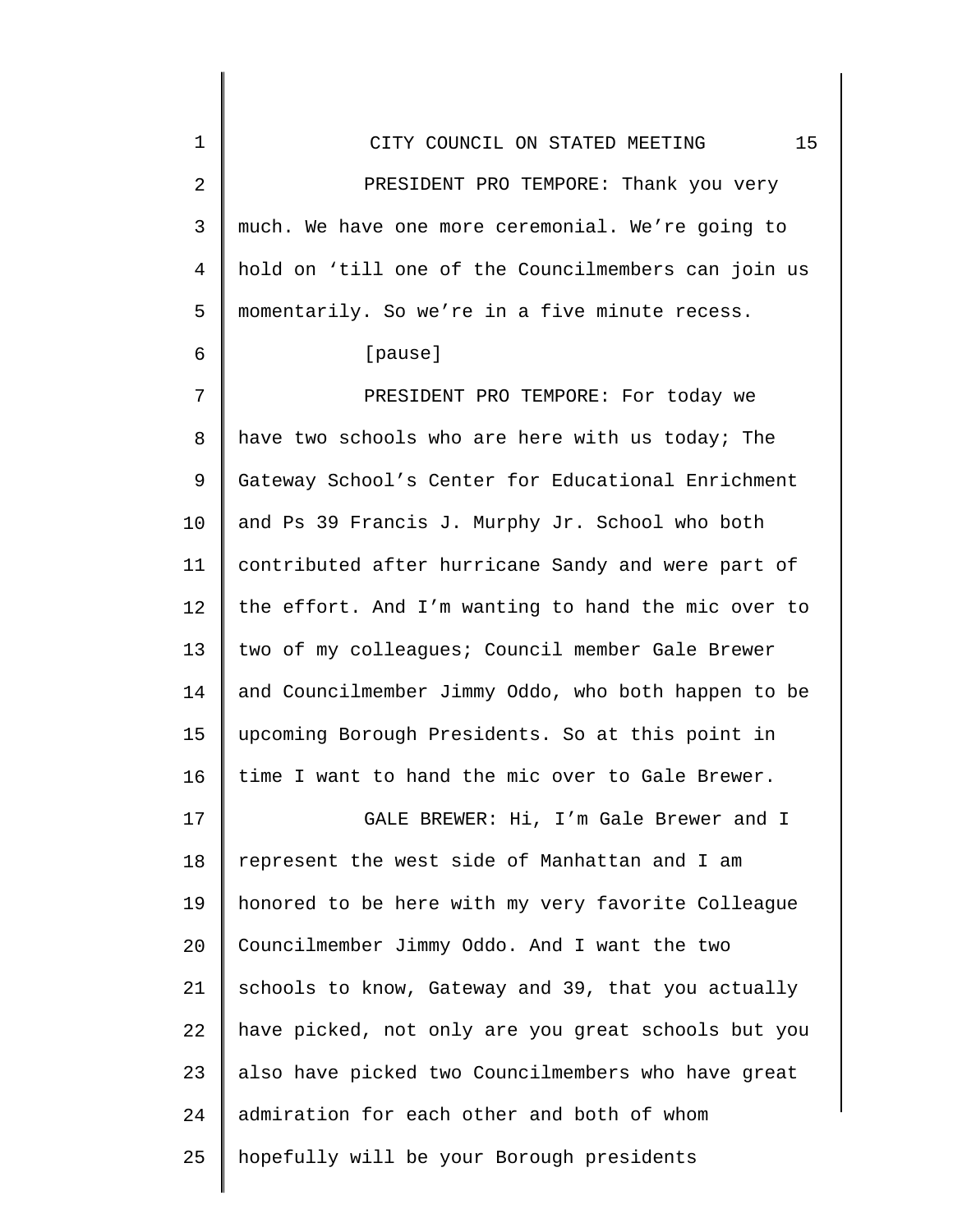PRESIDENT PRO TEMPORE: Thank you very much. We have one more ceremonial. We're going to hold on 'till one of the Councilmembers can join us momentarily. So we're in a five minute recess.

[pause]

PRESIDENT PRO TEMPORE: For today we have two schools who are here with us today; The Gateway School's Center for Educational Enrichment and Ps 39 Francis J. Murphy Jr. School who both contributed after hurricane Sandy and were part of the effort. And I'm wanting to hand the mic over to two of my colleagues; Council member Gale Brewer and Councilmember Jimmy Oddo, who both happen to be upcoming Borough Presidents. So at this point in time I want to hand the mic over to Gale Brewer.

GALE BREWER: Hi, I'm Gale Brewer and I represent the west side of Manhattan and I am honored to be here with my very favorite Colleague Councilmember Jimmy Oddo. And I want the two schools to know, Gateway and 39, that you actually have picked, not only are you great schools but you also have picked two Councilmembers who have great admiration for each other and both of whom hopefully will be your Borough presidents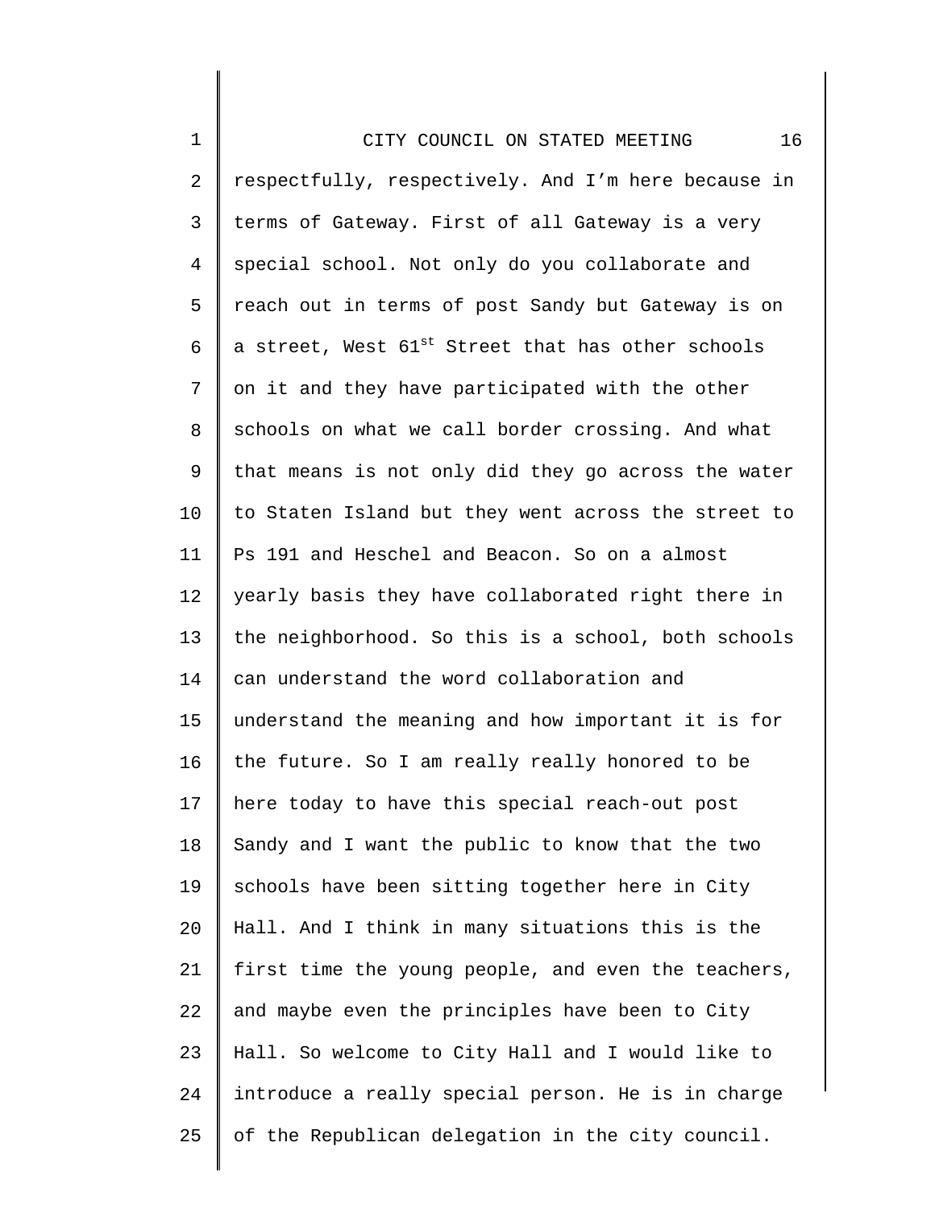respectfully, respectively. And I'm here because in terms of Gateway. First of all Gateway is a very special school. Not only do you collaborate and reach out in terms of post Sandy but Gateway is on a street, West 61st Street that has other schools on it and they have participated with the other schools on what we call border crossing. And what that means is not only did they go across the water to Staten Island but they went across the street to Ps 191 and Heschel and Beacon. So on a almost yearly basis they have collaborated right there in the neighborhood. So this is a school, both schools can understand the word collaboration and understand the meaning and how important it is for the future. So I am really really honored to be here today to have this special reach-out post Sandy and I want the public to know that the two schools have been sitting together here in City Hall. And I think in many situations this is the first time the young people, and even the teachers, and maybe even the principles have been to City Hall. So welcome to City Hall and I would like to introduce a really special person. He is in charge of the Republican delegation in the city council.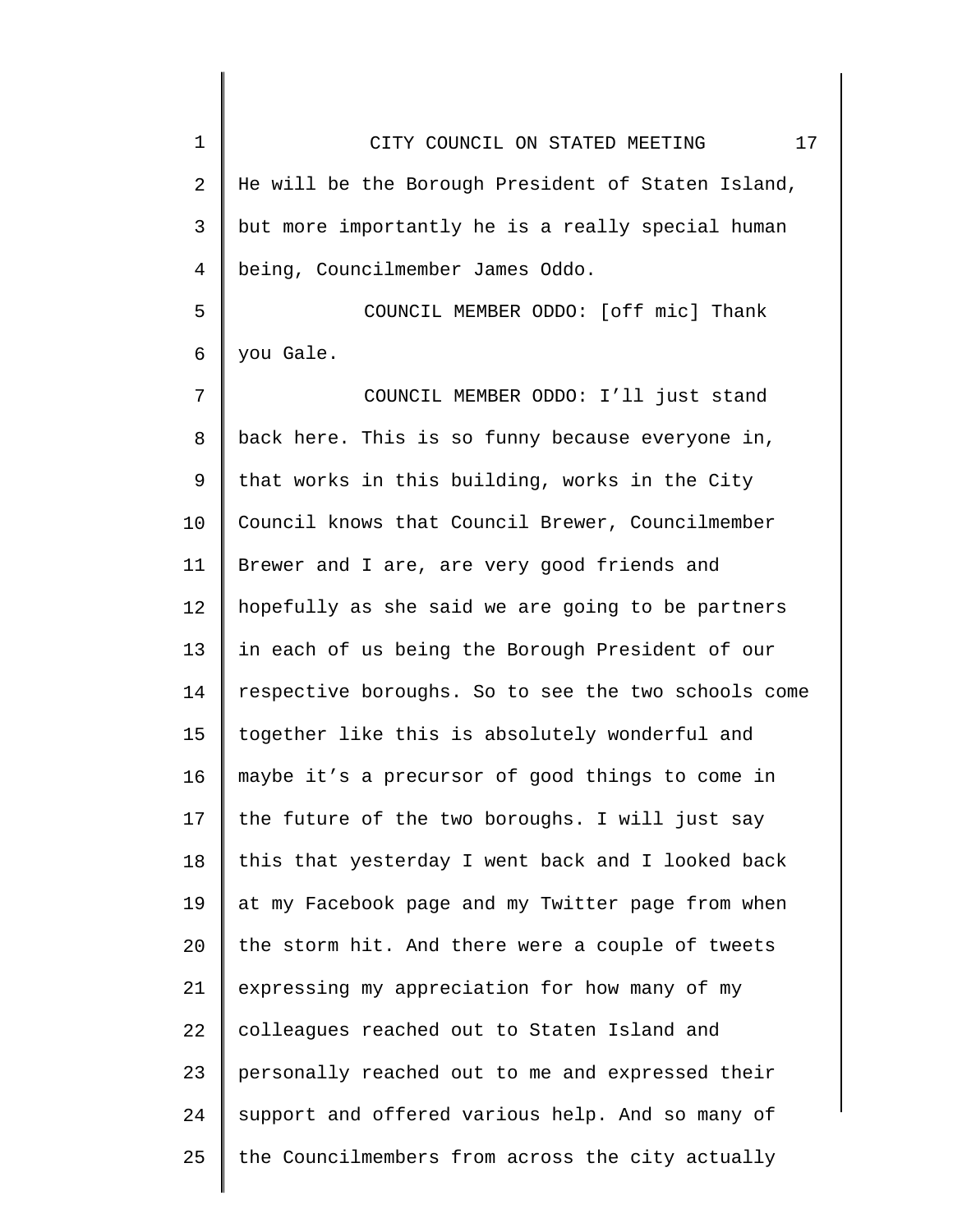He will be the Borough President of Staten Island, but more importantly he is a really special human being, Councilmember James Oddo.

COUNCIL MEMBER ODDO: [off mic] Thank you Gale.

COUNCIL MEMBER ODDO: I'll just stand back here. This is so funny because everyone in, that works in this building, works in the City Council knows that Council Brewer, Councilmember Brewer and I are, are very good friends and hopefully as she said we are going to be partners in each of us being the Borough President of our respective boroughs. So to see the two schools come together like this is absolutely wonderful and maybe it's a precursor of good things to come in the future of the two boroughs. I will just say this that yesterday I went back and I looked back at my Facebook page and my Twitter page from when the storm hit. And there were a couple of tweets expressing my appreciation for how many of my colleagues reached out to Staten Island and personally reached out to me and expressed their support and offered various help. And so many of the Councilmembers from across the city actually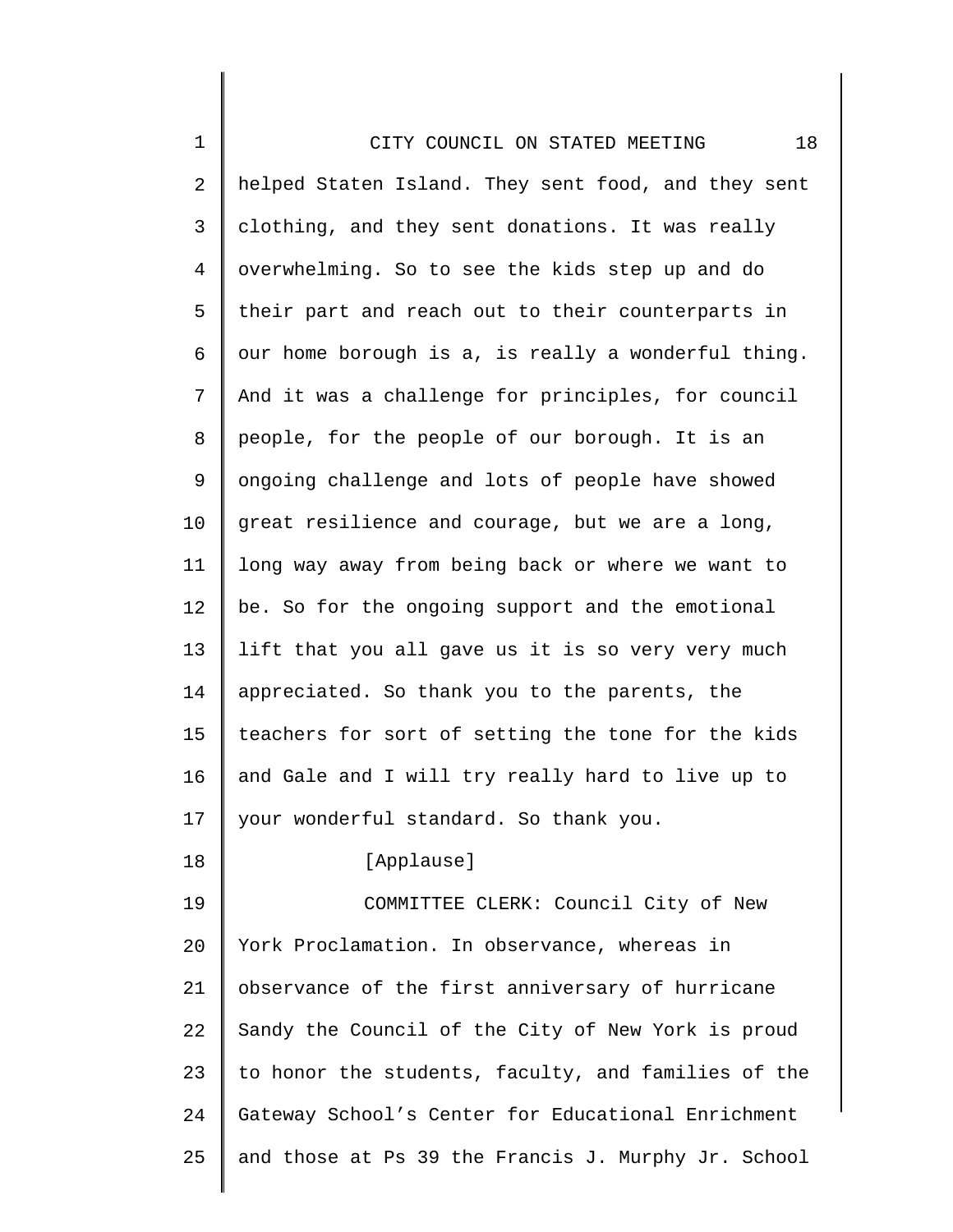helped Staten Island. They sent food, and they sent clothing, and they sent donations. It was really overwhelming. So to see the kids step up and do their part and reach out to their counterparts in our home borough is a, is really a wonderful thing. And it was a challenge for principles, for council people, for the people of our borough. It is an ongoing challenge and lots of people have showed great resilience and courage, but we are a long, long way away from being back or where we want to be. So for the ongoing support and the emotional lift that you all gave us it is so very very much appreciated. So thank you to the parents, the teachers for sort of setting the tone for the kids and Gale and I will try really hard to live up to your wonderful standard. So thank you.

[Applause]

COMMITTEE CLERK: Council City of New York Proclamation. In observance, whereas in observance of the first anniversary of hurricane Sandy the Council of the City of New York is proud to honor the students, faculty, and families of the Gateway School's Center for Educational Enrichment and those at Ps 39 the Francis J. Murphy Jr. School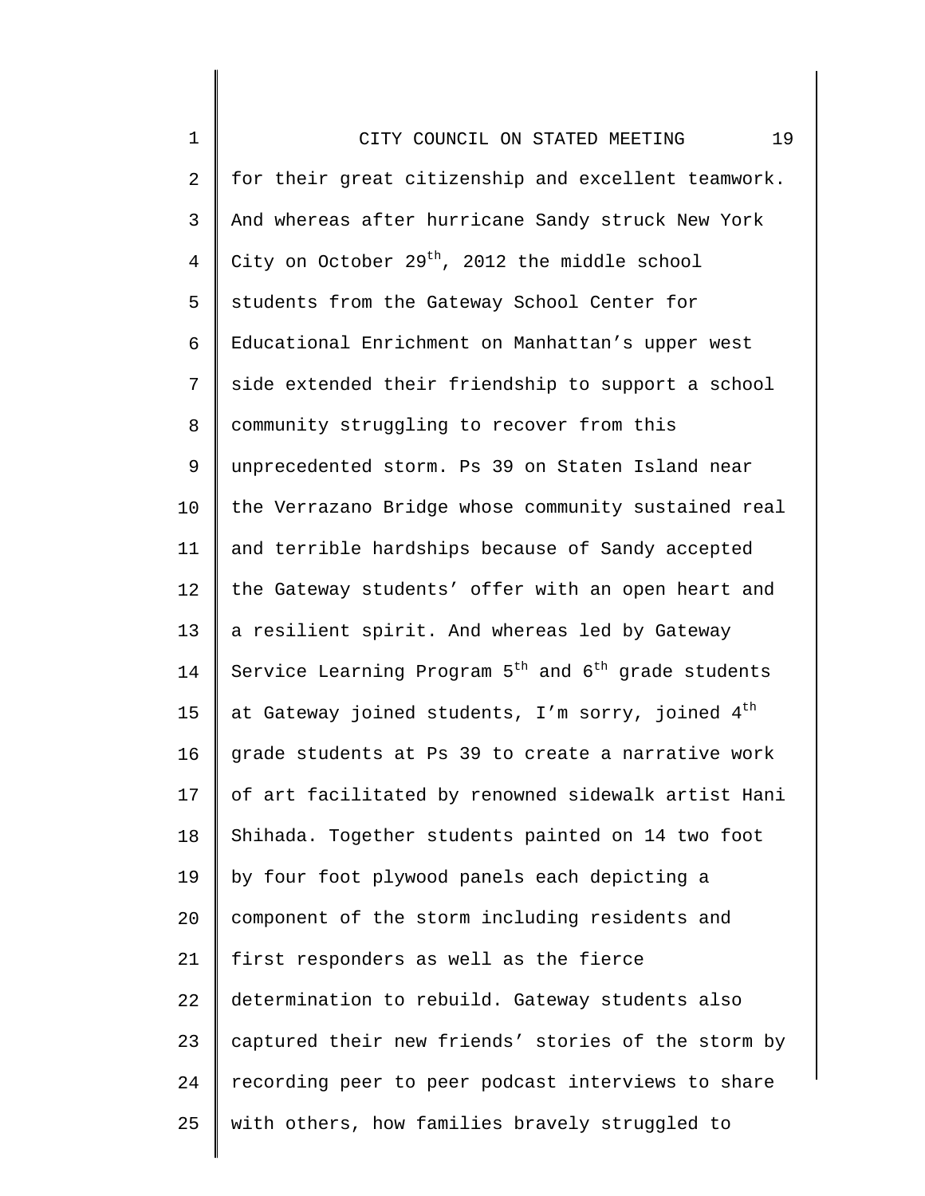for their great citizenship and excellent teamwork. And whereas after hurricane Sandy struck New York City on October 29th, 2012 the middle school students from the Gateway School Center for Educational Enrichment on Manhattan's upper west side extended their friendship to support a school community struggling to recover from this unprecedented storm. Ps 39 on Staten Island near the Verrazano Bridge whose community sustained real and terrible hardships because of Sandy accepted the Gateway students' offer with an open heart and a resilient spirit. And whereas led by Gateway Service Learning Program 5th and 6th grade students at Gateway joined students, I'm sorry, joined 4th grade students at Ps 39 to create a narrative work of art facilitated by renowned sidewalk artist Hani Shihada. Together students painted on 14 two foot by four foot plywood panels each depicting a component of the storm including residents and first responders as well as the fierce determination to rebuild. Gateway students also captured their new friends' stories of the storm by recording peer to peer podcast interviews to share with others, how families bravely struggled to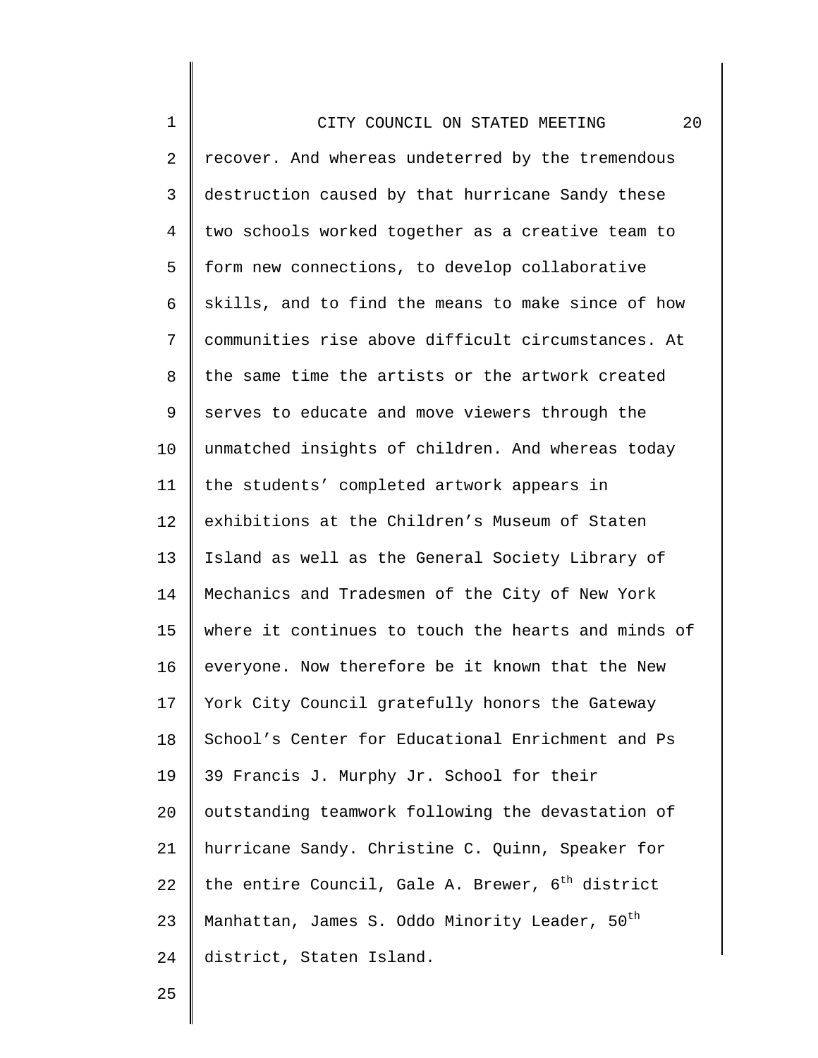recover. And whereas undeterred by the tremendous destruction caused by that hurricane Sandy these two schools worked together as a creative team to form new connections, to develop collaborative skills, and to find the means to make since of how communities rise above difficult circumstances. At the same time the artists or the artwork created serves to educate and move viewers through the unmatched insights of children. And whereas today the students' completed artwork appears in exhibitions at the Children's Museum of Staten Island as well as the General Society Library of Mechanics and Tradesmen of the City of New York where it continues to touch the hearts and minds of everyone. Now therefore be it known that the New York City Council gratefully honors the Gateway School's Center for Educational Enrichment and Ps 39 Francis J. Murphy Jr. School for their outstanding teamwork following the devastation of hurricane Sandy. Christine C. Quinn, Speaker for the entire Council, Gale A. Brewer, 6th district Manhattan, James S. Oddo Minority Leader, 50th district, Staten Island.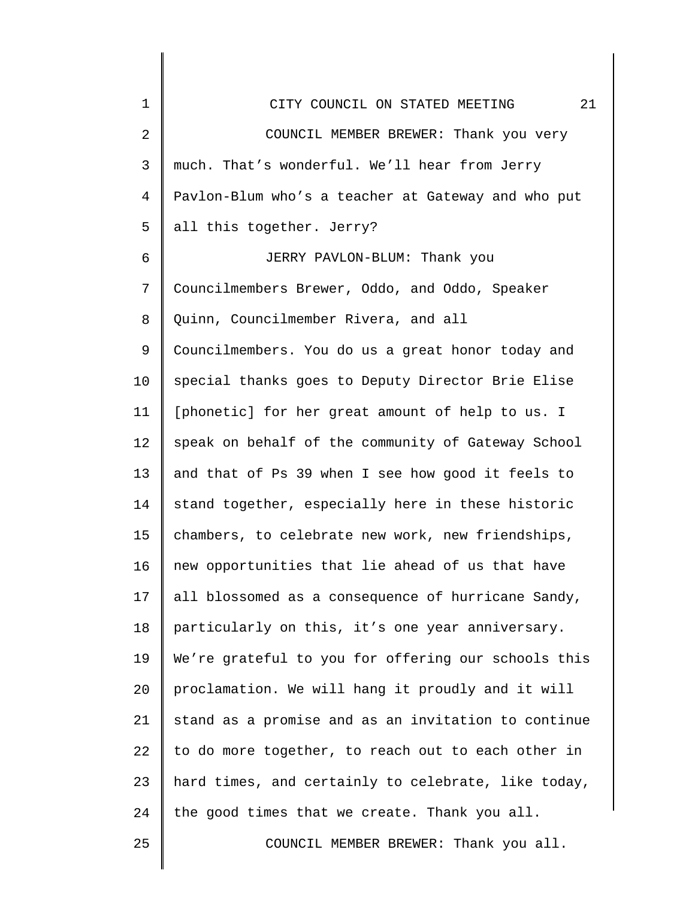COUNCIL MEMBER BREWER: Thank you very much. That's wonderful. We'll hear from Jerry Pavlon-Blum who's a teacher at Gateway and who put all this together. Jerry?

JERRY PAVLON-BLUM: Thank you Councilmembers Brewer, Oddo, and Oddo, Speaker Quinn, Councilmember Rivera, and all Councilmembers. You do us a great honor today and special thanks goes to Deputy Director Brie Elise [phonetic] for her great amount of help to us. I speak on behalf of the community of Gateway School and that of Ps 39 when I see how good it feels to stand together, especially here in these historic chambers, to celebrate new work, new friendships, new opportunities that lie ahead of us that have all blossomed as a consequence of hurricane Sandy, particularly on this, it's one year anniversary. We're grateful to you for offering our schools this proclamation. We will hang it proudly and it will stand as a promise and as an invitation to continue to do more together, to reach out to each other in hard times, and certainly to celebrate, like today, the good times that we create. Thank you all.

COUNCIL MEMBER BREWER: Thank you all.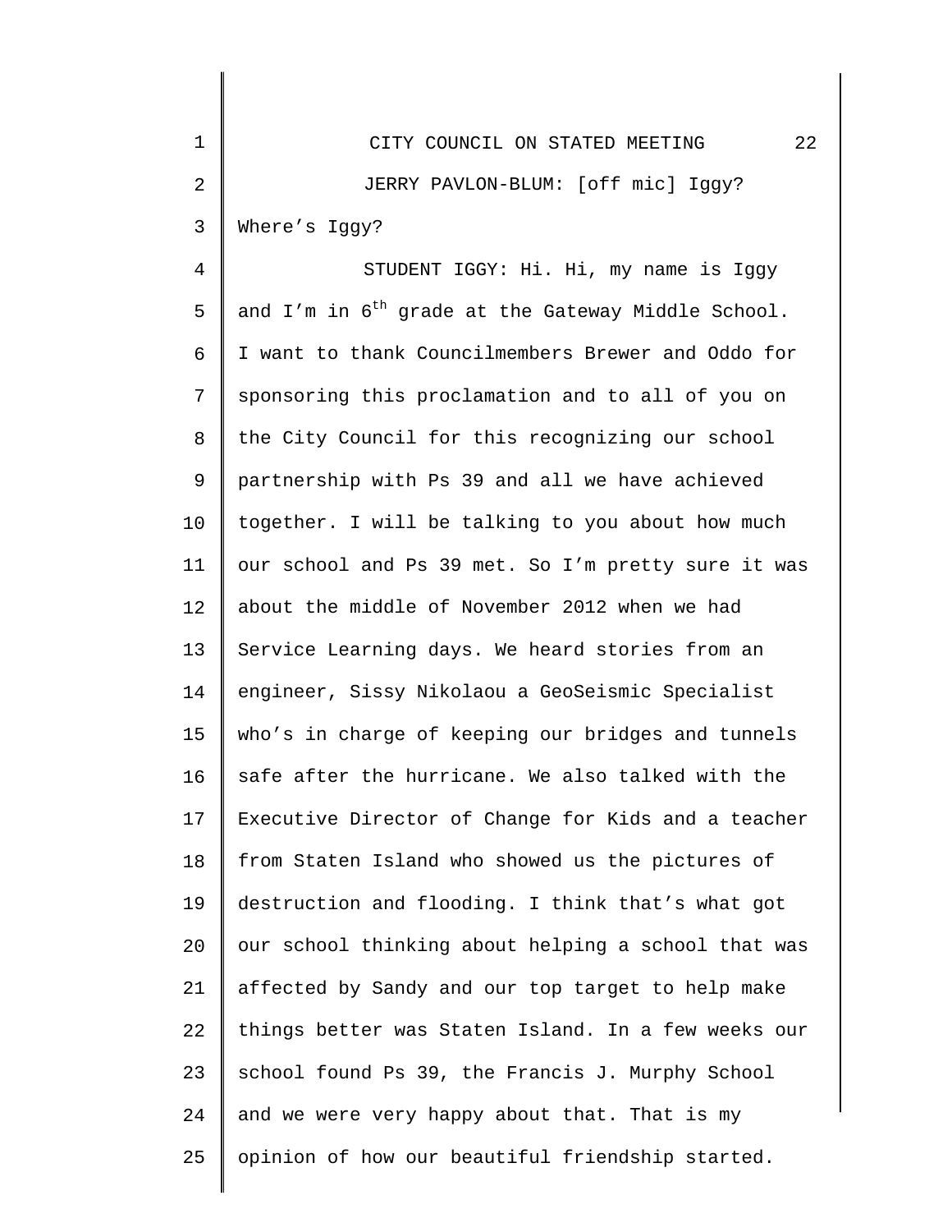JERRY PAVLON-BLUM: [off mic] Iggy? Where's Iggy?

STUDENT IGGY: Hi. Hi, my name is Iggy and I'm in 6th grade at the Gateway Middle School. I want to thank Councilmembers Brewer and Oddo for sponsoring this proclamation and to all of you on the City Council for this recognizing our school partnership with Ps 39 and all we have achieved together. I will be talking to you about how much our school and Ps 39 met. So I'm pretty sure it was about the middle of November 2012 when we had Service Learning days. We heard stories from an engineer, Sissy Nikolaou a GeoSeismic Specialist who's in charge of keeping our bridges and tunnels safe after the hurricane. We also talked with the Executive Director of Change for Kids and a teacher from Staten Island who showed us the pictures of destruction and flooding. I think that's what got our school thinking about helping a school that was affected by Sandy and our top target to help make things better was Staten Island. In a few weeks our school found Ps 39, the Francis J. Murphy School and we were very happy about that. That is my opinion of how our beautiful friendship started.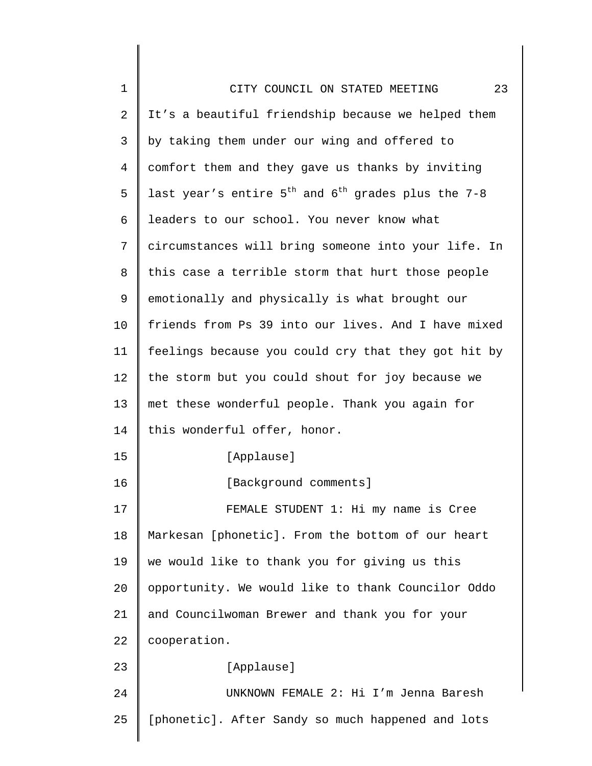It's a beautiful friendship because we helped them by taking them under our wing and offered to comfort them and they gave us thanks by inviting last year's entire 5th and 6th grades plus the 7-8 leaders to our school. You never know what circumstances will bring someone into your life. In this case a terrible storm that hurt those people emotionally and physically is what brought our friends from Ps 39 into our lives. And I have mixed feelings because you could cry that they got hit by the storm but you could shout for joy because we met these wonderful people. Thank you again for this wonderful offer, honor.

[Applause]

[Background comments]

FEMALE STUDENT 1: Hi my name is Cree Markesan [phonetic]. From the bottom of our heart we would like to thank you for giving us this opportunity. We would like to thank Councilor Oddo and Councilwoman Brewer and thank you for your cooperation.

[Applause]

UNKNOWN FEMALE 2: Hi I'm Jenna Baresh [phonetic]. After Sandy so much happened and lots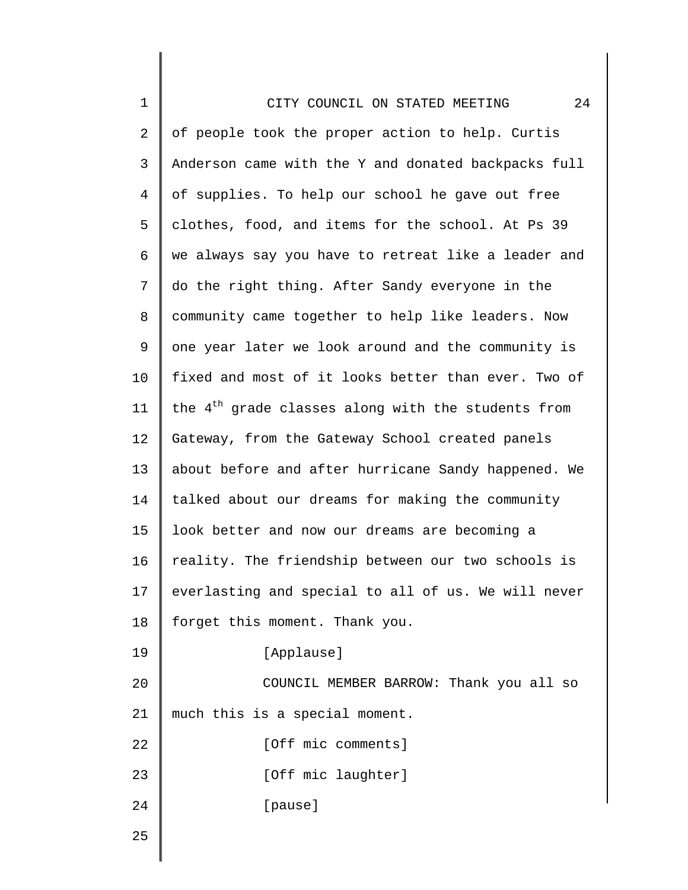of people took the proper action to help. Curtis Anderson came with the Y and donated backpacks full of supplies. To help our school he gave out free clothes, food, and items for the school. At Ps 39 we always say you have to retreat like a leader and do the right thing. After Sandy everyone in the community came together to help like leaders. Now one year later we look around and the community is fixed and most of it looks better than ever. Two of the 4th grade classes along with the students from Gateway, from the Gateway School created panels about before and after hurricane Sandy happened. We talked about our dreams for making the community look better and now our dreams are becoming a reality. The friendship between our two schools is everlasting and special to all of us. We will never forget this moment. Thank you.

[Applause]

COUNCIL MEMBER BARROW: Thank you all so much this is a special moment.

[Off mic comments]

[Off mic laughter]

[pause]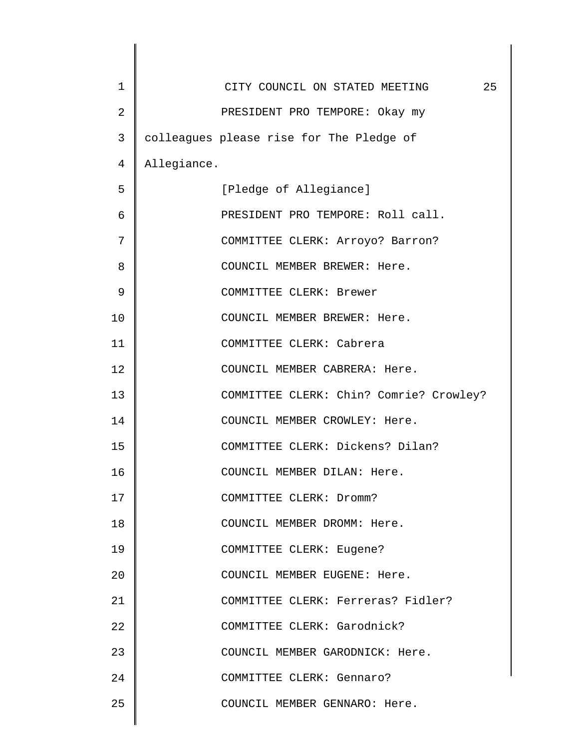PRESIDENT PRO TEMPORE: Okay my colleagues please rise for The Pledge of Allegiance.

[Pledge of Allegiance]

PRESIDENT PRO TEMPORE: Roll call.

COMMITTEE CLERK: Arroyo? Barron?

COUNCIL MEMBER BREWER: Here.

COMMITTEE CLERK: Brewer

COUNCIL MEMBER BREWER: Here.

COMMITTEE CLERK: Cabrera

COUNCIL MEMBER CABRERA: Here.

COMMITTEE CLERK: Chin? Comrie? Crowley?

COUNCIL MEMBER CROWLEY: Here.

COMMITTEE CLERK: Dickens? Dilan?

COUNCIL MEMBER DILAN: Here.

COMMITTEE CLERK: Dromm?

COUNCIL MEMBER DROMM: Here.

COMMITTEE CLERK: Eugene?

COUNCIL MEMBER EUGENE: Here.

COMMITTEE CLERK: Ferreras? Fidler?

COMMITTEE CLERK: Garodnick?

COUNCIL MEMBER GARODNICK: Here.

COMMITTEE CLERK: Gennaro?

COUNCIL MEMBER GENNARO: Here.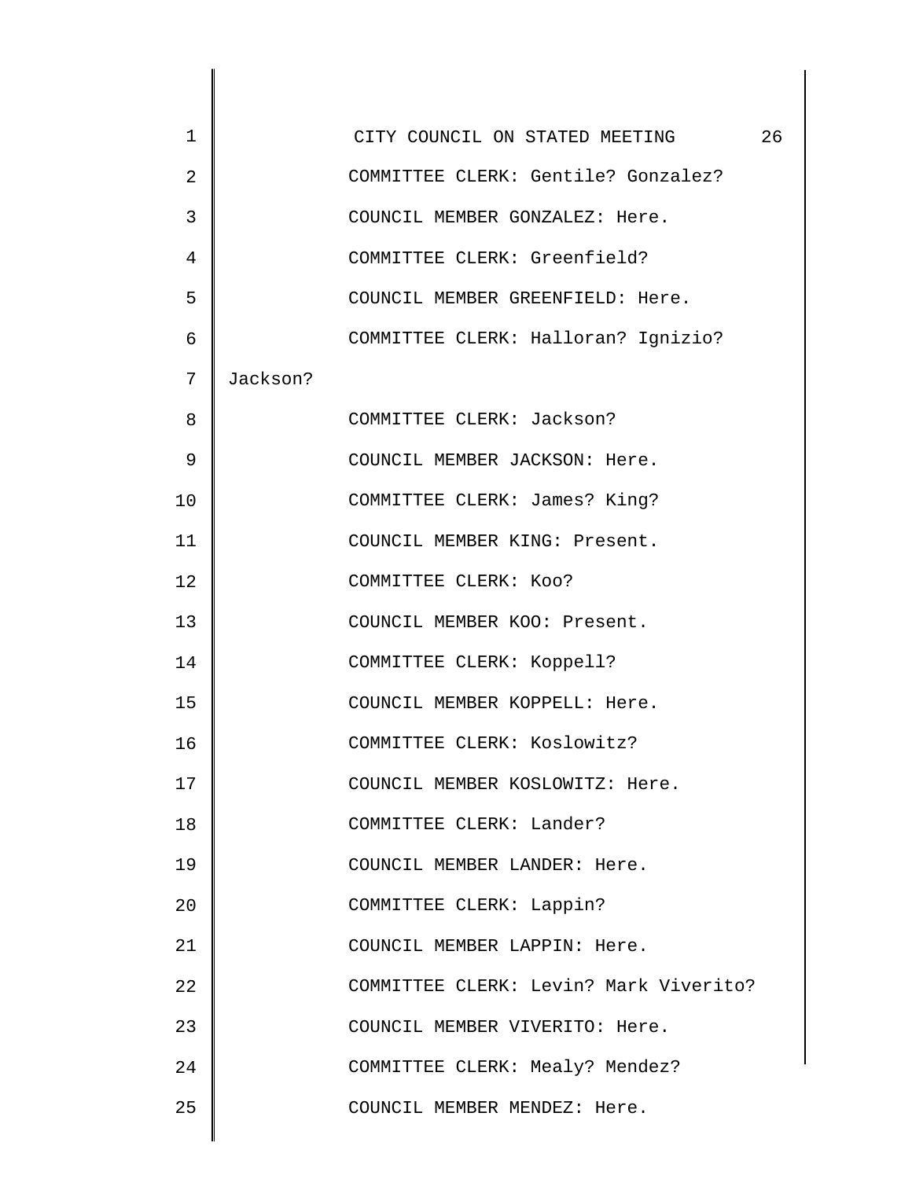COMMITTEE CLERK: Gentile? Gonzalez?

COUNCIL MEMBER GONZALEZ: Here.

COMMITTEE CLERK: Greenfield?

COUNCIL MEMBER GREENFIELD: Here.

COMMITTEE CLERK: Halloran? Ignizio? Jackson?

COMMITTEE CLERK: Jackson?

COUNCIL MEMBER JACKSON: Here.

COMMITTEE CLERK: James? King?

COUNCIL MEMBER KING: Present.

COMMITTEE CLERK: Koo?

COUNCIL MEMBER KOO: Present.

COMMITTEE CLERK: Koppell?

COUNCIL MEMBER KOPPELL: Here.

COMMITTEE CLERK: Koslowitz?

COUNCIL MEMBER KOSLOWITZ: Here.

COMMITTEE CLERK: Lander?

COUNCIL MEMBER LANDER: Here.

COMMITTEE CLERK: Lappin?

COUNCIL MEMBER LAPPIN: Here.

COMMITTEE CLERK: Levin? Mark Viverito?

COUNCIL MEMBER VIVERITO: Here.

COMMITTEE CLERK: Mealy? Mendez?

COUNCIL MEMBER MENDEZ: Here.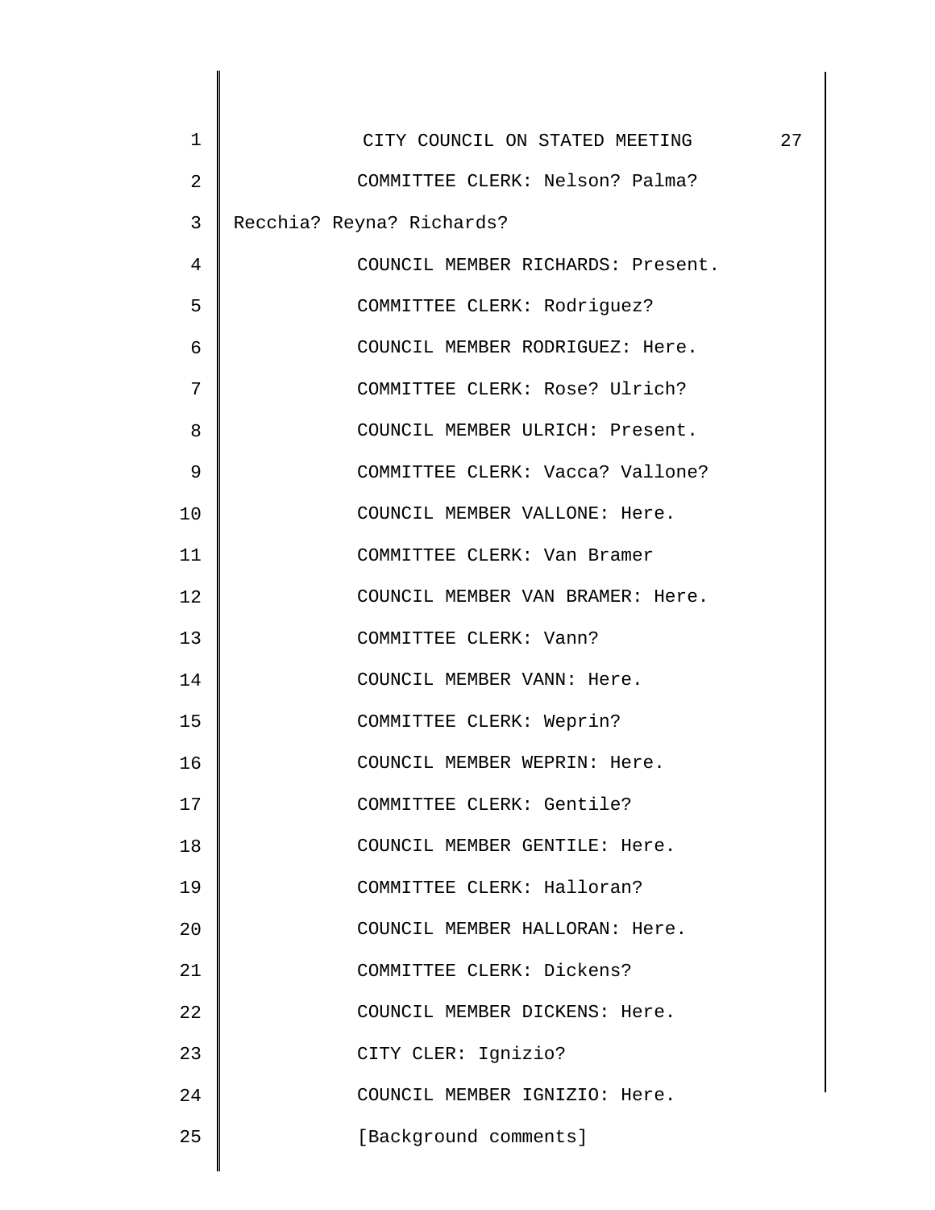COMMITTEE CLERK: Nelson? Palma? Recchia? Reyna? Richards?

COUNCIL MEMBER RICHARDS: Present.

COMMITTEE CLERK: Rodriguez?

COUNCIL MEMBER RODRIGUEZ: Here.

COMMITTEE CLERK: Rose? Ulrich?

COUNCIL MEMBER ULRICH: Present.

COMMITTEE CLERK: Vacca? Vallone?

COUNCIL MEMBER VALLONE: Here.

COMMITTEE CLERK: Van Bramer

COUNCIL MEMBER VAN BRAMER: Here.

COMMITTEE CLERK: Vann?

COUNCIL MEMBER VANN: Here.

COMMITTEE CLERK: Weprin?

COUNCIL MEMBER WEPRIN: Here.

COMMITTEE CLERK: Gentile?

COUNCIL MEMBER GENTILE: Here.

COMMITTEE CLERK: Halloran?

COUNCIL MEMBER HALLORAN: Here.

COMMITTEE CLERK: Dickens?

COUNCIL MEMBER DICKENS: Here.

CITY CLER: Ignizio?

COUNCIL MEMBER IGNIZIO: Here.

[Background comments]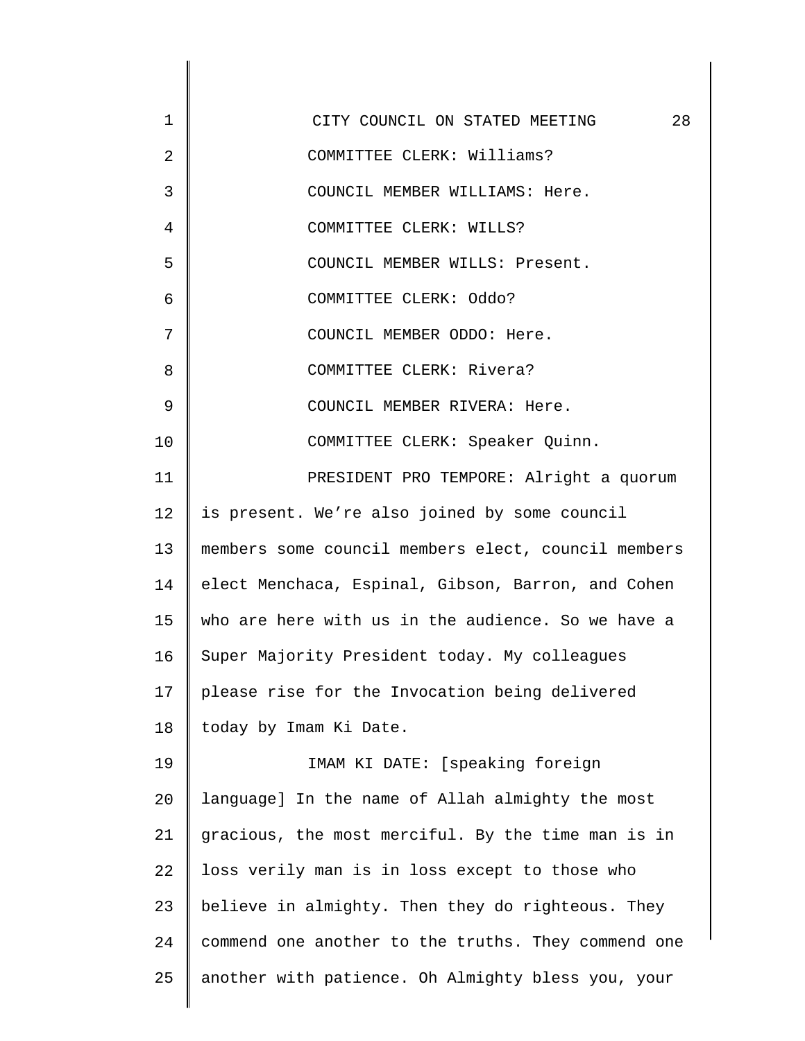COMMITTEE CLERK: Williams?

COUNCIL MEMBER WILLIAMS: Here.

COMMITTEE CLERK: WILLS?

COUNCIL MEMBER WILLS: Present.

COMMITTEE CLERK: Oddo?

COUNCIL MEMBER ODDO: Here.

COMMITTEE CLERK: Rivera?

COUNCIL MEMBER RIVERA: Here.

COMMITTEE CLERK: Speaker Quinn.

PRESIDENT PRO TEMPORE: Alright a quorum is present. We're also joined by some council members some council members elect, council members elect Menchaca, Espinal, Gibson, Barron, and Cohen who are here with us in the audience. So we have a Super Majority President today. My colleagues please rise for the Invocation being delivered today by Imam Ki Date.

IMAM KI DATE: [speaking foreign language] In the name of Allah almighty the most gracious, the most merciful. By the time man is in loss verily man is in loss except to those who believe in almighty. Then they do righteous. They commend one another to the truths. They commend one another with patience. Oh Almighty bless you, your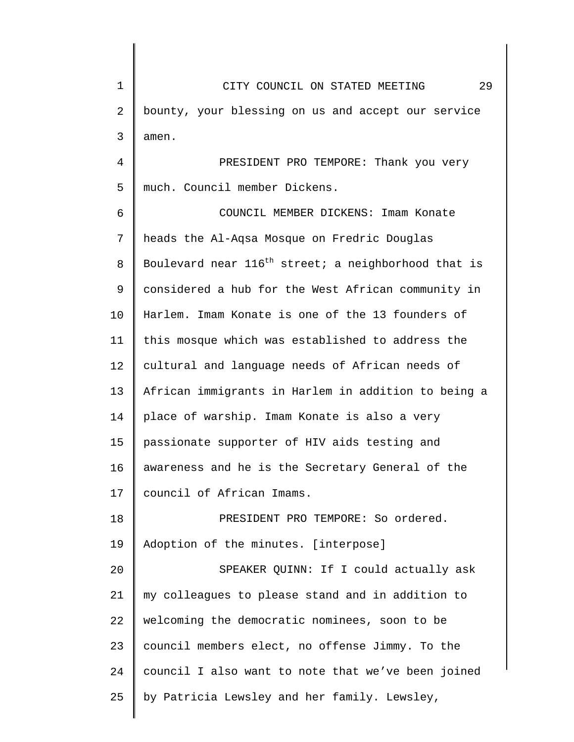bounty, your blessing on us and accept our service amen.

PRESIDENT PRO TEMPORE: Thank you very much. Council member Dickens.

COUNCIL MEMBER DICKENS: Imam Konate heads the Al-Aqsa Mosque on Fredric Douglas Boulevard near 116th street; a neighborhood that is considered a hub for the West African community in Harlem. Imam Konate is one of the 13 founders of this mosque which was established to address the cultural and language needs of African needs of African immigrants in Harlem in addition to being a place of warship. Imam Konate is also a very passionate supporter of HIV aids testing and awareness and he is the Secretary General of the council of African Imams.

PRESIDENT PRO TEMPORE: So ordered. Adoption of the minutes. [interpose]

SPEAKER QUINN: If I could actually ask my colleagues to please stand and in addition to welcoming the democratic nominees, soon to be council members elect, no offense Jimmy. To the council I also want to note that we've been joined by Patricia Lewsley and her family. Lewsley,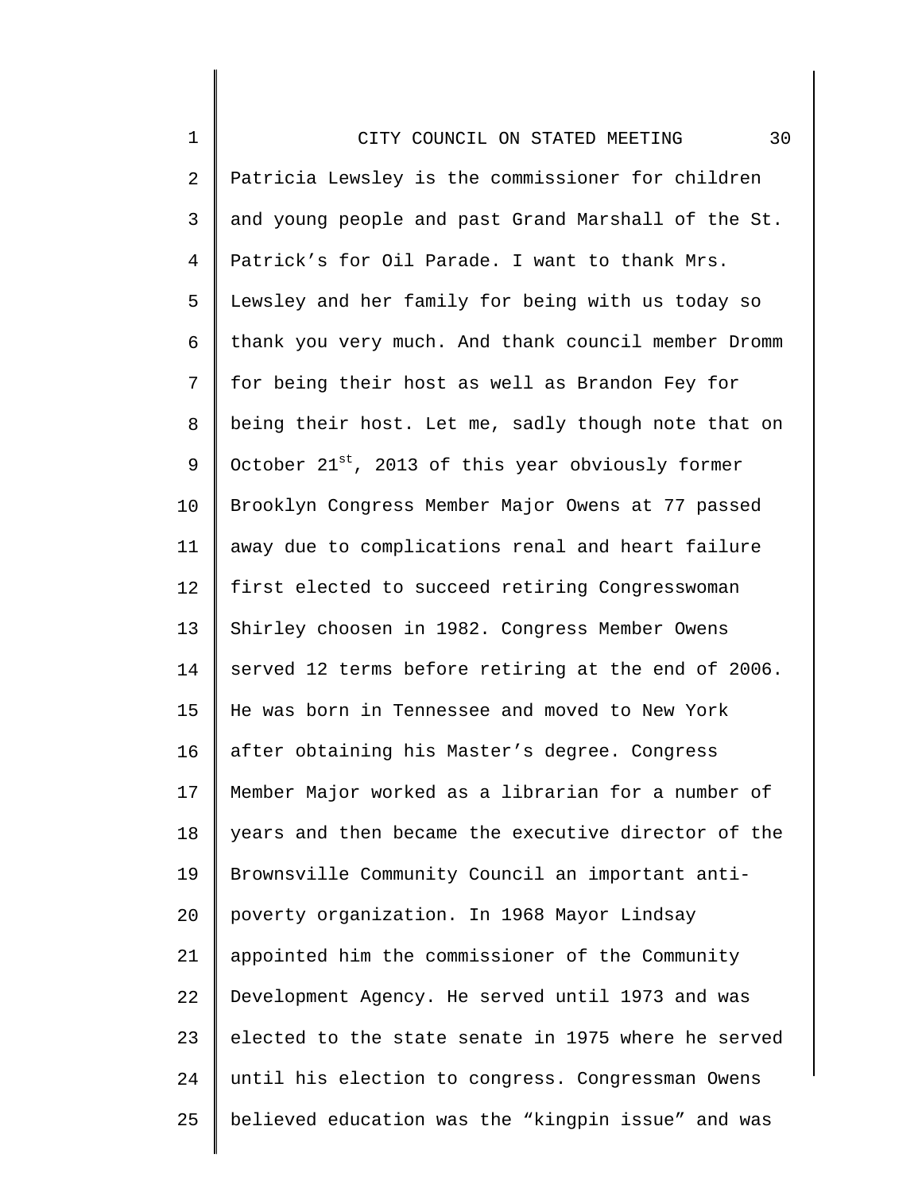Patricia Lewsley is the commissioner for children and young people and past Grand Marshall of the St. Patrick's for Oil Parade. I want to thank Mrs. Lewsley and her family for being with us today so thank you very much. And thank council member Dromm for being their host as well as Brandon Fey for being their host. Let me, sadly though note that on October 21st, 2013 of this year obviously former Brooklyn Congress Member Major Owens at 77 passed away due to complications renal and heart failure first elected to succeed retiring Congresswoman Shirley choosen in 1982. Congress Member Owens served 12 terms before retiring at the end of 2006. He was born in Tennessee and moved to New York after obtaining his Master's degree. Congress Member Major worked as a librarian for a number of years and then became the executive director of the Brownsville Community Council an important anti-poverty organization. In 1968 Mayor Lindsay appointed him the commissioner of the Community Development Agency. He served until 1973 and was elected to the state senate in 1975 where he served until his election to congress. Congressman Owens believed education was the "kingpin issue" and was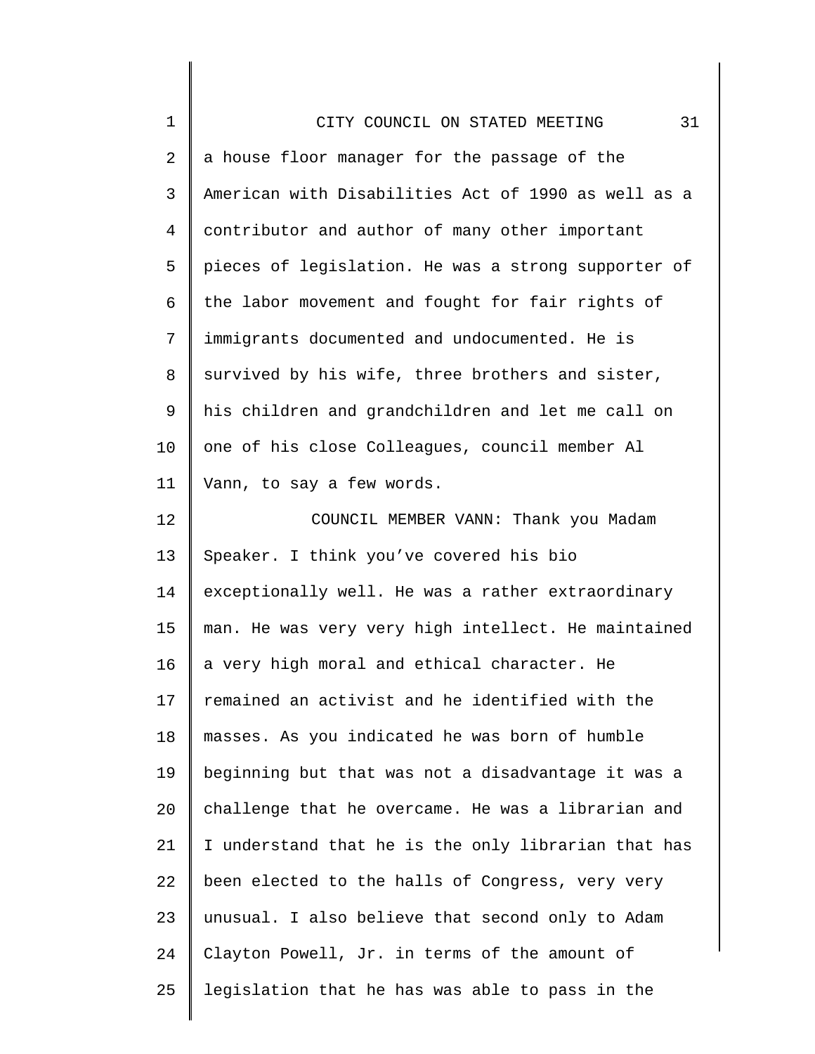a house floor manager for the passage of the American with Disabilities Act of 1990 as well as a contributor and author of many other important pieces of legislation. He was a strong supporter of the labor movement and fought for fair rights of immigrants documented and undocumented. He is survived by his wife, three brothers and sister, his children and grandchildren and let me call on one of his close Colleagues, council member Al Vann, to say a few words.

COUNCIL MEMBER VANN: Thank you Madam Speaker. I think you've covered his bio exceptionally well. He was a rather extraordinary man. He was very very high intellect. He maintained a very high moral and ethical character. He remained an activist and he identified with the masses. As you indicated he was born of humble beginning but that was not a disadvantage it was a challenge that he overcame. He was a librarian and I understand that he is the only librarian that has been elected to the halls of Congress, very very unusual. I also believe that second only to Adam Clayton Powell, Jr. in terms of the amount of legislation that he has was able to pass in the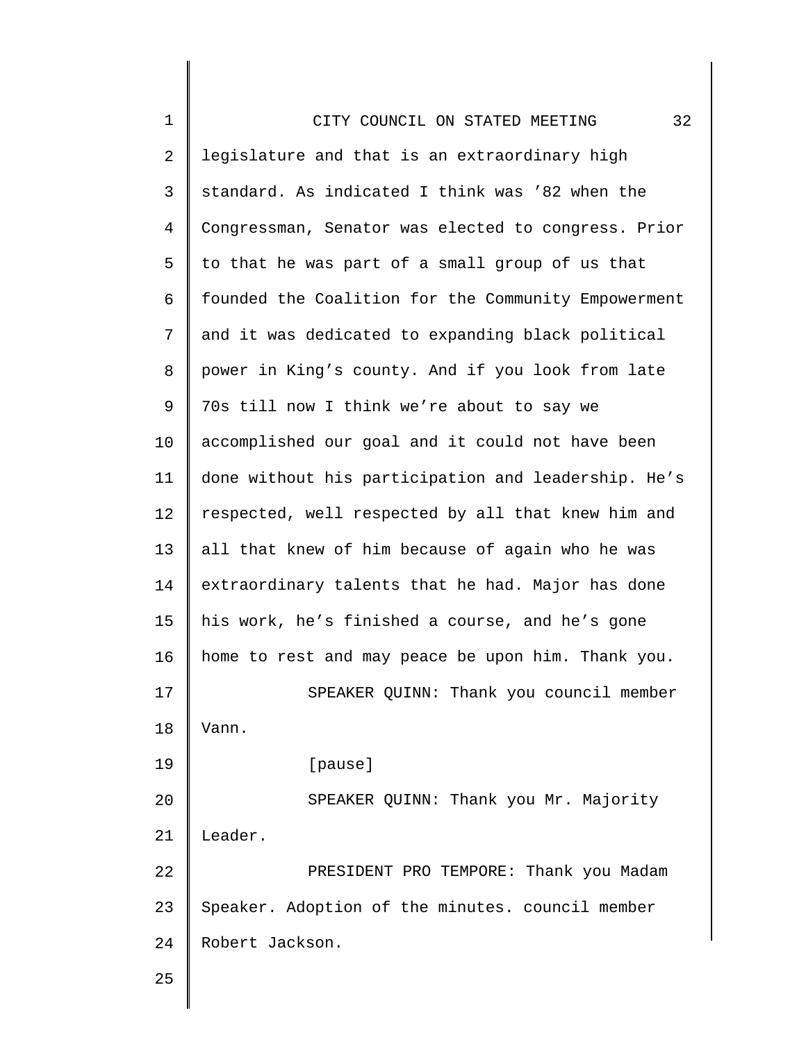legislature and that is an extraordinary high standard. As indicated I think was ’82 when the Congressman, Senator was elected to congress. Prior to that he was part of a small group of us that founded the Coalition for the Community Empowerment and it was dedicated to expanding black political power in King’s county. And if you look from late 70s till now I think we’re about to say we accomplished our goal and it could not have been done without his participation and leadership. He’s respected, well respected by all that knew him and all that knew of him because of again who he was extraordinary talents that he had. Major has done his work, he’s finished a course, and he’s gone home to rest and may peace be upon him. Thank you.

SPEAKER QUINN: Thank you council member Vann.

[pause]

SPEAKER QUINN: Thank you Mr. Majority Leader.

PRESIDENT PRO TEMPORE: Thank you Madam Speaker. Adoption of the minutes. council member Robert Jackson.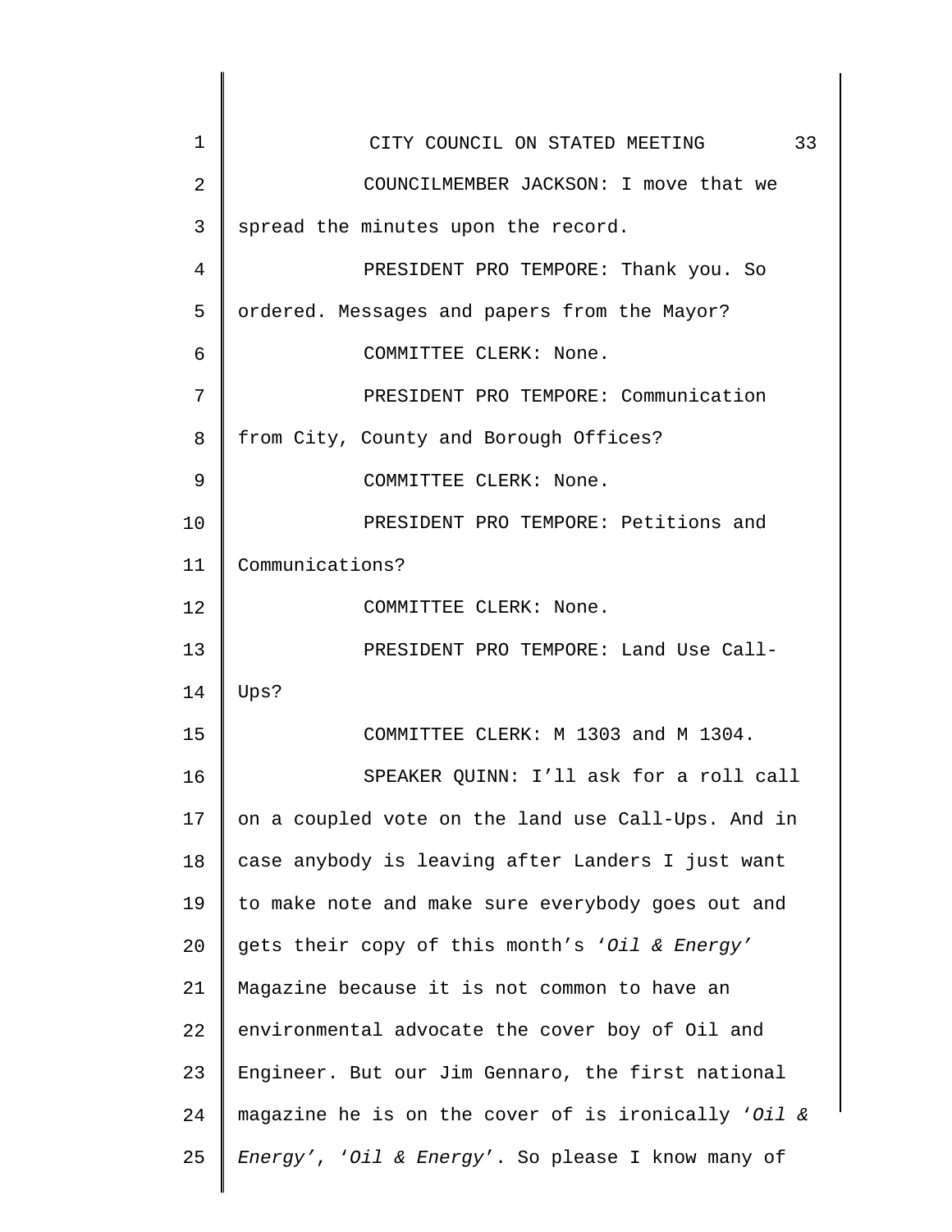COUNCILMEMBER JACKSON: I move that we spread the minutes upon the record.

PRESIDENT PRO TEMPORE: Thank you. So ordered. Messages and papers from the Mayor?

COMMITTEE CLERK: None.

PRESIDENT PRO TEMPORE: Communication from City, County and Borough Offices?

COMMITTEE CLERK: None.

PRESIDENT PRO TEMPORE: Petitions and Communications?

COMMITTEE CLERK: None.

PRESIDENT PRO TEMPORE: Land Use Call-Ups?

COMMITTEE CLERK: M 1303 and M 1304.

SPEAKER QUINN: I'll ask for a roll call on a coupled vote on the land use Call-Ups. And in case anybody is leaving after Landers I just want to make note and make sure everybody goes out and gets their copy of this month's '*Oil & Energy'* Magazine because it is not common to have an environmental advocate the cover boy of Oil and Engineer. But our Jim Gennaro, the first national magazine he is on the cover of is ironically '*Oil & Energy*', '*Oil & Energy*'. So please I know many of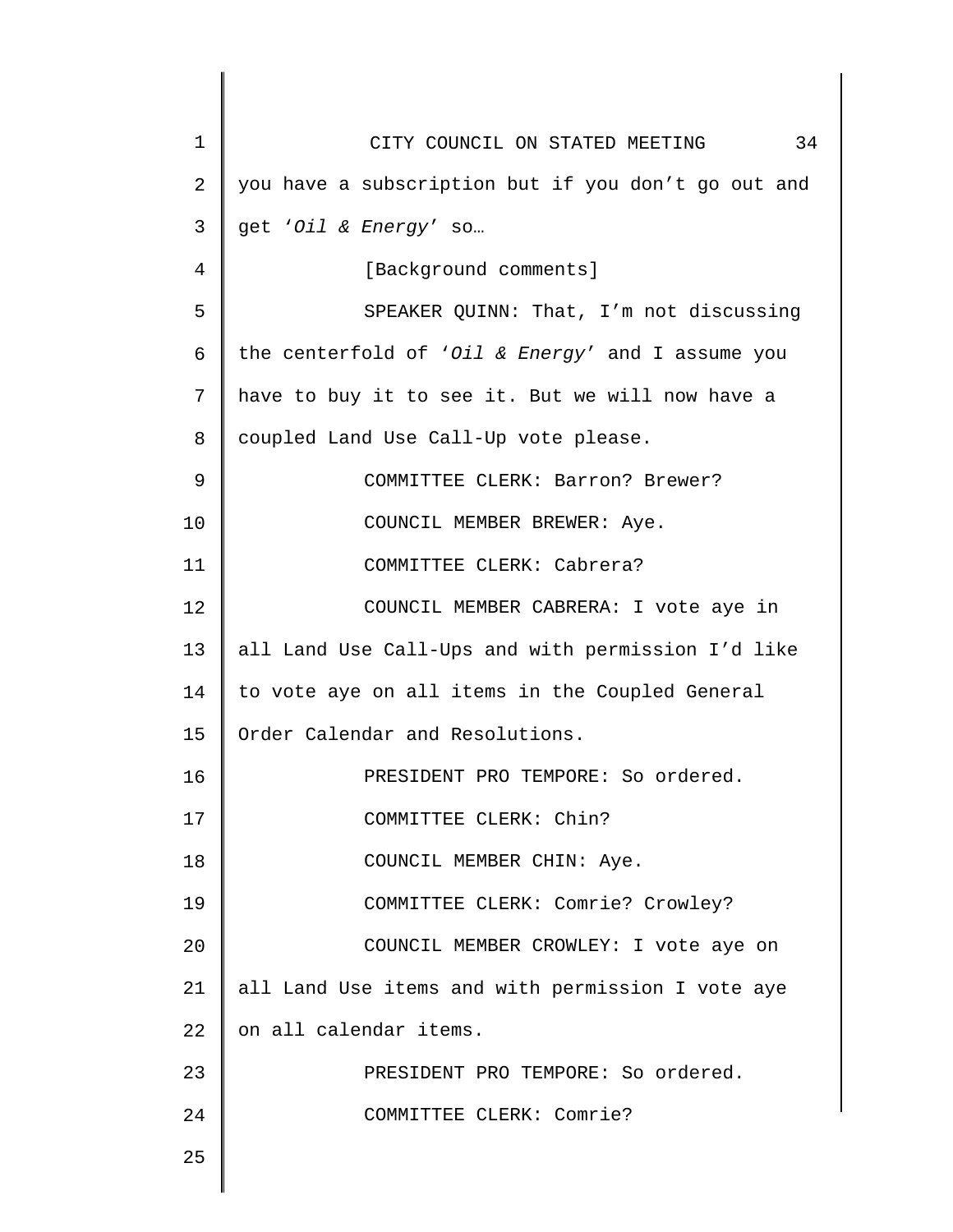you have a subscription but if you don't go out and get '*Oil & Energy*' so…

[Background comments]

SPEAKER QUINN: That, I'm not discussing the centerfold of '*Oil & Energy*' and I assume you have to buy it to see it. But we will now have a coupled Land Use Call-Up vote please.

COMMITTEE CLERK: Barron? Brewer?

COUNCIL MEMBER BREWER: Aye.

COMMITTEE CLERK: Cabrera?

COUNCIL MEMBER CABRERA: I vote aye in all Land Use Call-Ups and with permission I'd like to vote aye on all items in the Coupled General Order Calendar and Resolutions.

PRESIDENT PRO TEMPORE: So ordered.

COMMITTEE CLERK: Chin?

COUNCIL MEMBER CHIN: Aye.

COMMITTEE CLERK: Comrie? Crowley?

COUNCIL MEMBER CROWLEY: I vote aye on all Land Use items and with permission I vote aye on all calendar items.

PRESIDENT PRO TEMPORE: So ordered.

COMMITTEE CLERK: Comrie?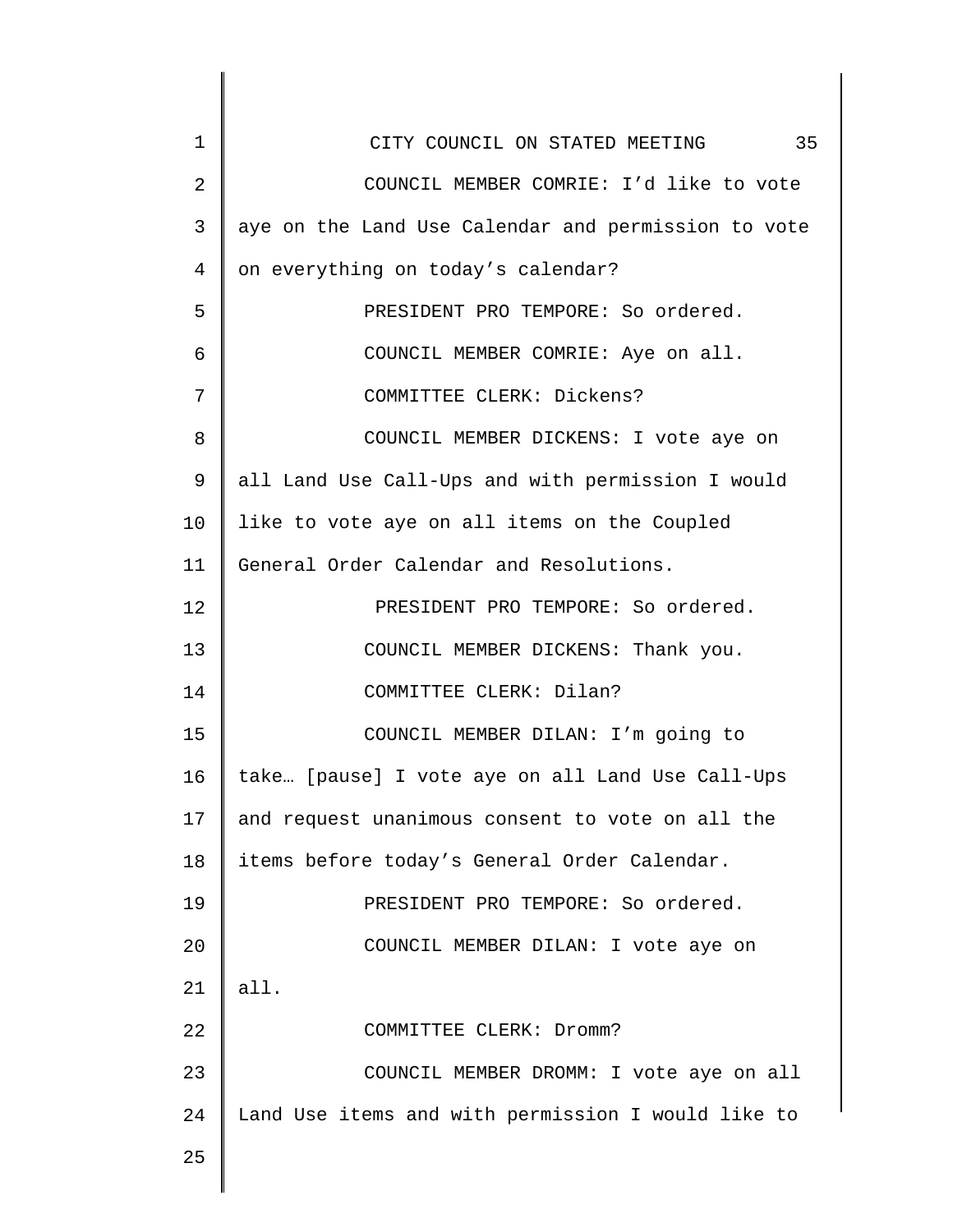COUNCIL MEMBER COMRIE: I'd like to vote aye on the Land Use Calendar and permission to vote on everything on today's calendar?

PRESIDENT PRO TEMPORE: So ordered.

COUNCIL MEMBER COMRIE: Aye on all.

COMMITTEE CLERK: Dickens?

COUNCIL MEMBER DICKENS: I vote aye on all Land Use Call-Ups and with permission I would like to vote aye on all items on the Coupled General Order Calendar and Resolutions.

PRESIDENT PRO TEMPORE: So ordered.

COUNCIL MEMBER DICKENS: Thank you.

COMMITTEE CLERK: Dilan?

COUNCIL MEMBER DILAN: I'm going to take… [pause] I vote aye on all Land Use Call-Ups and request unanimous consent to vote on all the items before today's General Order Calendar.

PRESIDENT PRO TEMPORE: So ordered.

COUNCIL MEMBER DILAN: I vote aye on all.

COMMITTEE CLERK: Dromm?

COUNCIL MEMBER DROMM: I vote aye on all Land Use items and with permission I would like to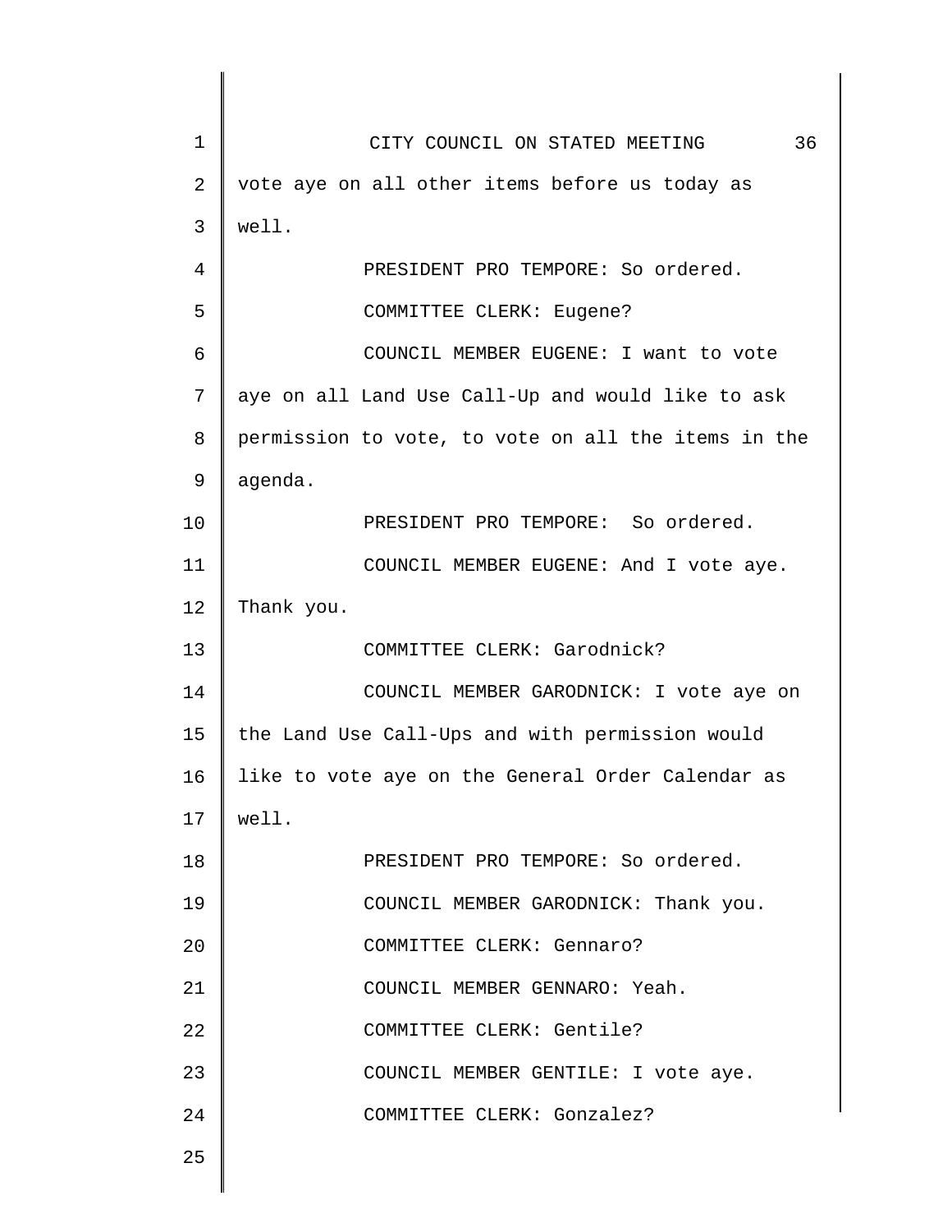vote aye on all other items before us today as well.

PRESIDENT PRO TEMPORE: So ordered.

COMMITTEE CLERK: Eugene?

COUNCIL MEMBER EUGENE: I want to vote aye on all Land Use Call-Up and would like to ask permission to vote, to vote on all the items in the agenda.

PRESIDENT PRO TEMPORE: So ordered.

COUNCIL MEMBER EUGENE: And I vote aye. Thank you.

COMMITTEE CLERK: Garodnick?

COUNCIL MEMBER GARODNICK: I vote aye on the Land Use Call-Ups and with permission would like to vote aye on the General Order Calendar as well.

PRESIDENT PRO TEMPORE: So ordered.

COUNCIL MEMBER GARODNICK: Thank you.

COMMITTEE CLERK: Gennaro?

COUNCIL MEMBER GENNARO: Yeah.

COMMITTEE CLERK: Gentile?

COUNCIL MEMBER GENTILE: I vote aye.

COMMITTEE CLERK: Gonzalez?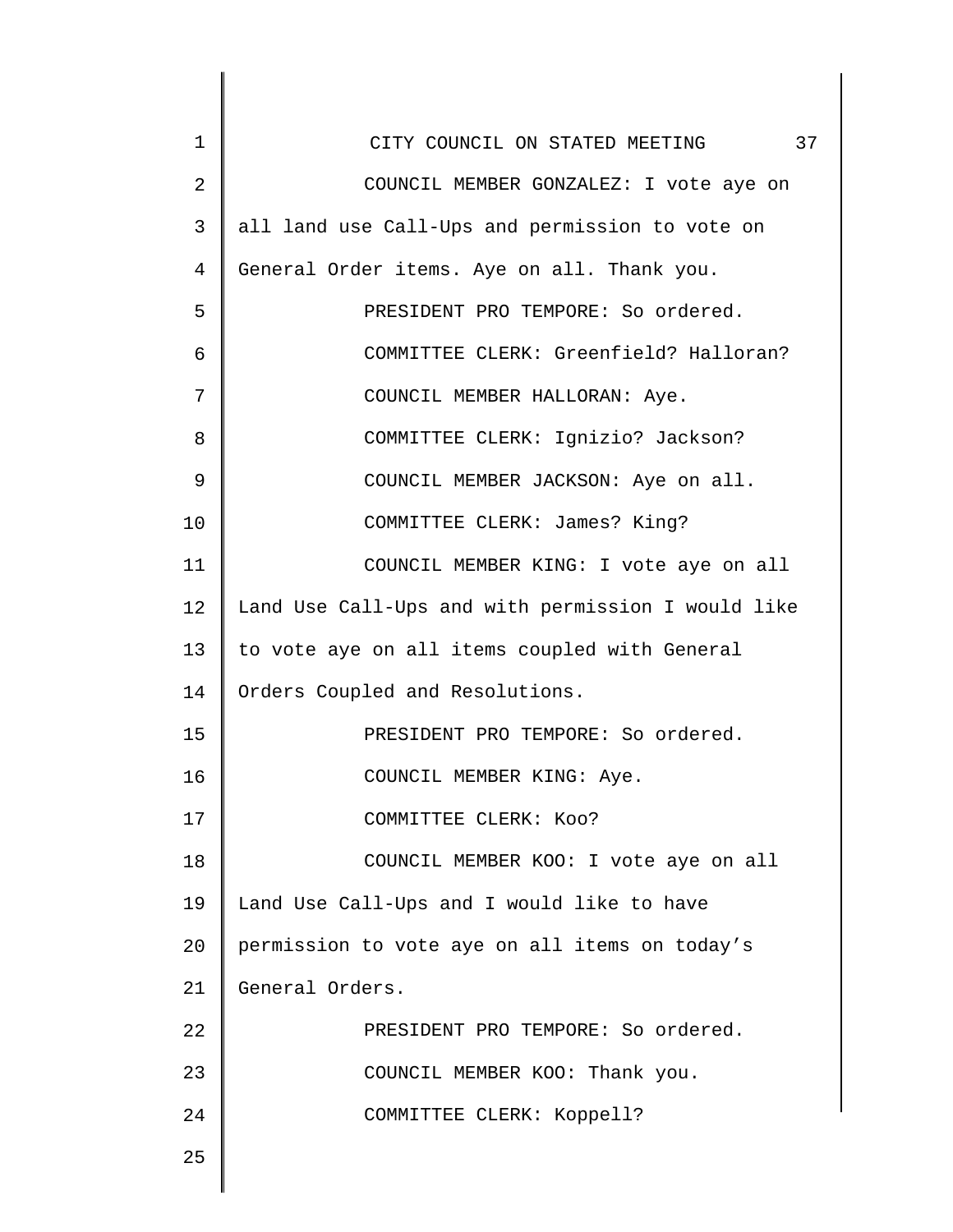COUNCIL MEMBER GONZALEZ: I vote aye on all land use Call-Ups and permission to vote on General Order items. Aye on all. Thank you.

PRESIDENT PRO TEMPORE: So ordered.

COMMITTEE CLERK: Greenfield? Halloran?

COUNCIL MEMBER HALLORAN: Aye.

COMMITTEE CLERK: Ignizio? Jackson?

COUNCIL MEMBER JACKSON: Aye on all.

COMMITTEE CLERK: James? King?

COUNCIL MEMBER KING: I vote aye on all Land Use Call-Ups and with permission I would like to vote aye on all items coupled with General Orders Coupled and Resolutions.

PRESIDENT PRO TEMPORE: So ordered.

COUNCIL MEMBER KING: Aye.

COMMITTEE CLERK: Koo?

COUNCIL MEMBER KOO: I vote aye on all Land Use Call-Ups and I would like to have permission to vote aye on all items on today's General Orders.

PRESIDENT PRO TEMPORE: So ordered.

COUNCIL MEMBER KOO: Thank you.

COMMITTEE CLERK: Koppell?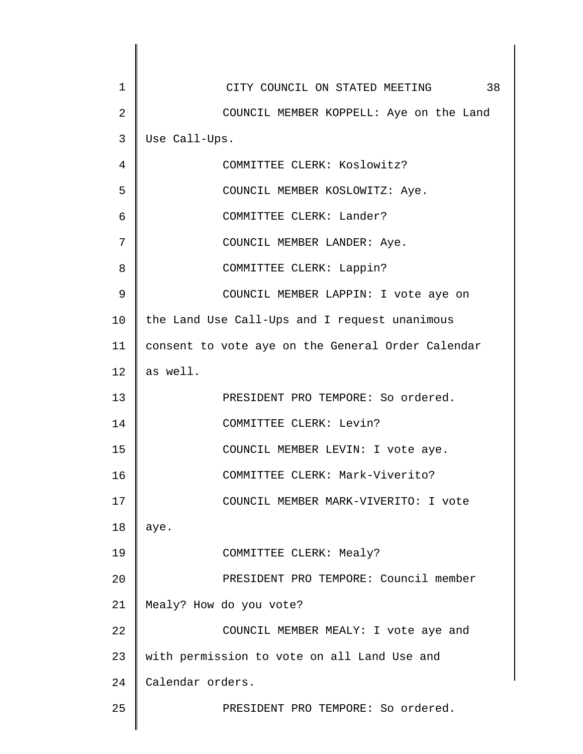COUNCIL MEMBER KOPPELL: Aye on the Land Use Call-Ups.

COMMITTEE CLERK: Koslowitz?

COUNCIL MEMBER KOSLOWITZ: Aye.

COMMITTEE CLERK: Lander?

COUNCIL MEMBER LANDER: Aye.

COMMITTEE CLERK: Lappin?

COUNCIL MEMBER LAPPIN: I vote aye on the Land Use Call-Ups and I request unanimous consent to vote aye on the General Order Calendar as well.

PRESIDENT PRO TEMPORE: So ordered.

COMMITTEE CLERK: Levin?

COUNCIL MEMBER LEVIN: I vote aye.

COMMITTEE CLERK: Mark-Viverito?

COUNCIL MEMBER MARK-VIVERITO: I vote aye.

COMMITTEE CLERK: Mealy?

PRESIDENT PRO TEMPORE: Council member Mealy? How do you vote?

COUNCIL MEMBER MEALY: I vote aye and with permission to vote on all Land Use and Calendar orders.

PRESIDENT PRO TEMPORE: So ordered.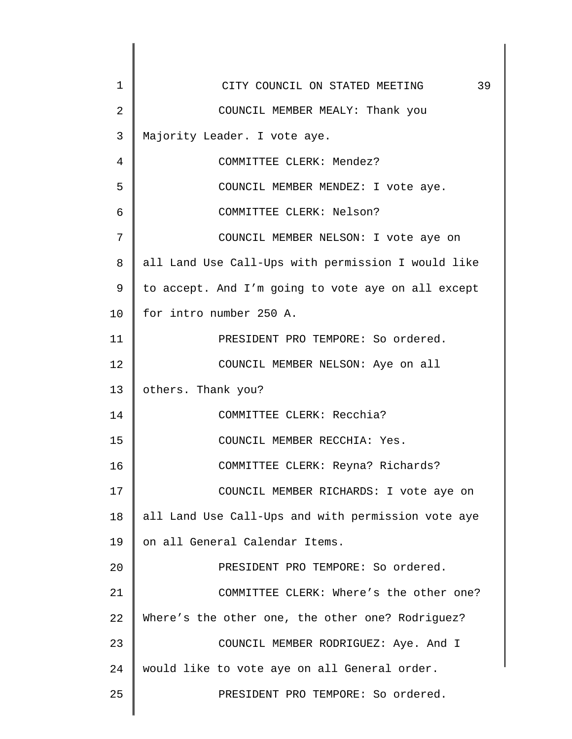COUNCIL MEMBER MEALY: Thank you Majority Leader. I vote aye.

COMMITTEE CLERK: Mendez?

COUNCIL MEMBER MENDEZ: I vote aye.

COMMITTEE CLERK: Nelson?

COUNCIL MEMBER NELSON: I vote aye on all Land Use Call-Ups with permission I would like to accept. And I'm going to vote aye on all except for intro number 250 A.

PRESIDENT PRO TEMPORE: So ordered.

COUNCIL MEMBER NELSON: Aye on all others. Thank you?

COMMITTEE CLERK: Recchia?

COUNCIL MEMBER RECCHIA: Yes.

COMMITTEE CLERK: Reyna? Richards?

COUNCIL MEMBER RICHARDS: I vote aye on all Land Use Call-Ups and with permission vote aye on all General Calendar Items.

PRESIDENT PRO TEMPORE: So ordered.

COMMITTEE CLERK: Where's the other one? Where's the other one, the other one? Rodriguez?

COUNCIL MEMBER RODRIGUEZ: Aye. And I would like to vote aye on all General order.

PRESIDENT PRO TEMPORE: So ordered.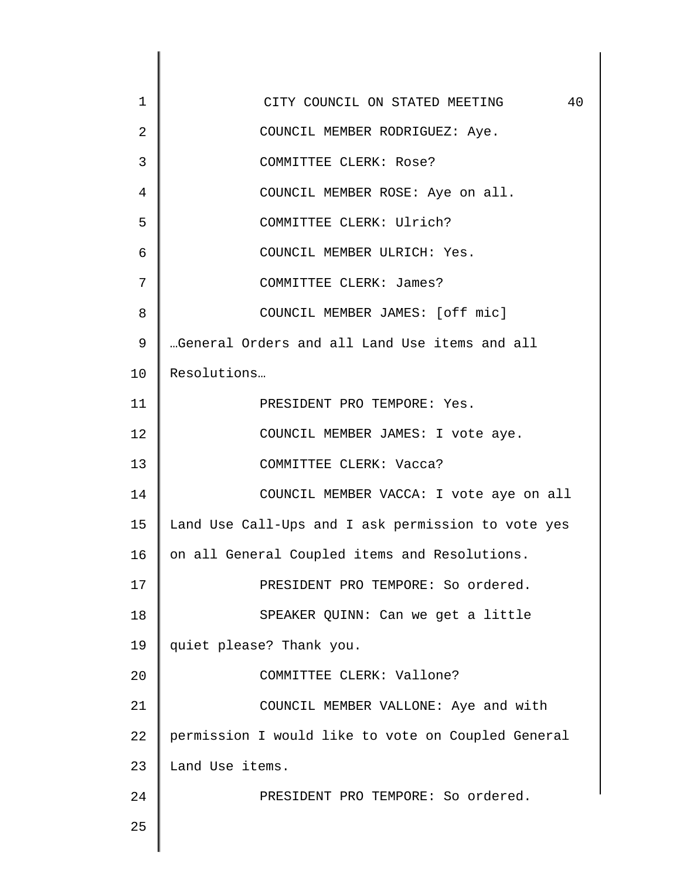COUNCIL MEMBER RODRIGUEZ: Aye.

COMMITTEE CLERK: Rose?

COUNCIL MEMBER ROSE: Aye on all.

COMMITTEE CLERK: Ulrich?

COUNCIL MEMBER ULRICH: Yes.

COMMITTEE CLERK: James?

COUNCIL MEMBER JAMES: [off mic] …General Orders and all Land Use items and all Resolutions…

PRESIDENT PRO TEMPORE: Yes.

COUNCIL MEMBER JAMES: I vote aye.

COMMITTEE CLERK: Vacca?

COUNCIL MEMBER VACCA: I vote aye on all Land Use Call-Ups and I ask permission to vote yes on all General Coupled items and Resolutions.

PRESIDENT PRO TEMPORE: So ordered.

SPEAKER QUINN: Can we get a little quiet please? Thank you.

COMMITTEE CLERK: Vallone?

COUNCIL MEMBER VALLONE: Aye and with permission I would like to vote on Coupled General Land Use items.

PRESIDENT PRO TEMPORE: So ordered.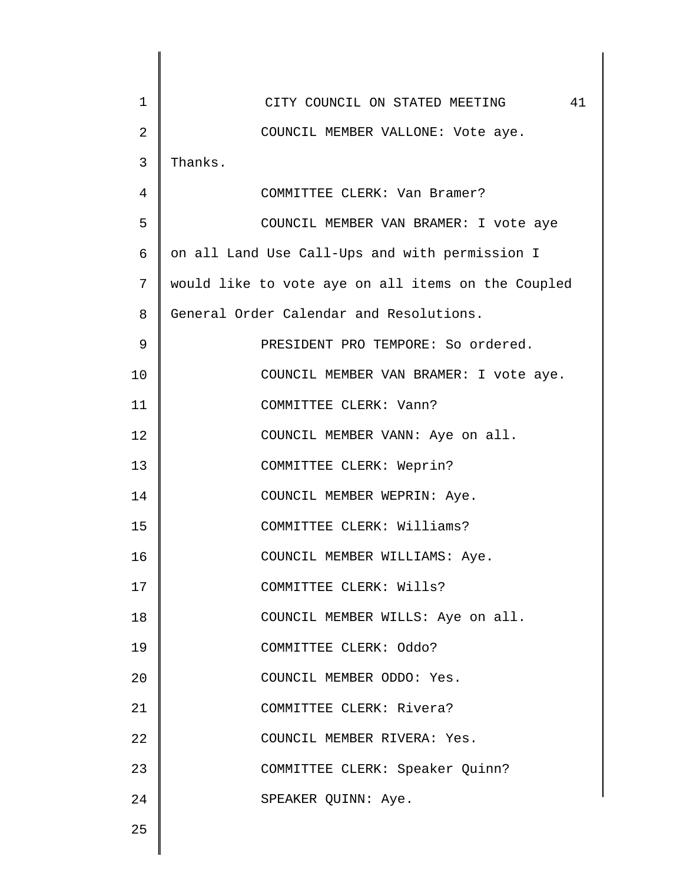COUNCIL MEMBER VALLONE: Vote aye. Thanks.

COMMITTEE CLERK: Van Bramer?

COUNCIL MEMBER VAN BRAMER: I vote aye on all Land Use Call-Ups and with permission I would like to vote aye on all items on the Coupled General Order Calendar and Resolutions.

PRESIDENT PRO TEMPORE: So ordered.

COUNCIL MEMBER VAN BRAMER: I vote aye.

COMMITTEE CLERK: Vann?

COUNCIL MEMBER VANN: Aye on all.

COMMITTEE CLERK: Weprin?

COUNCIL MEMBER WEPRIN: Aye.

COMMITTEE CLERK: Williams?

COUNCIL MEMBER WILLIAMS: Aye.

COMMITTEE CLERK: Wills?

COUNCIL MEMBER WILLS: Aye on all.

COMMITTEE CLERK: Oddo?

COUNCIL MEMBER ODDO: Yes.

COMMITTEE CLERK: Rivera?

COUNCIL MEMBER RIVERA: Yes.

COMMITTEE CLERK: Speaker Quinn?

SPEAKER QUINN: Aye.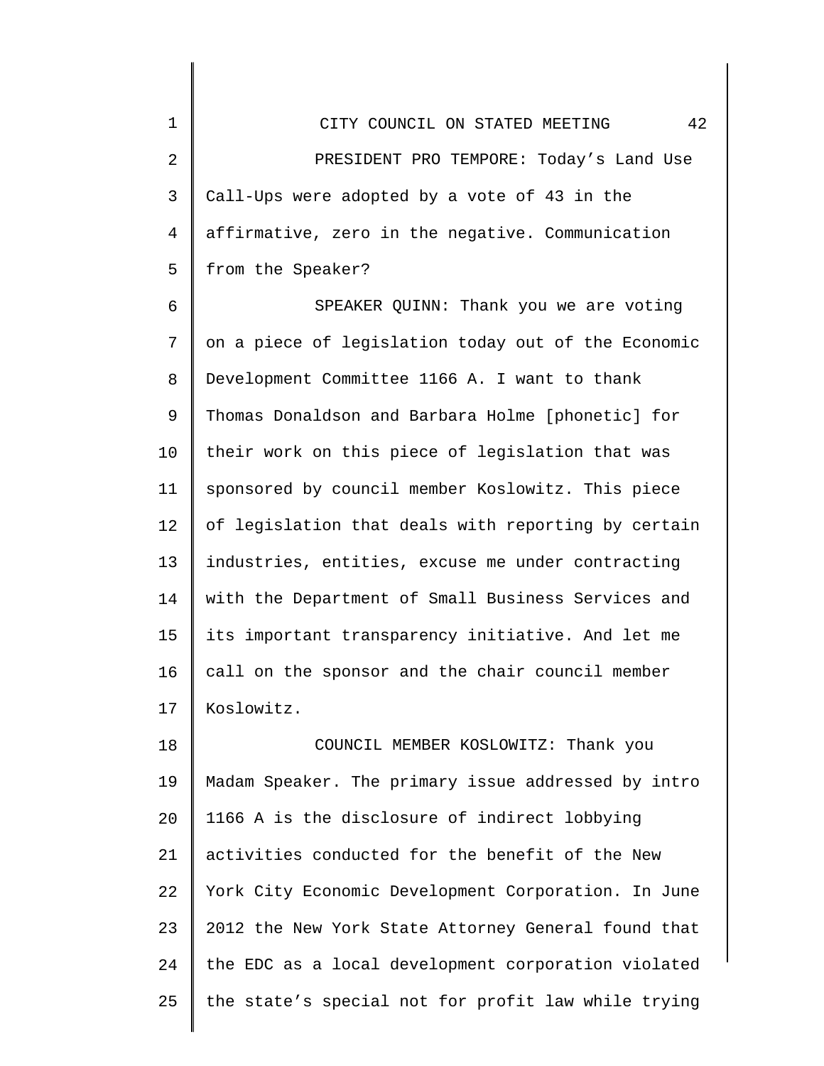PRESIDENT PRO TEMPORE: Today's Land Use Call-Ups were adopted by a vote of 43 in the affirmative, zero in the negative. Communication from the Speaker?

SPEAKER QUINN: Thank you we are voting on a piece of legislation today out of the Economic Development Committee 1166 A. I want to thank Thomas Donaldson and Barbara Holme [phonetic] for their work on this piece of legislation that was sponsored by council member Koslowitz. This piece of legislation that deals with reporting by certain industries, entities, excuse me under contracting with the Department of Small Business Services and its important transparency initiative. And let me call on the sponsor and the chair council member Koslowitz.

COUNCIL MEMBER KOSLOWITZ: Thank you Madam Speaker. The primary issue addressed by intro 1166 A is the disclosure of indirect lobbying activities conducted for the benefit of the New York City Economic Development Corporation. In June 2012 the New York State Attorney General found that the EDC as a local development corporation violated the state's special not for profit law while trying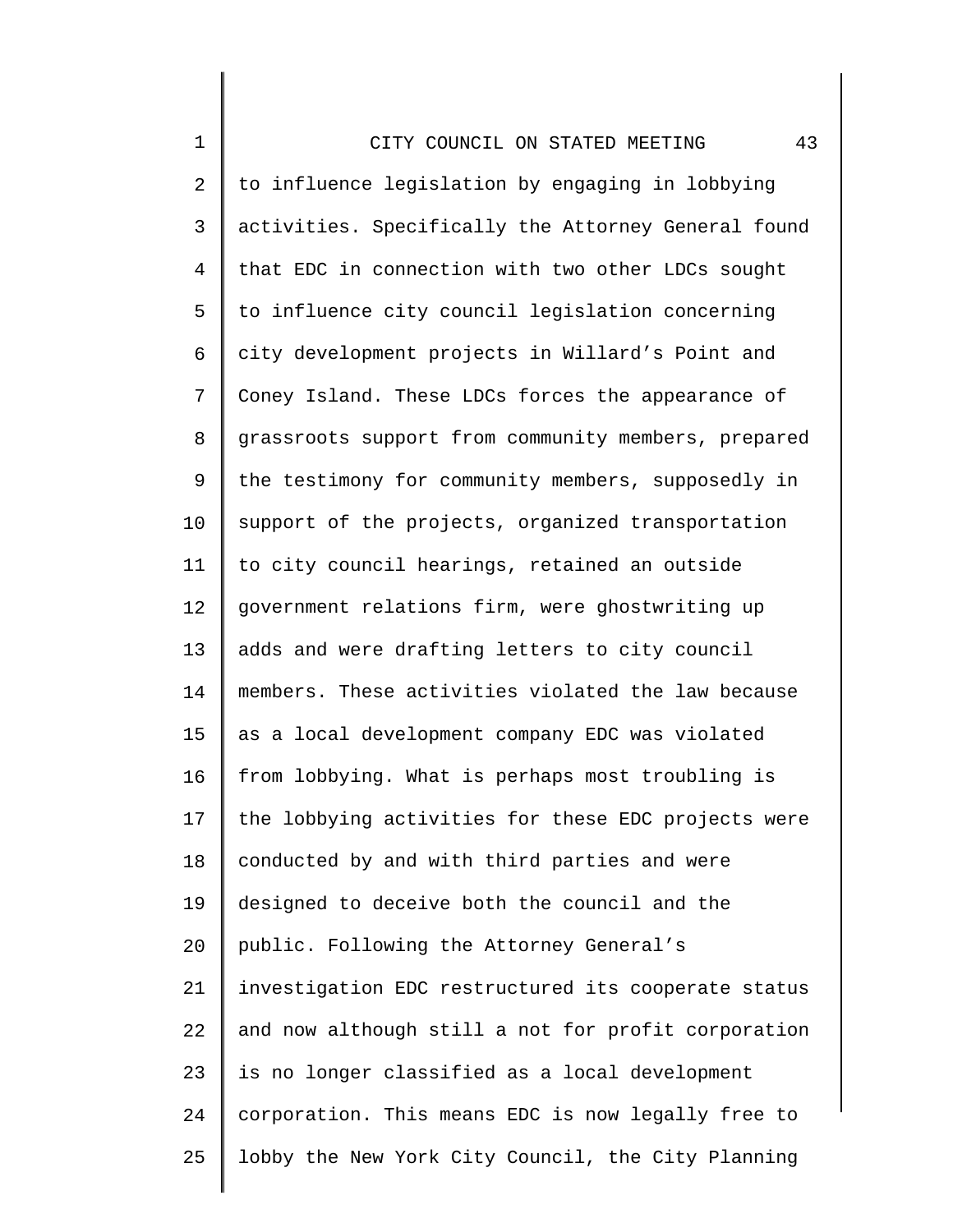to influence legislation by engaging in lobbying activities. Specifically the Attorney General found that EDC in connection with two other LDCs sought to influence city council legislation concerning city development projects in Willard's Point and Coney Island. These LDCs forces the appearance of grassroots support from community members, prepared the testimony for community members, supposedly in support of the projects, organized transportation to city council hearings, retained an outside government relations firm, were ghostwriting up adds and were drafting letters to city council members. These activities violated the law because as a local development company EDC was violated from lobbying. What is perhaps most troubling is the lobbying activities for these EDC projects were conducted by and with third parties and were designed to deceive both the council and the public. Following the Attorney General's investigation EDC restructured its cooperate status and now although still a not for profit corporation is no longer classified as a local development corporation. This means EDC is now legally free to lobby the New York City Council, the City Planning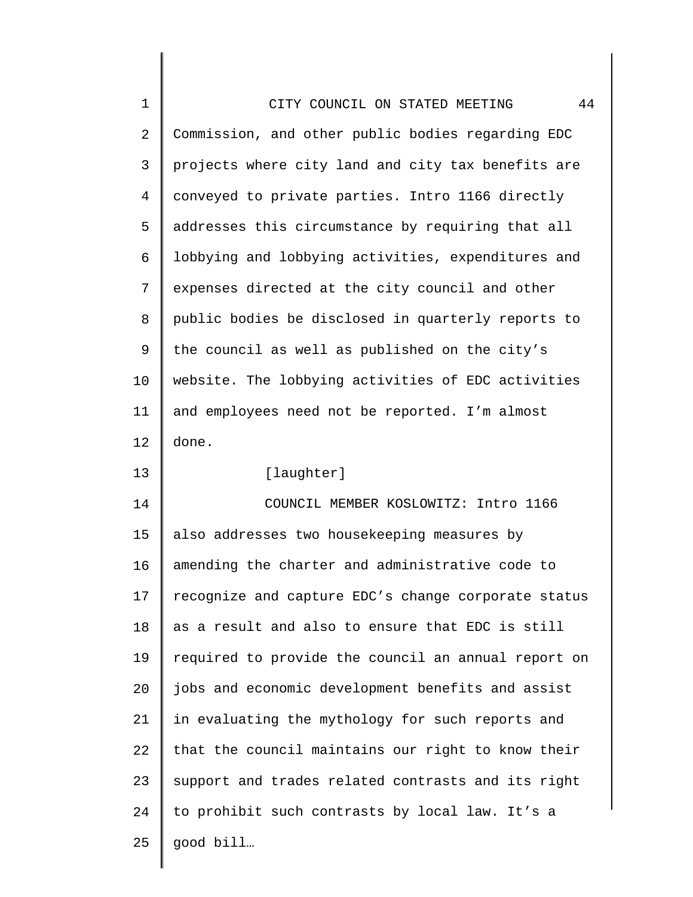Commission, and other public bodies regarding EDC projects where city land and city tax benefits are conveyed to private parties. Intro 1166 directly addresses this circumstance by requiring that all lobbying and lobbying activities, expenditures and expenses directed at the city council and other public bodies be disclosed in quarterly reports to the council as well as published on the city's website. The lobbying activities of EDC activities and employees need not be reported. I'm almost done.

[laughter]

COUNCIL MEMBER KOSLOWITZ: Intro 1166 also addresses two housekeeping measures by amending the charter and administrative code to recognize and capture EDC's change corporate status as a result and also to ensure that EDC is still required to provide the council an annual report on jobs and economic development benefits and assist in evaluating the mythology for such reports and that the council maintains our right to know their support and trades related contrasts and its right to prohibit such contrasts by local law. It's a good bill…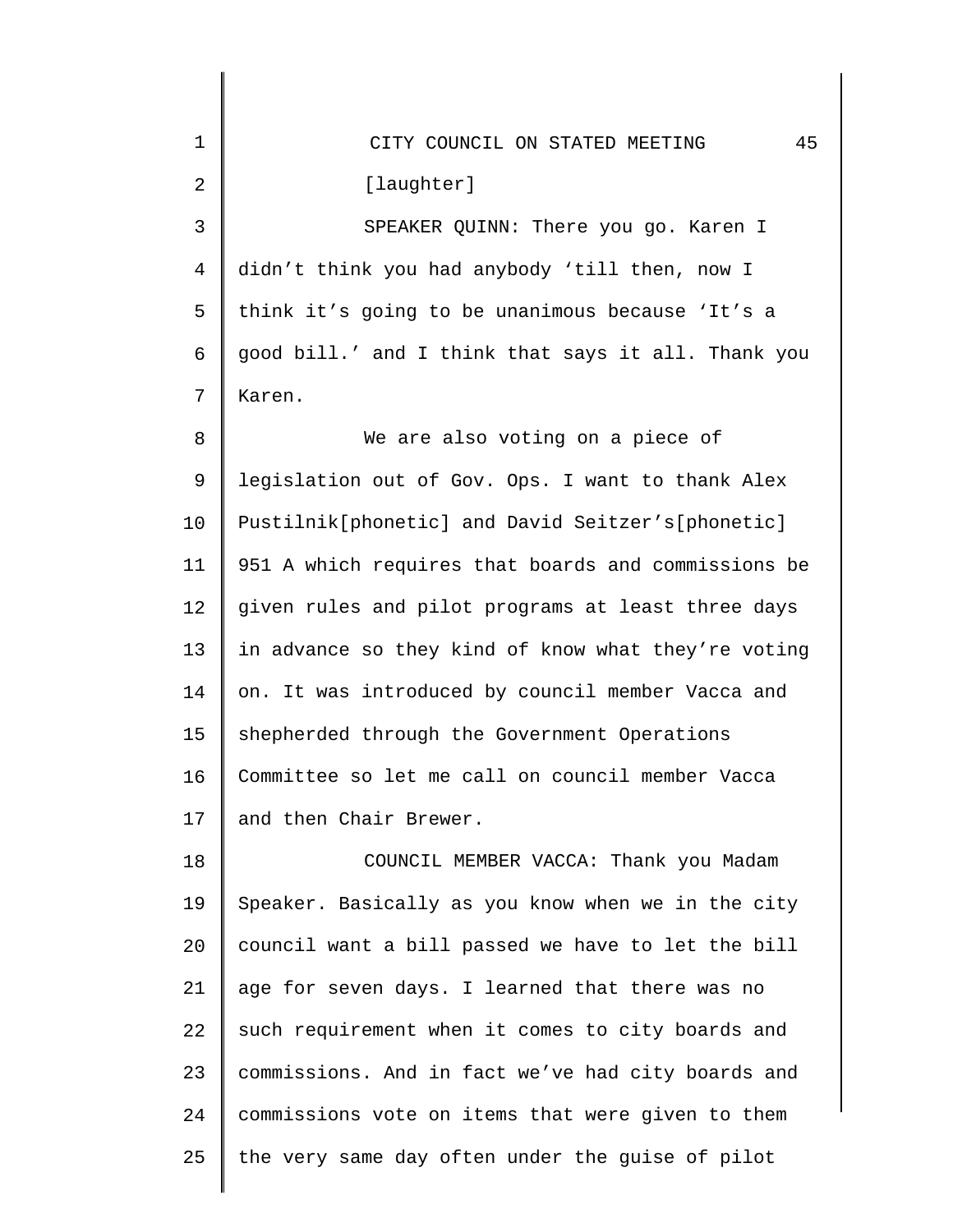[laughter]

SPEAKER QUINN: There you go. Karen I didn’t think you had anybody ‘till then, now I think it’s going to be unanimous because ‘It’s a good bill.’ and I think that says it all. Thank you Karen.

We are also voting on a piece of legislation out of Gov. Ops. I want to thank Alex Pustilnik[phonetic] and David Seitzer’s[phonetic] 951 A which requires that boards and commissions be given rules and pilot programs at least three days in advance so they kind of know what they’re voting on. It was introduced by council member Vacca and shepherded through the Government Operations Committee so let me call on council member Vacca and then Chair Brewer.

COUNCIL MEMBER VACCA: Thank you Madam Speaker. Basically as you know when we in the city council want a bill passed we have to let the bill age for seven days. I learned that there was no such requirement when it comes to city boards and commissions. And in fact we’ve had city boards and commissions vote on items that were given to them the very same day often under the guise of pilot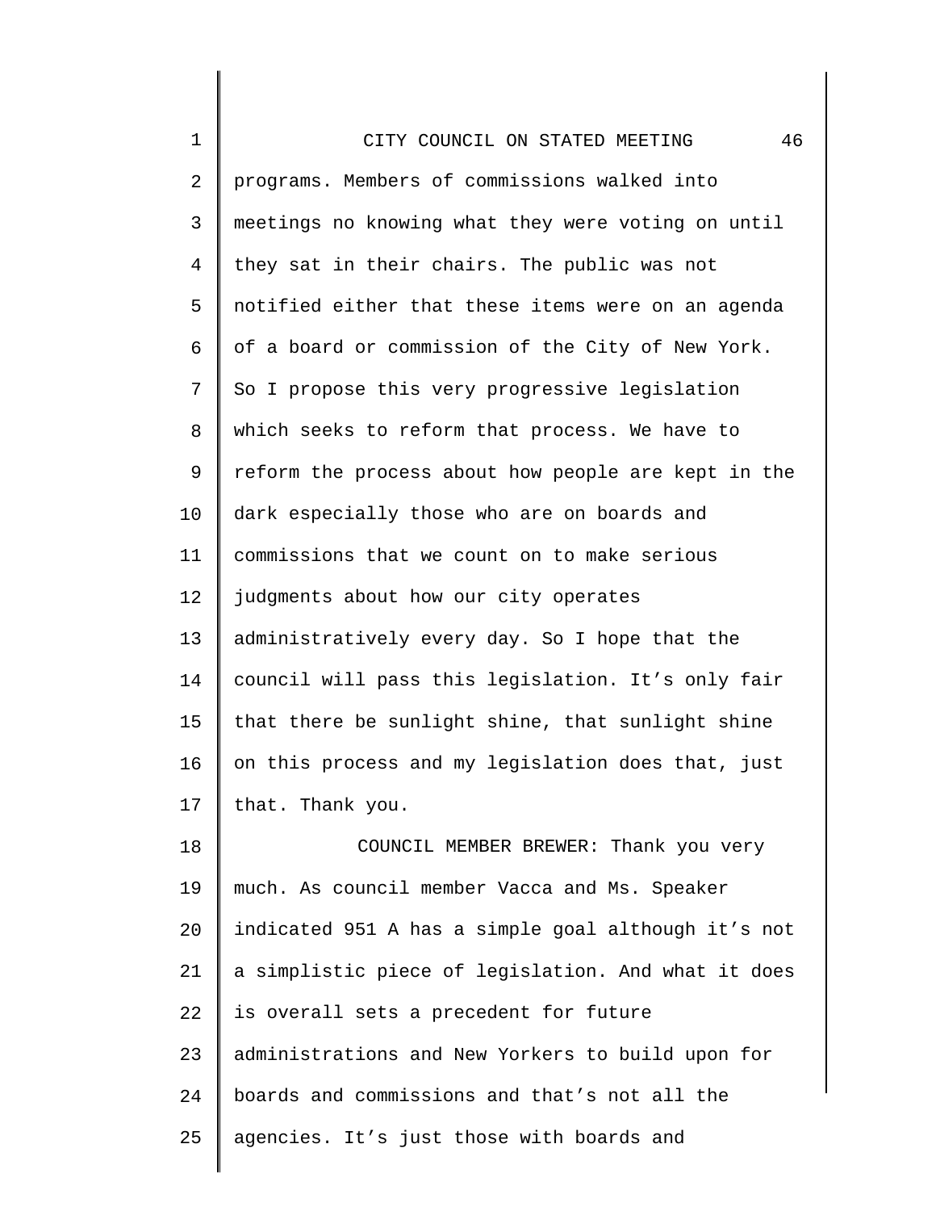programs. Members of commissions walked into meetings no knowing what they were voting on until they sat in their chairs. The public was not notified either that these items were on an agenda of a board or commission of the City of New York. So I propose this very progressive legislation which seeks to reform that process. We have to reform the process about how people are kept in the dark especially those who are on boards and commissions that we count on to make serious judgments about how our city operates administratively every day. So I hope that the council will pass this legislation. It's only fair that there be sunlight shine, that sunlight shine on this process and my legislation does that, just that. Thank you.

COUNCIL MEMBER BREWER: Thank you very much. As council member Vacca and Ms. Speaker indicated 951 A has a simple goal although it's not a simplistic piece of legislation. And what it does is overall sets a precedent for future administrations and New Yorkers to build upon for boards and commissions and that's not all the agencies. It's just those with boards and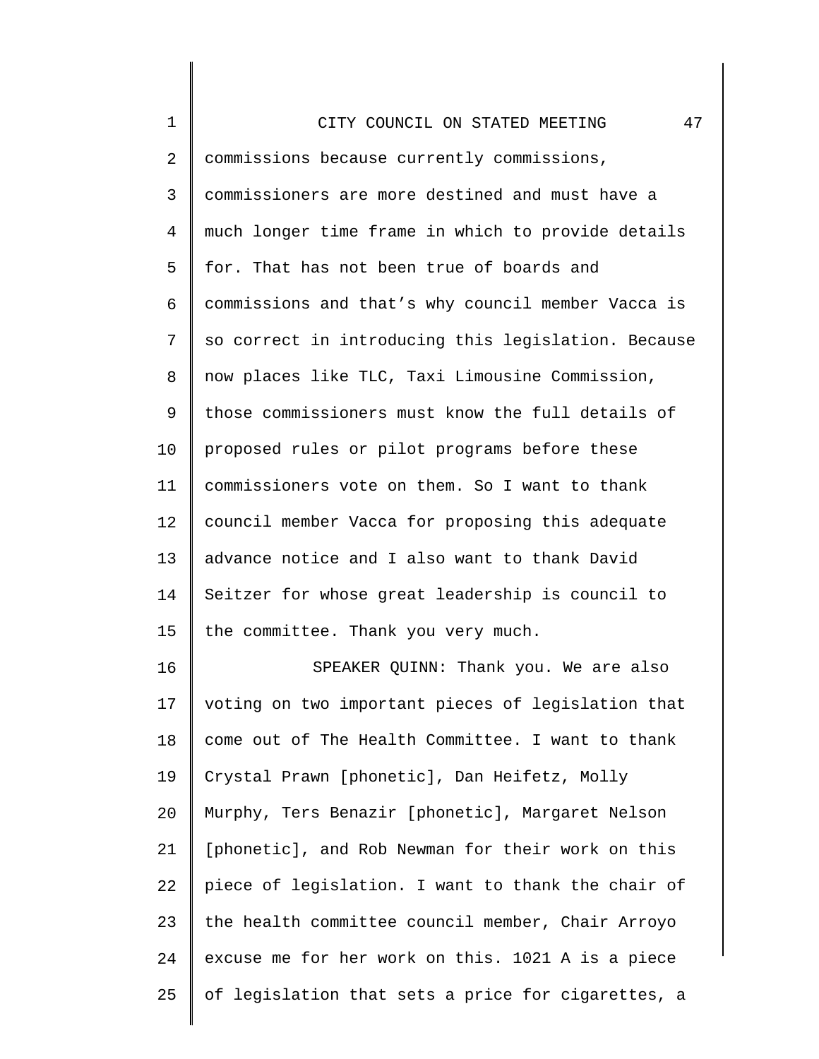commissions because currently commissions, commissioners are more destined and must have a much longer time frame in which to provide details for. That has not been true of boards and commissions and that’s why council member Vacca is so correct in introducing this legislation. Because now places like TLC, Taxi Limousine Commission, those commissioners must know the full details of proposed rules or pilot programs before these commissioners vote on them. So I want to thank council member Vacca for proposing this adequate advance notice and I also want to thank David Seitzer for whose great leadership is council to the committee. Thank you very much.

SPEAKER QUINN: Thank you. We are also voting on two important pieces of legislation that come out of The Health Committee. I want to thank Crystal Prawn [phonetic], Dan Heifetz, Molly Murphy, Ters Benazir [phonetic], Margaret Nelson [phonetic], and Rob Newman for their work on this piece of legislation. I want to thank the chair of the health committee council member, Chair Arroyo excuse me for her work on this. 1021 A is a piece of legislation that sets a price for cigarettes, a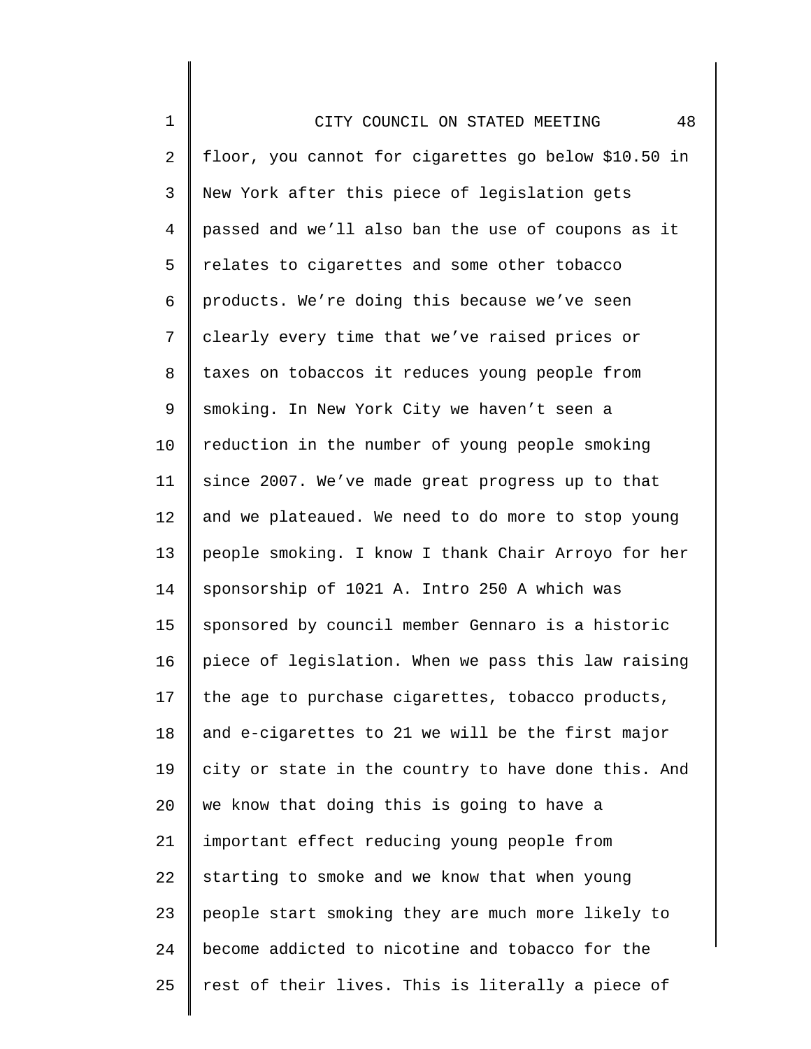floor, you cannot for cigarettes go below $10.50 in New York after this piece of legislation gets passed and we'll also ban the use of coupons as it relates to cigarettes and some other tobacco products. We're doing this because we've seen clearly every time that we've raised prices or taxes on tobaccos it reduces young people from smoking. In New York City we haven't seen a reduction in the number of young people smoking since 2007. We've made great progress up to that and we plateaued. We need to do more to stop young people smoking. I know I thank Chair Arroyo for her sponsorship of 1021 A. Intro 250 A which was sponsored by council member Gennaro is a historic piece of legislation. When we pass this law raising the age to purchase cigarettes, tobacco products, and e-cigarettes to 21 we will be the first major city or state in the country to have done this. And we know that doing this is going to have a important effect reducing young people from starting to smoke and we know that when young people start smoking they are much more likely to become addicted to nicotine and tobacco for the rest of their lives. This is literally a piece of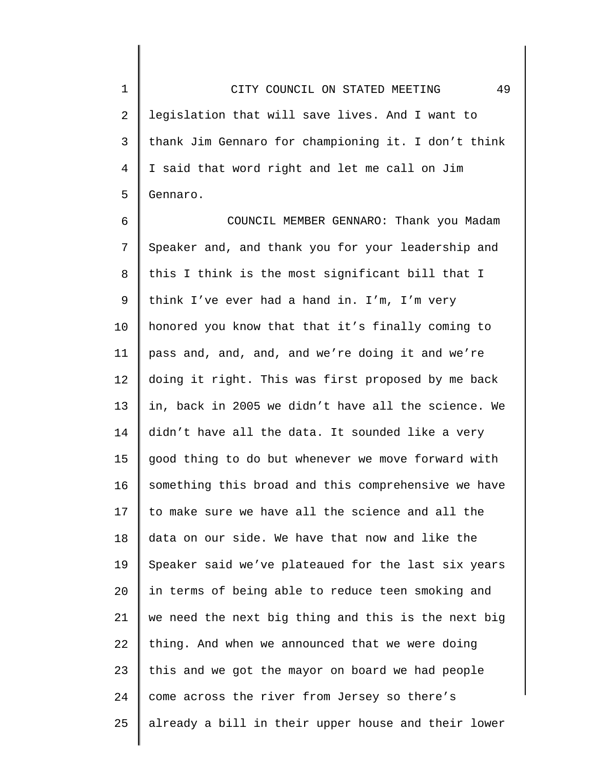legislation that will save lives. And I want to thank Jim Gennaro for championing it. I don't think I said that word right and let me call on Jim Gennaro.

COUNCIL MEMBER GENNARO: Thank you Madam Speaker and, and thank you for your leadership and this I think is the most significant bill that I think I've ever had a hand in. I'm, I'm very honored you know that that it's finally coming to pass and, and, and, and we're doing it and we're doing it right. This was first proposed by me back in, back in 2005 we didn't have all the science. We didn't have all the data. It sounded like a very good thing to do but whenever we move forward with something this broad and this comprehensive we have to make sure we have all the science and all the data on our side. We have that now and like the Speaker said we've plateaued for the last six years in terms of being able to reduce teen smoking and we need the next big thing and this is the next big thing. And when we announced that we were doing this and we got the mayor on board we had people come across the river from Jersey so there's already a bill in their upper house and their lower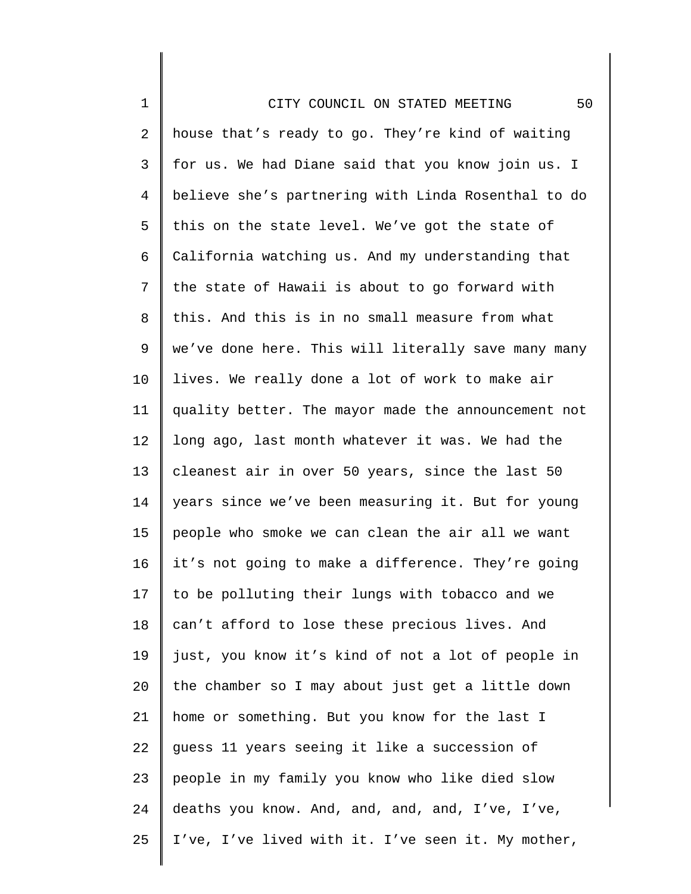house that's ready to go. They're kind of waiting for us. We had Diane said that you know join us. I believe she's partnering with Linda Rosenthal to do this on the state level. We've got the state of California watching us. And my understanding that the state of Hawaii is about to go forward with this. And this is in no small measure from what we've done here. This will literally save many many lives. We really done a lot of work to make air quality better. The mayor made the announcement not long ago, last month whatever it was. We had the cleanest air in over 50 years, since the last 50 years since we've been measuring it. But for young people who smoke we can clean the air all we want it's not going to make a difference. They're going to be polluting their lungs with tobacco and we can't afford to lose these precious lives. And just, you know it's kind of not a lot of people in the chamber so I may about just get a little down home or something. But you know for the last I guess 11 years seeing it like a succession of people in my family you know who like died slow deaths you know. And, and, and, and, I've, I've, I've, I've lived with it. I've seen it. My mother,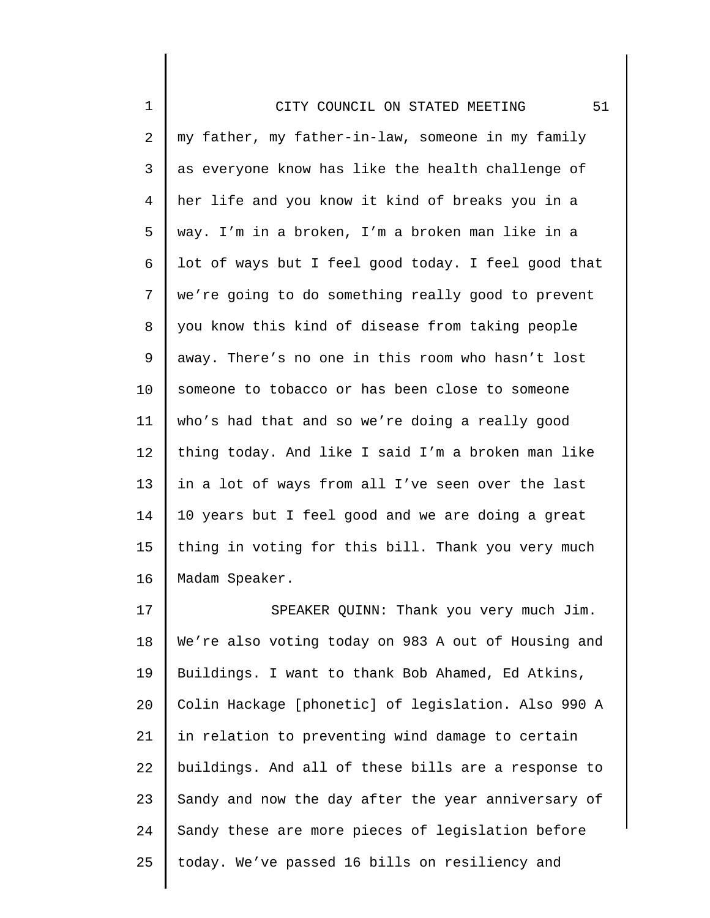my father, my father-in-law, someone in my family as everyone know has like the health challenge of her life and you know it kind of breaks you in a way. I'm in a broken, I'm a broken man like in a lot of ways but I feel good today. I feel good that we're going to do something really good to prevent you know this kind of disease from taking people away. There's no one in this room who hasn't lost someone to tobacco or has been close to someone who's had that and so we're doing a really good thing today. And like I said I'm a broken man like in a lot of ways from all I've seen over the last 10 years but I feel good and we are doing a great thing in voting for this bill. Thank you very much Madam Speaker.

SPEAKER QUINN: Thank you very much Jim. We're also voting today on 983 A out of Housing and Buildings. I want to thank Bob Ahamed, Ed Atkins, Colin Hackage [phonetic] of legislation. Also 990 A in relation to preventing wind damage to certain buildings. And all of these bills are a response to Sandy and now the day after the year anniversary of Sandy these are more pieces of legislation before today. We've passed 16 bills on resiliency and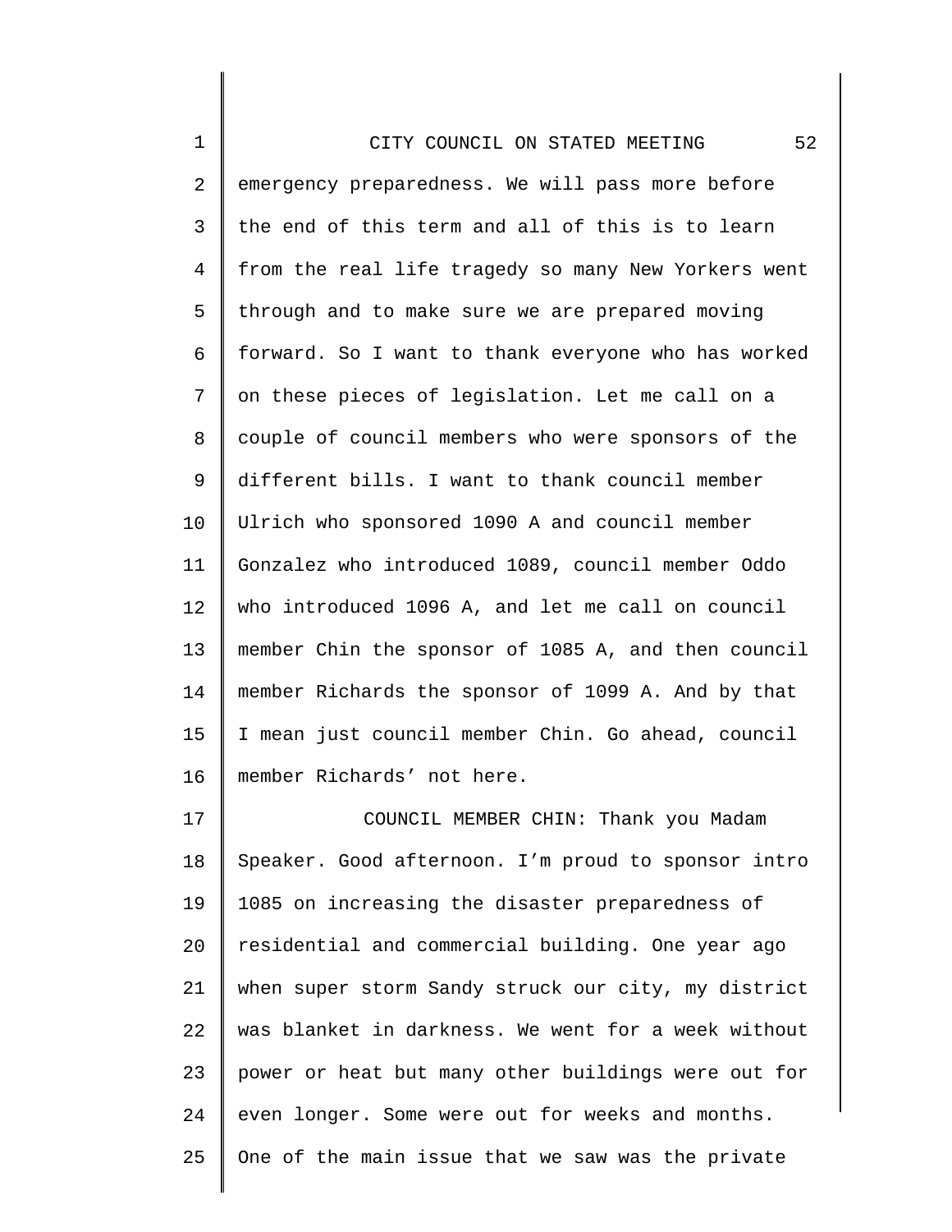emergency preparedness. We will pass more before the end of this term and all of this is to learn from the real life tragedy so many New Yorkers went through and to make sure we are prepared moving forward. So I want to thank everyone who has worked on these pieces of legislation. Let me call on a couple of council members who were sponsors of the different bills. I want to thank council member Ulrich who sponsored 1090 A and council member Gonzalez who introduced 1089, council member Oddo who introduced 1096 A, and let me call on council member Chin the sponsor of 1085 A, and then council member Richards the sponsor of 1099 A. And by that I mean just council member Chin. Go ahead, council member Richards' not here.

COUNCIL MEMBER CHIN: Thank you Madam Speaker. Good afternoon. I'm proud to sponsor intro 1085 on increasing the disaster preparedness of residential and commercial building. One year ago when super storm Sandy struck our city, my district was blanket in darkness. We went for a week without power or heat but many other buildings were out for even longer. Some were out for weeks and months. One of the main issue that we saw was the private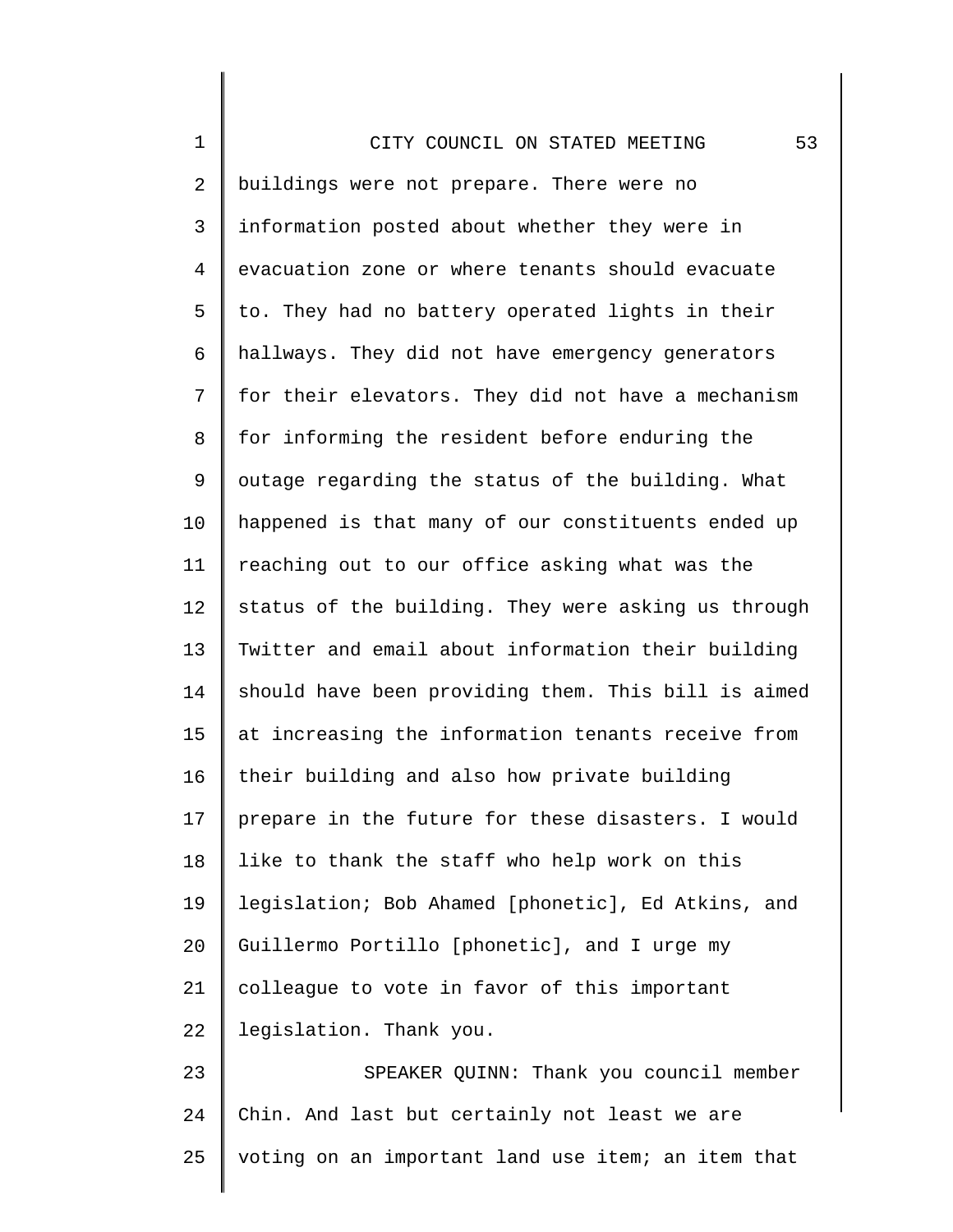buildings were not prepare. There were no information posted about whether they were in evacuation zone or where tenants should evacuate to. They had no battery operated lights in their hallways. They did not have emergency generators for their elevators. They did not have a mechanism for informing the resident before enduring the outage regarding the status of the building. What happened is that many of our constituents ended up reaching out to our office asking what was the status of the building. They were asking us through Twitter and email about information their building should have been providing them. This bill is aimed at increasing the information tenants receive from their building and also how private building prepare in the future for these disasters. I would like to thank the staff who help work on this legislation; Bob Ahamed [phonetic], Ed Atkins, and Guillermo Portillo [phonetic], and I urge my colleague to vote in favor of this important legislation. Thank you.

SPEAKER QUINN: Thank you council member Chin. And last but certainly not least we are voting on an important land use item; an item that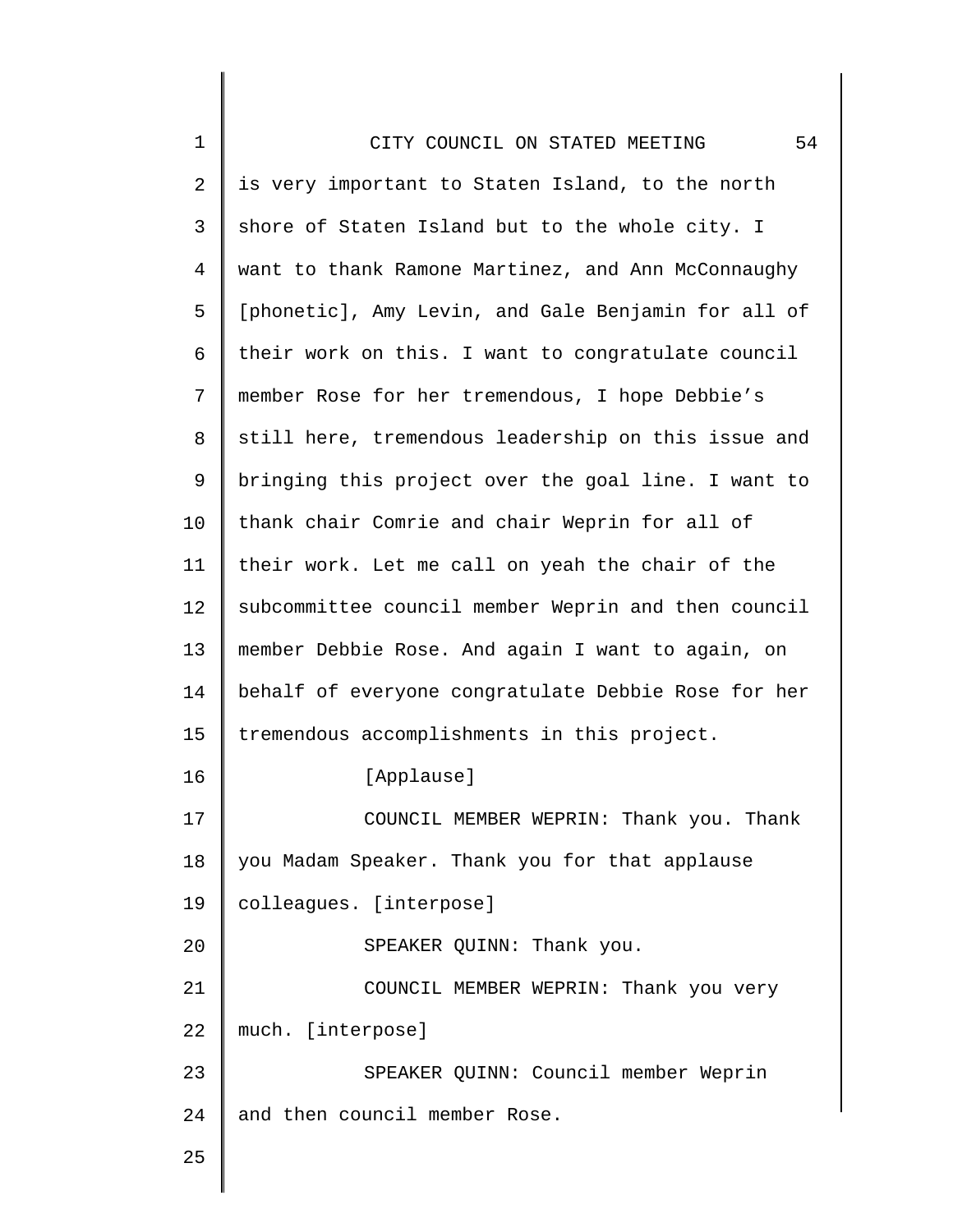is very important to Staten Island, to the north shore of Staten Island but to the whole city. I want to thank Ramone Martinez, and Ann McConnaughy [phonetic], Amy Levin, and Gale Benjamin for all of their work on this. I want to congratulate council member Rose for her tremendous, I hope Debbie's still here, tremendous leadership on this issue and bringing this project over the goal line. I want to thank chair Comrie and chair Weprin for all of their work. Let me call on yeah the chair of the subcommittee council member Weprin and then council member Debbie Rose. And again I want to again, on behalf of everyone congratulate Debbie Rose for her tremendous accomplishments in this project.

[Applause]

COUNCIL MEMBER WEPRIN: Thank you. Thank you Madam Speaker. Thank you for that applause colleagues. [interpose]

SPEAKER QUINN: Thank you.

COUNCIL MEMBER WEPRIN: Thank you very much. [interpose]

SPEAKER QUINN: Council member Weprin and then council member Rose.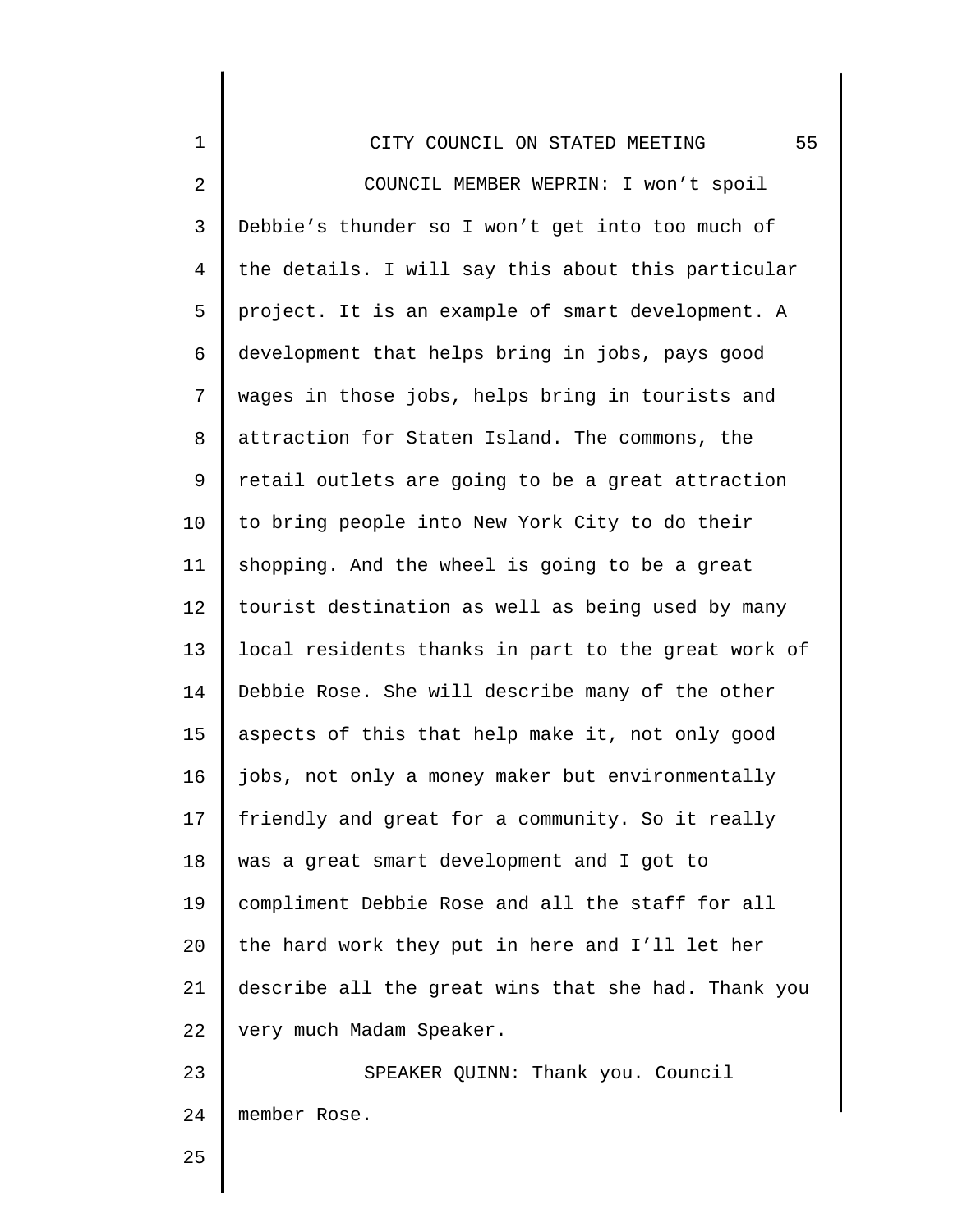COUNCIL MEMBER WEPRIN: I won't spoil Debbie's thunder so I won't get into too much of the details. I will say this about this particular project. It is an example of smart development. A development that helps bring in jobs, pays good wages in those jobs, helps bring in tourists and attraction for Staten Island. The commons, the retail outlets are going to be a great attraction to bring people into New York City to do their shopping. And the wheel is going to be a great tourist destination as well as being used by many local residents thanks in part to the great work of Debbie Rose. She will describe many of the other aspects of this that help make it, not only good jobs, not only a money maker but environmentally friendly and great for a community. So it really was a great smart development and I got to compliment Debbie Rose and all the staff for all the hard work they put in here and I'll let her describe all the great wins that she had. Thank you very much Madam Speaker.

SPEAKER QUINN: Thank you. Council member Rose.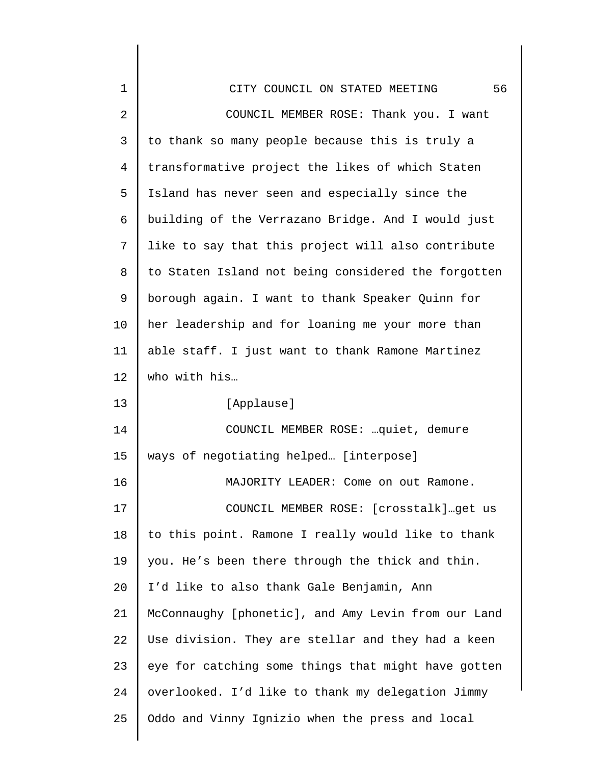COUNCIL MEMBER ROSE: Thank you. I want to thank so many people because this is truly a transformative project the likes of which Staten Island has never seen and especially since the building of the Verrazano Bridge. And I would just like to say that this project will also contribute to Staten Island not being considered the forgotten borough again. I want to thank Speaker Quinn for her leadership and for loaning me your more than able staff. I just want to thank Ramone Martinez who with his…

[Applause]

COUNCIL MEMBER ROSE: …quiet, demure ways of negotiating helped… [interpose]

MAJORITY LEADER: Come on out Ramone.

COUNCIL MEMBER ROSE: [crosstalk]…get us to this point. Ramone I really would like to thank you. He's been there through the thick and thin. I'd like to also thank Gale Benjamin, Ann McConnaughy [phonetic], and Amy Levin from our Land Use division. They are stellar and they had a keen eye for catching some things that might have gotten overlooked. I'd like to thank my delegation Jimmy Oddo and Vinny Ignizio when the press and local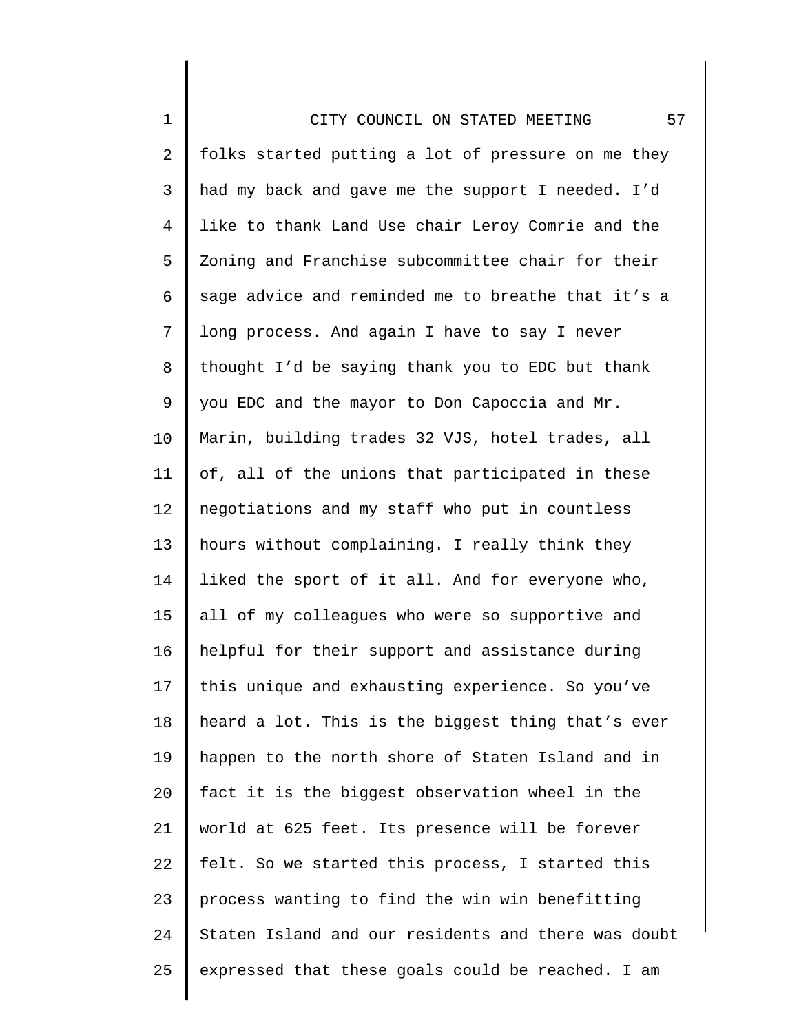folks started putting a lot of pressure on me they had my back and gave me the support I needed. I'd like to thank Land Use chair Leroy Comrie and the Zoning and Franchise subcommittee chair for their sage advice and reminded me to breathe that it's a long process. And again I have to say I never thought I'd be saying thank you to EDC but thank you EDC and the mayor to Don Capoccia and Mr. Marin, building trades 32 VJS, hotel trades, all of, all of the unions that participated in these negotiations and my staff who put in countless hours without complaining. I really think they liked the sport of it all. And for everyone who, all of my colleagues who were so supportive and helpful for their support and assistance during this unique and exhausting experience. So you've heard a lot. This is the biggest thing that's ever happen to the north shore of Staten Island and in fact it is the biggest observation wheel in the world at 625 feet. Its presence will be forever felt. So we started this process, I started this process wanting to find the win win benefitting Staten Island and our residents and there was doubt expressed that these goals could be reached. I am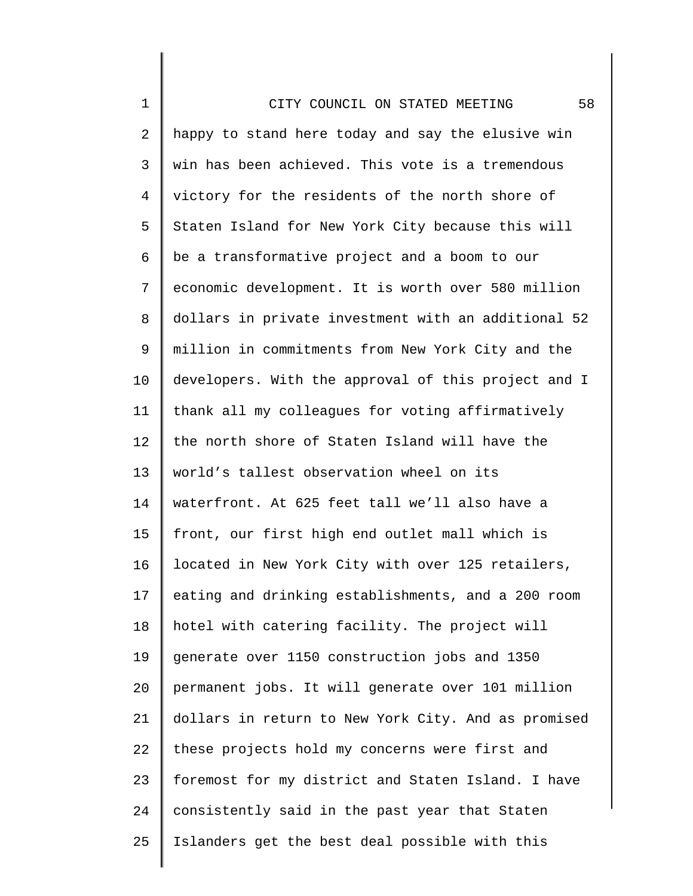happy to stand here today and say the elusive win win has been achieved. This vote is a tremendous victory for the residents of the north shore of Staten Island for New York City because this will be a transformative project and a boom to our economic development. It is worth over 580 million dollars in private investment with an additional 52 million in commitments from New York City and the developers. With the approval of this project and I thank all my colleagues for voting affirmatively the north shore of Staten Island will have the world's tallest observation wheel on its waterfront. At 625 feet tall we'll also have a front, our first high end outlet mall which is located in New York City with over 125 retailers, eating and drinking establishments, and a 200 room hotel with catering facility. The project will generate over 1150 construction jobs and 1350 permanent jobs. It will generate over 101 million dollars in return to New York City. And as promised these projects hold my concerns were first and foremost for my district and Staten Island. I have consistently said in the past year that Staten Islanders get the best deal possible with this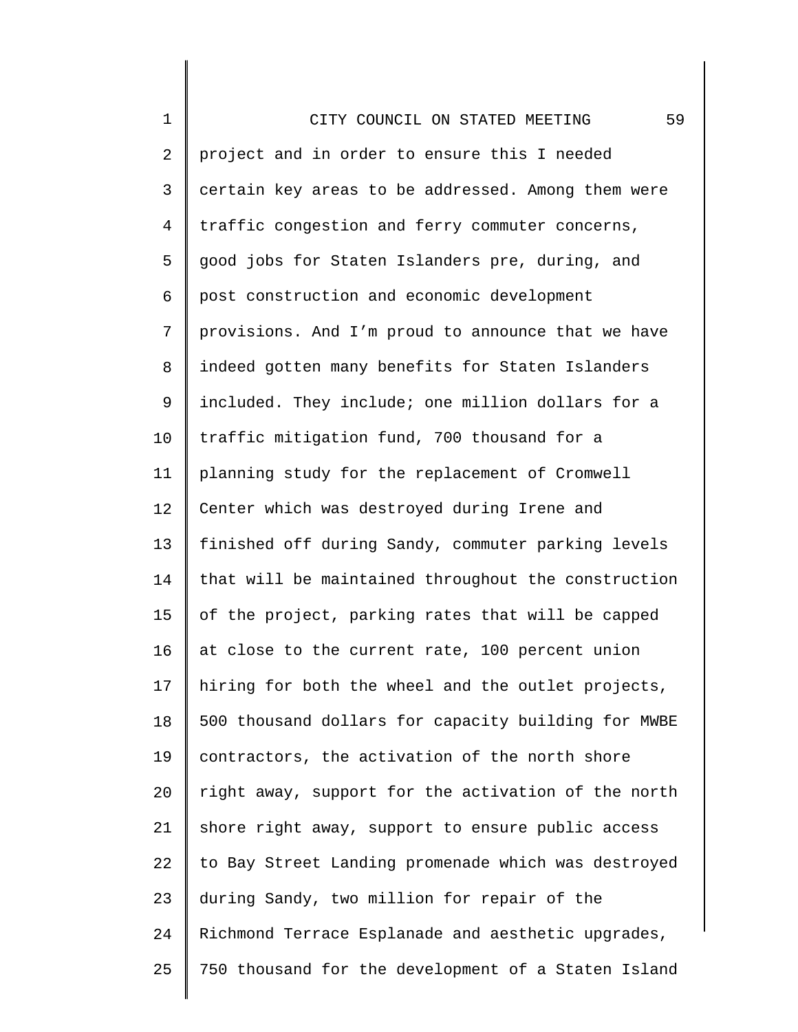project and in order to ensure this I needed certain key areas to be addressed. Among them were traffic congestion and ferry commuter concerns, good jobs for Staten Islanders pre, during, and post construction and economic development provisions. And I'm proud to announce that we have indeed gotten many benefits for Staten Islanders included. They include; one million dollars for a traffic mitigation fund, 700 thousand for a planning study for the replacement of Cromwell Center which was destroyed during Irene and finished off during Sandy, commuter parking levels that will be maintained throughout the construction of the project, parking rates that will be capped at close to the current rate, 100 percent union hiring for both the wheel and the outlet projects, 500 thousand dollars for capacity building for MWBE contractors, the activation of the north shore right away, support for the activation of the north shore right away, support to ensure public access to Bay Street Landing promenade which was destroyed during Sandy, two million for repair of the Richmond Terrace Esplanade and aesthetic upgrades, 750 thousand for the development of a Staten Island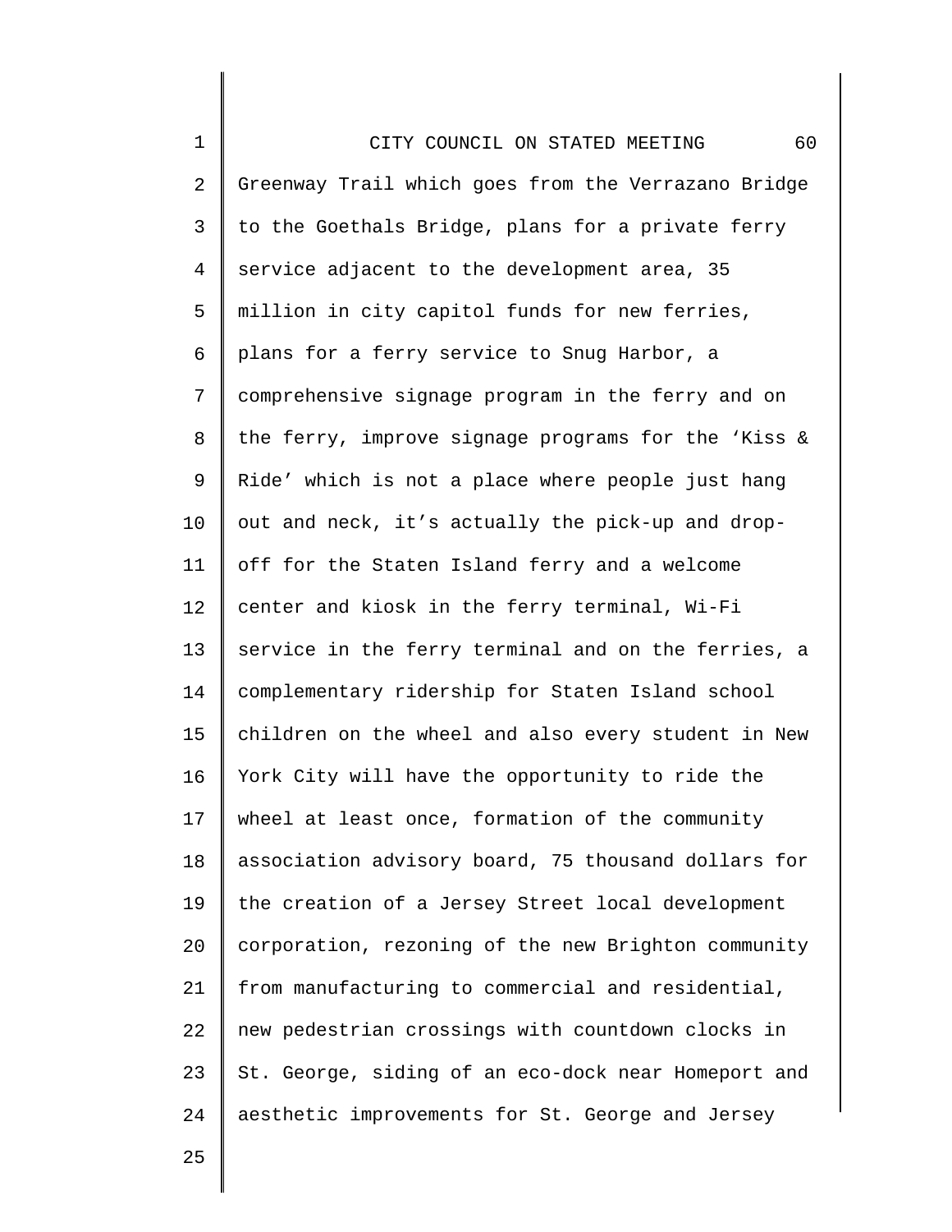Greenway Trail which goes from the Verrazano Bridge to the Goethals Bridge, plans for a private ferry service adjacent to the development area, 35 million in city capitol funds for new ferries, plans for a ferry service to Snug Harbor, a comprehensive signage program in the ferry and on the ferry, improve signage programs for the 'Kiss & Ride' which is not a place where people just hang out and neck, it's actually the pick-up and drop-off for the Staten Island ferry and a welcome center and kiosk in the ferry terminal, Wi-Fi service in the ferry terminal and on the ferries, a complementary ridership for Staten Island school children on the wheel and also every student in New York City will have the opportunity to ride the wheel at least once, formation of the community association advisory board, 75 thousand dollars for the creation of a Jersey Street local development corporation, rezoning of the new Brighton community from manufacturing to commercial and residential, new pedestrian crossings with countdown clocks in St. George, siding of an eco-dock near Homeport and aesthetic improvements for St. George and Jersey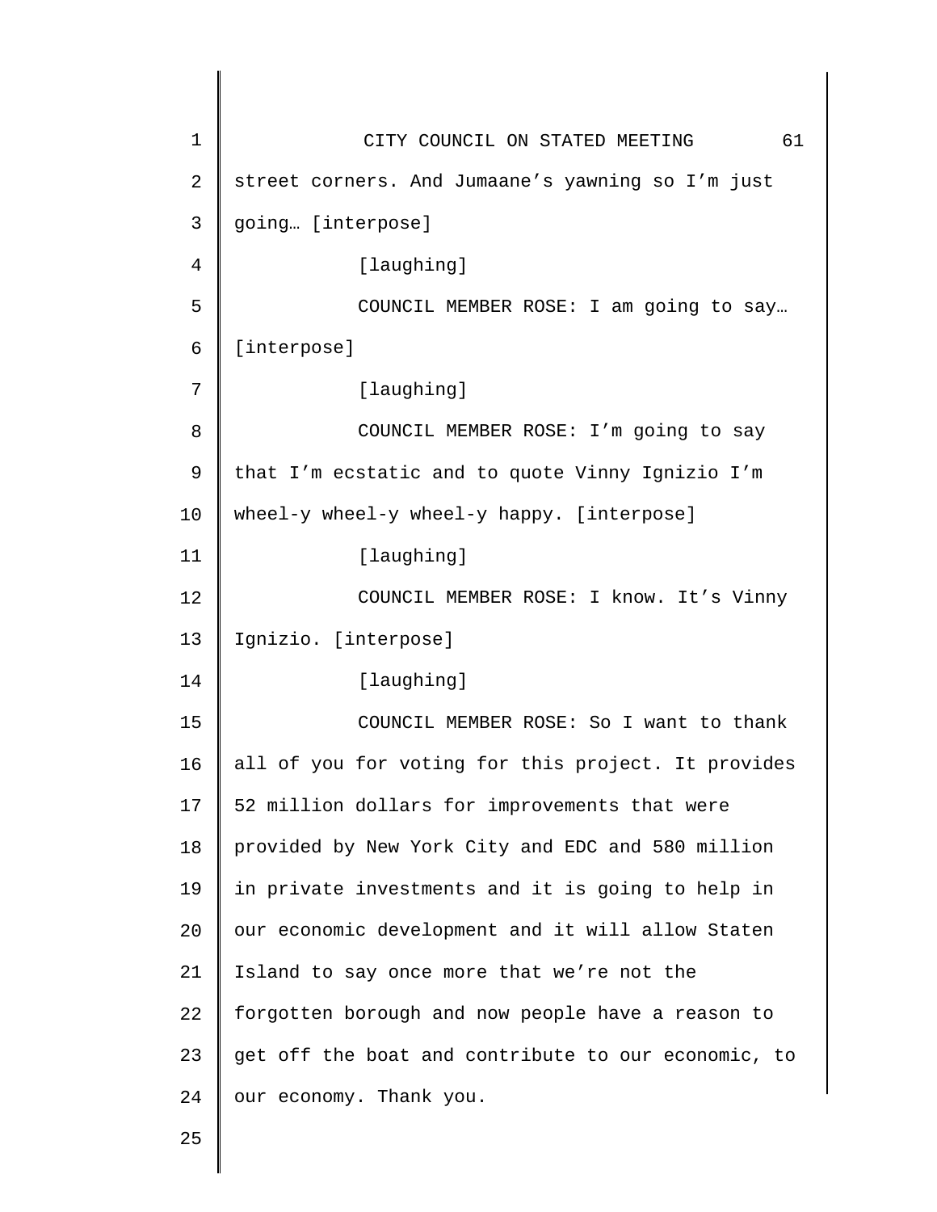street corners. And Jumaane's yawning so I'm just going… [interpose]

[laughing]

COUNCIL MEMBER ROSE: I am going to say… [interpose]

[laughing]

COUNCIL MEMBER ROSE: I'm going to say that I'm ecstatic and to quote Vinny Ignizio I'm wheel-y wheel-y wheel-y happy. [interpose]

[laughing]

COUNCIL MEMBER ROSE: I know. It's Vinny Ignizio. [interpose]

[laughing]

COUNCIL MEMBER ROSE: So I want to thank all of you for voting for this project. It provides 52 million dollars for improvements that were provided by New York City and EDC and 580 million in private investments and it is going to help in our economic development and it will allow Staten Island to say once more that we're not the forgotten borough and now people have a reason to get off the boat and contribute to our economic, to our economy. Thank you.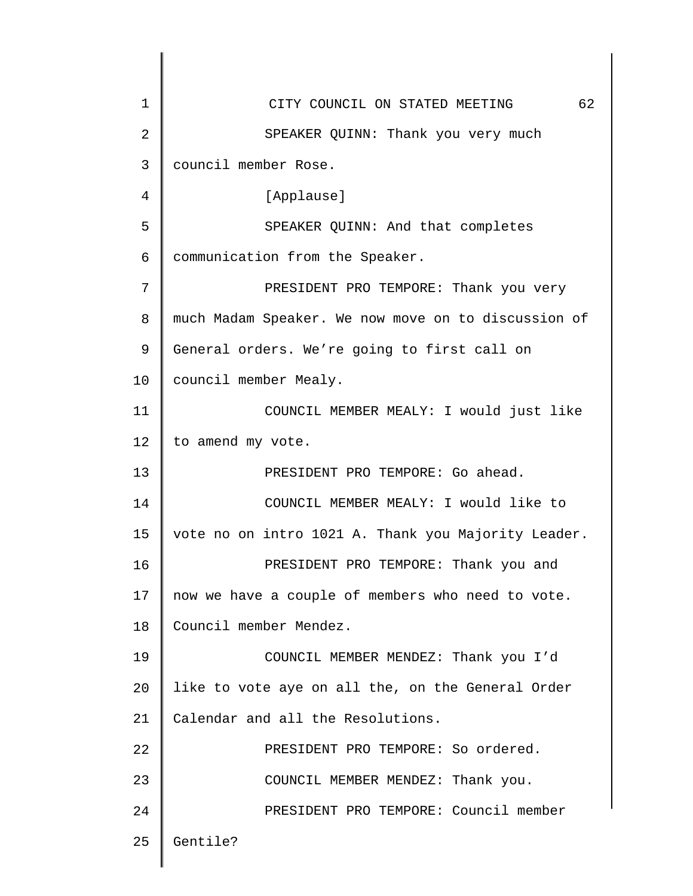SPEAKER QUINN: Thank you very much council member Rose.

[Applause]

SPEAKER QUINN: And that completes communication from the Speaker.

PRESIDENT PRO TEMPORE: Thank you very much Madam Speaker. We now move on to discussion of General orders. We're going to first call on council member Mealy.

COUNCIL MEMBER MEALY: I would just like to amend my vote.

PRESIDENT PRO TEMPORE: Go ahead.

COUNCIL MEMBER MEALY: I would like to vote no on intro 1021 A. Thank you Majority Leader.

PRESIDENT PRO TEMPORE: Thank you and now we have a couple of members who need to vote. Council member Mendez.

COUNCIL MEMBER MENDEZ: Thank you I'd like to vote aye on all the, on the General Order Calendar and all the Resolutions.

PRESIDENT PRO TEMPORE: So ordered.

COUNCIL MEMBER MENDEZ: Thank you.

PRESIDENT PRO TEMPORE: Council member Gentile?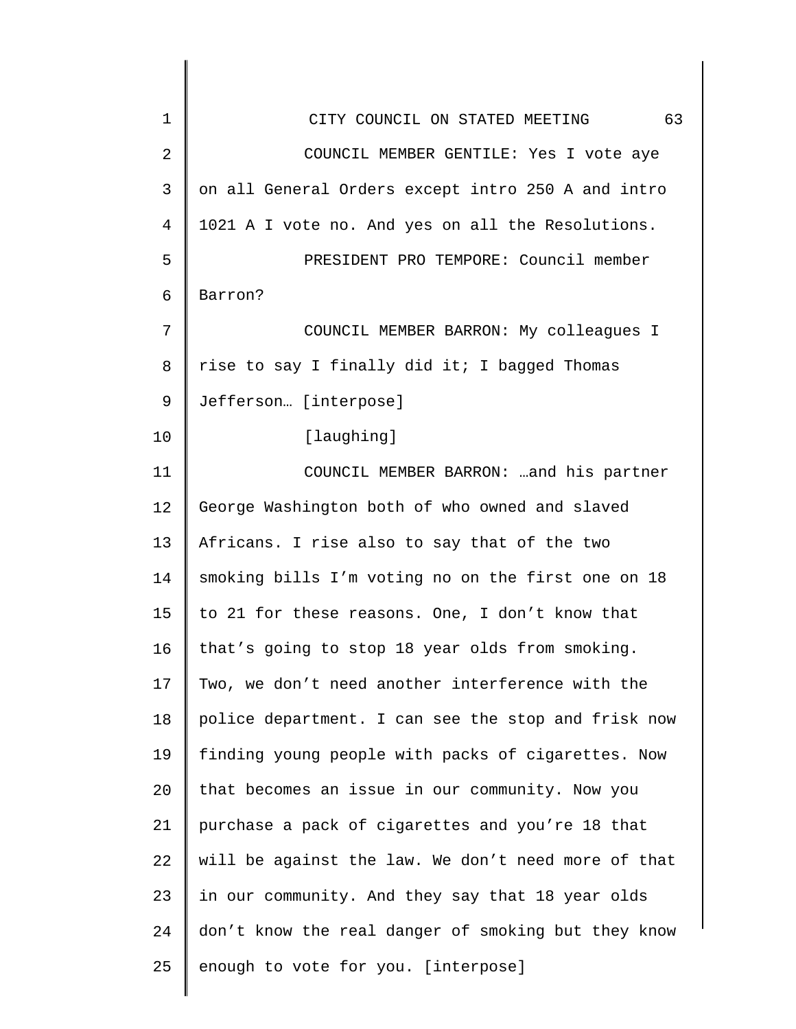COUNCIL MEMBER GENTILE: Yes I vote aye on all General Orders except intro 250 A and intro 1021 A I vote no. And yes on all the Resolutions.

PRESIDENT PRO TEMPORE: Council member Barron?

COUNCIL MEMBER BARRON: My colleagues I rise to say I finally did it; I bagged Thomas Jefferson… [interpose]

[laughing]

COUNCIL MEMBER BARRON: …and his partner George Washington both of who owned and slaved Africans. I rise also to say that of the two smoking bills I'm voting no on the first one on 18 to 21 for these reasons. One, I don't know that that's going to stop 18 year olds from smoking. Two, we don't need another interference with the police department. I can see the stop and frisk now finding young people with packs of cigarettes. Now that becomes an issue in our community. Now you purchase a pack of cigarettes and you're 18 that will be against the law. We don't need more of that in our community. And they say that 18 year olds don't know the real danger of smoking but they know enough to vote for you. [interpose]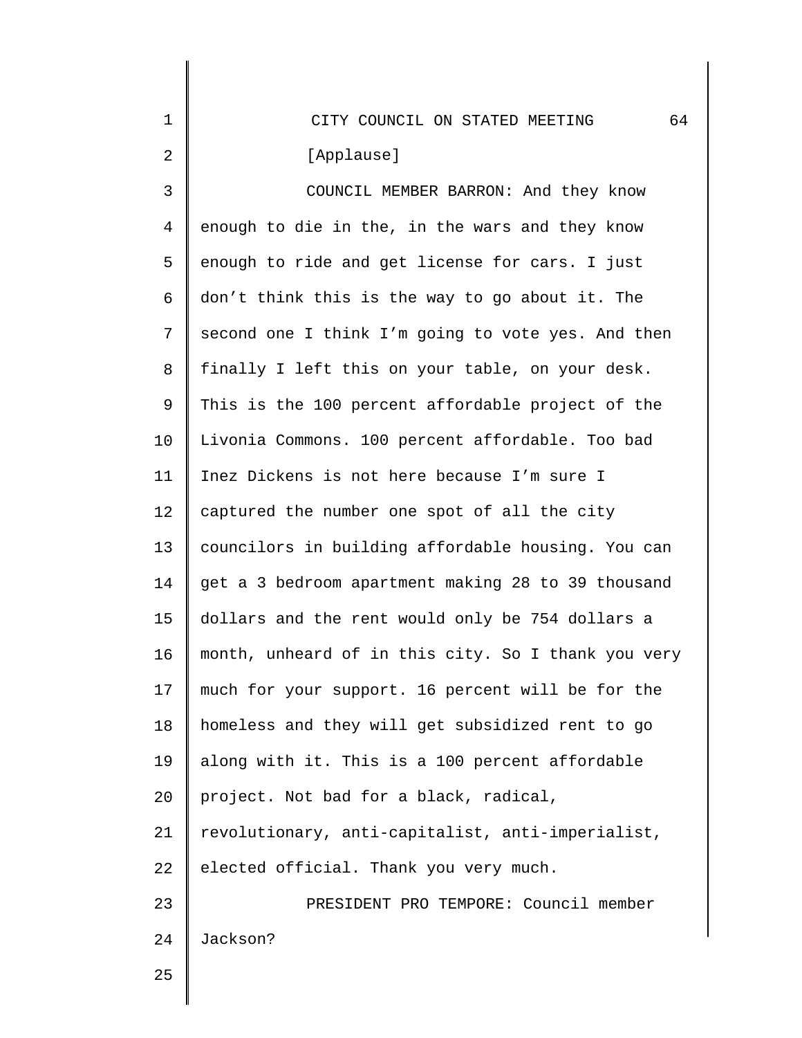[Applause]

COUNCIL MEMBER BARRON: And they know enough to die in the, in the wars and they know enough to ride and get license for cars. I just don't think this is the way to go about it. The second one I think I'm going to vote yes. And then finally I left this on your table, on your desk. This is the 100 percent affordable project of the Livonia Commons. 100 percent affordable. Too bad Inez Dickens is not here because I'm sure I captured the number one spot of all the city councilors in building affordable housing. You can get a 3 bedroom apartment making 28 to 39 thousand dollars and the rent would only be 754 dollars a month, unheard of in this city. So I thank you very much for your support. 16 percent will be for the homeless and they will get subsidized rent to go along with it. This is a 100 percent affordable project. Not bad for a black, radical, revolutionary, anti-capitalist, anti-imperialist, elected official. Thank you very much.

PRESIDENT PRO TEMPORE: Council member Jackson?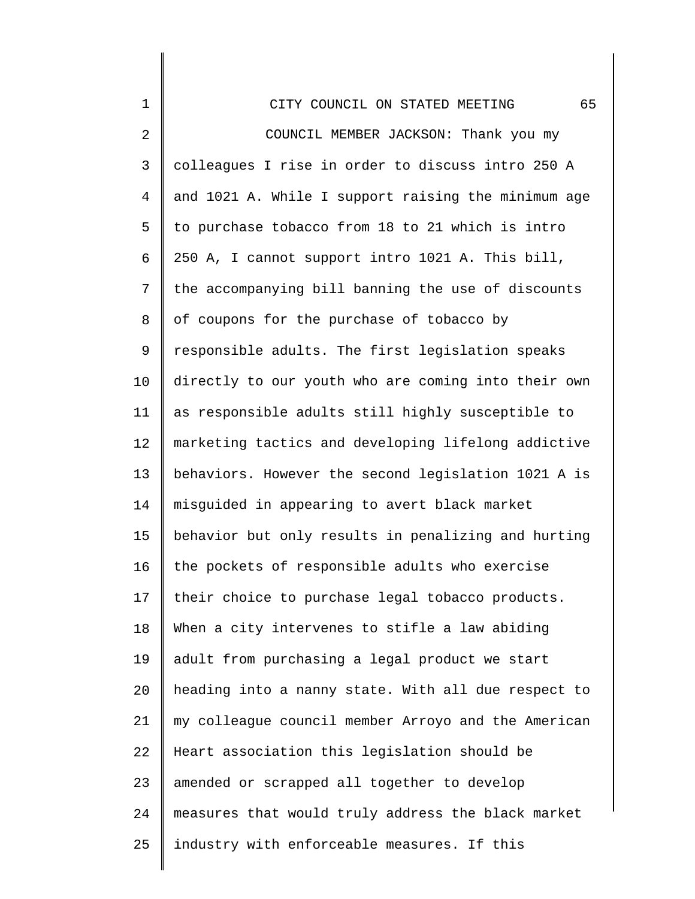COUNCIL MEMBER JACKSON: Thank you my colleagues I rise in order to discuss intro 250 A and 1021 A. While I support raising the minimum age to purchase tobacco from 18 to 21 which is intro 250 A, I cannot support intro 1021 A. This bill, the accompanying bill banning the use of discounts of coupons for the purchase of tobacco by responsible adults. The first legislation speaks directly to our youth who are coming into their own as responsible adults still highly susceptible to marketing tactics and developing lifelong addictive behaviors. However the second legislation 1021 A is misguided in appearing to avert black market behavior but only results in penalizing and hurting the pockets of responsible adults who exercise their choice to purchase legal tobacco products. When a city intervenes to stifle a law abiding adult from purchasing a legal product we start heading into a nanny state. With all due respect to my colleague council member Arroyo and the American Heart association this legislation should be amended or scrapped all together to develop measures that would truly address the black market industry with enforceable measures. If this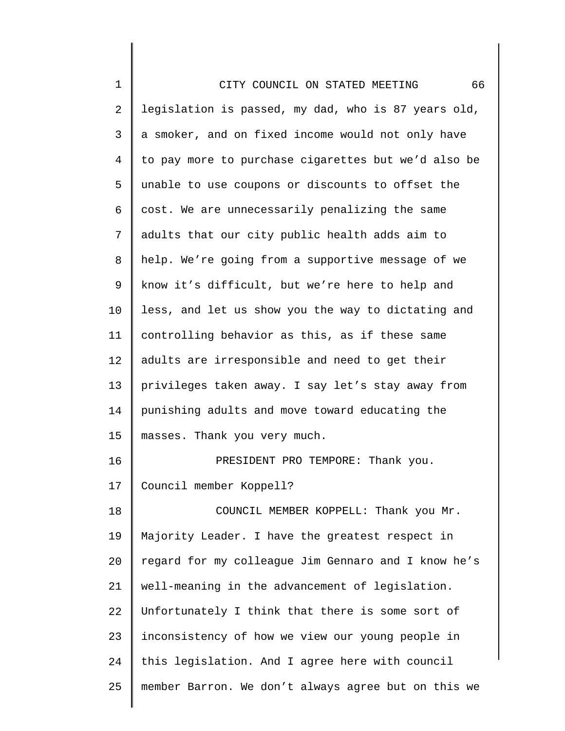legislation is passed, my dad, who is 87 years old, a smoker, and on fixed income would not only have to pay more to purchase cigarettes but we'd also be unable to use coupons or discounts to offset the cost. We are unnecessarily penalizing the same adults that our city public health adds aim to help. We're going from a supportive message of we know it's difficult, but we're here to help and less, and let us show you the way to dictating and controlling behavior as this, as if these same adults are irresponsible and need to get their privileges taken away. I say let's stay away from punishing adults and move toward educating the masses. Thank you very much.

PRESIDENT PRO TEMPORE: Thank you. Council member Koppell?

COUNCIL MEMBER KOPPELL: Thank you Mr. Majority Leader. I have the greatest respect in regard for my colleague Jim Gennaro and I know he's well-meaning in the advancement of legislation. Unfortunately I think that there is some sort of inconsistency of how we view our young people in this legislation. And I agree here with council member Barron. We don't always agree but on this we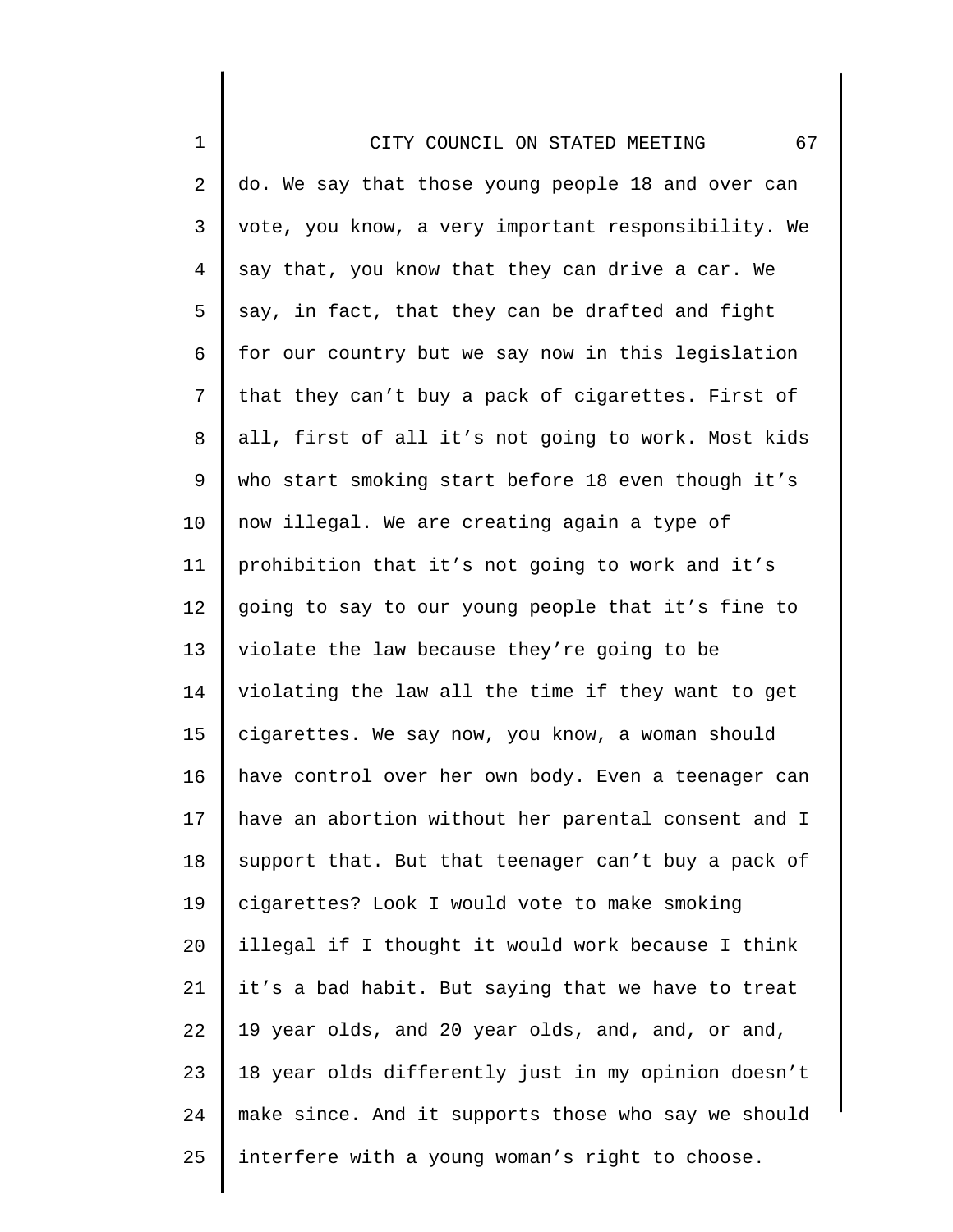do. We say that those young people 18 and over can vote, you know, a very important responsibility. We say that, you know that they can drive a car. We say, in fact, that they can be drafted and fight for our country but we say now in this legislation that they can't buy a pack of cigarettes. First of all, first of all it's not going to work. Most kids who start smoking start before 18 even though it's now illegal. We are creating again a type of prohibition that it's not going to work and it's going to say to our young people that it's fine to violate the law because they're going to be violating the law all the time if they want to get cigarettes. We say now, you know, a woman should have control over her own body. Even a teenager can have an abortion without her parental consent and I support that. But that teenager can't buy a pack of cigarettes? Look I would vote to make smoking illegal if I thought it would work because I think it's a bad habit. But saying that we have to treat 19 year olds, and 20 year olds, and, and, or and, 18 year olds differently just in my opinion doesn't make since. And it supports those who say we should interfere with a young woman's right to choose.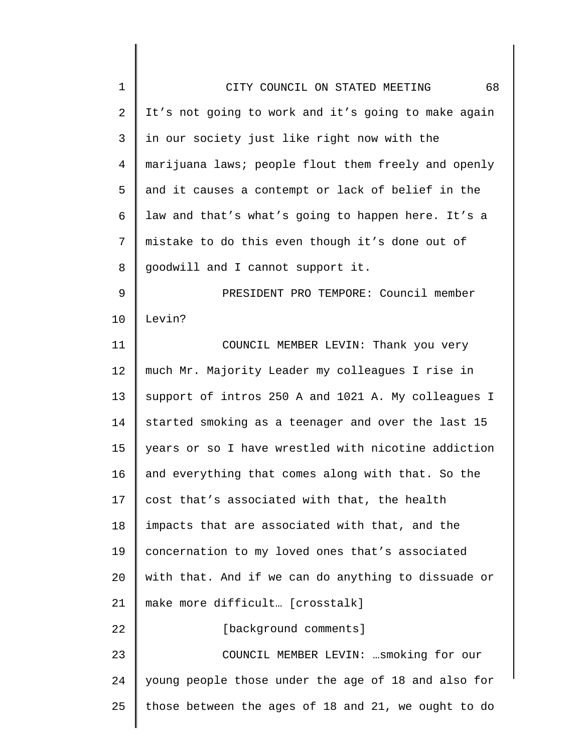It's not going to work and it's going to make again in our society just like right now with the marijuana laws; people flout them freely and openly and it causes a contempt or lack of belief in the law and that's what's going to happen here. It's a mistake to do this even though it's done out of goodwill and I cannot support it.

PRESIDENT PRO TEMPORE: Council member Levin?

COUNCIL MEMBER LEVIN: Thank you very much Mr. Majority Leader my colleagues I rise in support of intros 250 A and 1021 A. My colleagues I started smoking as a teenager and over the last 15 years or so I have wrestled with nicotine addiction and everything that comes along with that. So the cost that's associated with that, the health impacts that are associated with that, and the concernation to my loved ones that's associated with that. And if we can do anything to dissuade or make more difficult… [crosstalk]

[background comments]

COUNCIL MEMBER LEVIN: …smoking for our young people those under the age of 18 and also for those between the ages of 18 and 21, we ought to do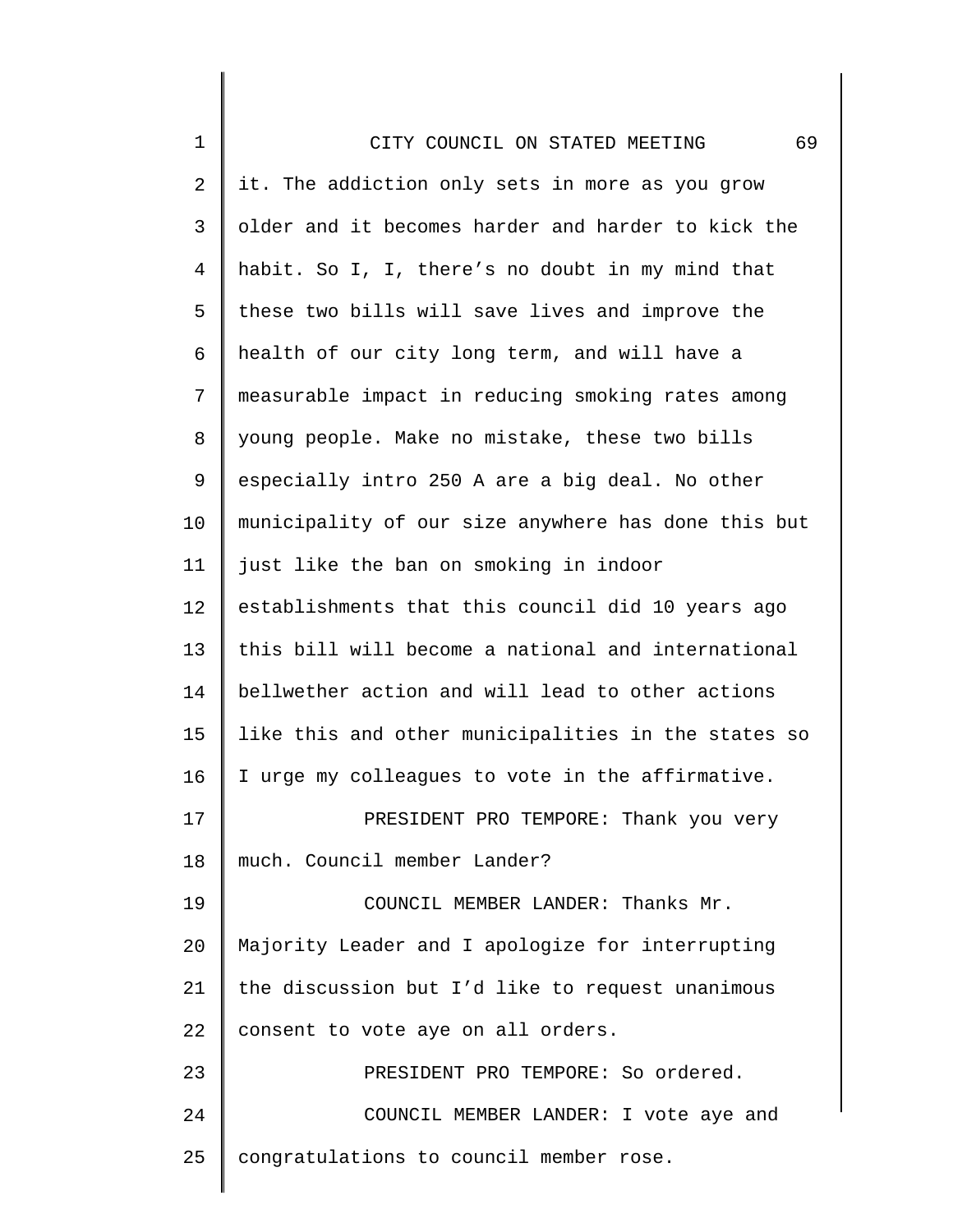it. The addiction only sets in more as you grow older and it becomes harder and harder to kick the habit. So I, I, there's no doubt in my mind that these two bills will save lives and improve the health of our city long term, and will have a measurable impact in reducing smoking rates among young people. Make no mistake, these two bills especially intro 250 A are a big deal. No other municipality of our size anywhere has done this but just like the ban on smoking in indoor establishments that this council did 10 years ago this bill will become a national and international bellwether action and will lead to other actions like this and other municipalities in the states so I urge my colleagues to vote in the affirmative.

PRESIDENT PRO TEMPORE: Thank you very much. Council member Lander?

COUNCIL MEMBER LANDER: Thanks Mr. Majority Leader and I apologize for interrupting the discussion but I'd like to request unanimous consent to vote aye on all orders.

PRESIDENT PRO TEMPORE: So ordered.

COUNCIL MEMBER LANDER: I vote aye and congratulations to council member rose.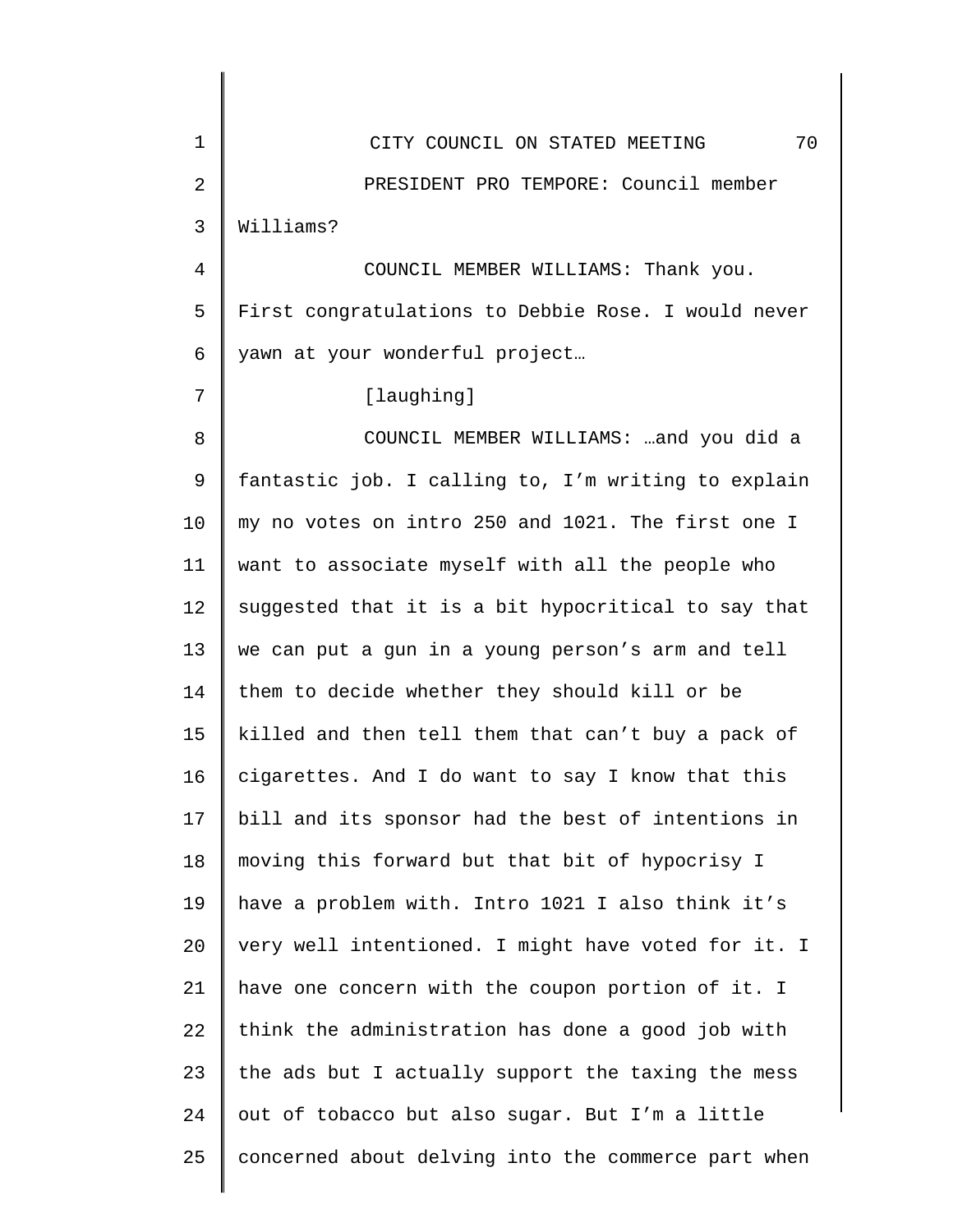PRESIDENT PRO TEMPORE: Council member Williams?

COUNCIL MEMBER WILLIAMS: Thank you. First congratulations to Debbie Rose. I would never yawn at your wonderful project…

[laughing]

COUNCIL MEMBER WILLIAMS: …and you did a fantastic job. I calling to, I'm writing to explain my no votes on intro 250 and 1021. The first one I want to associate myself with all the people who suggested that it is a bit hypocritical to say that we can put a gun in a young person's arm and tell them to decide whether they should kill or be killed and then tell them that can't buy a pack of cigarettes. And I do want to say I know that this bill and its sponsor had the best of intentions in moving this forward but that bit of hypocrisy I have a problem with. Intro 1021 I also think it's very well intentioned. I might have voted for it. I have one concern with the coupon portion of it. I think the administration has done a good job with the ads but I actually support the taxing the mess out of tobacco but also sugar. But I'm a little concerned about delving into the commerce part when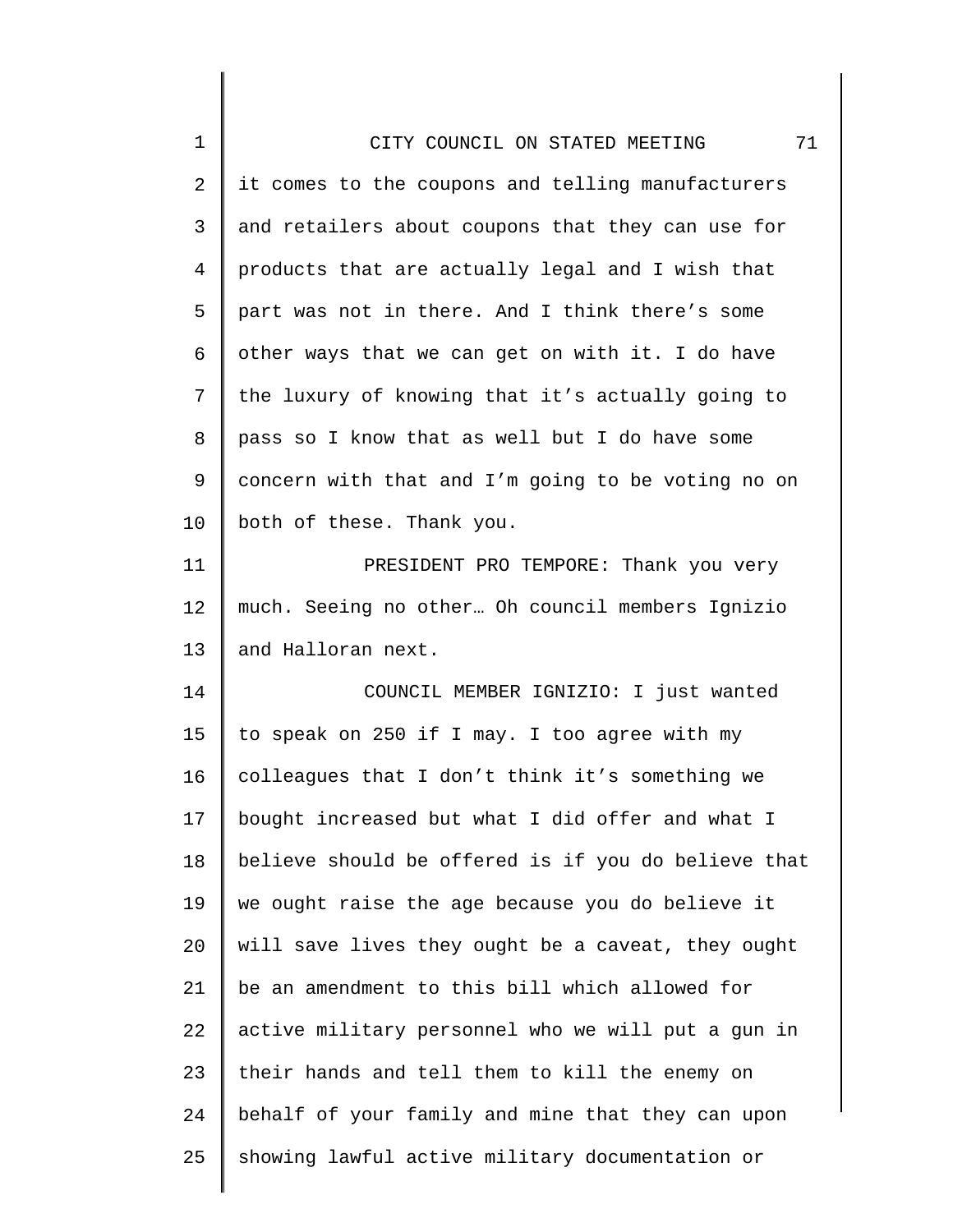it comes to the coupons and telling manufacturers and retailers about coupons that they can use for products that are actually legal and I wish that part was not in there. And I think there's some other ways that we can get on with it. I do have the luxury of knowing that it's actually going to pass so I know that as well but I do have some concern with that and I'm going to be voting no on both of these. Thank you.

PRESIDENT PRO TEMPORE: Thank you very much. Seeing no other… Oh council members Ignizio and Halloran next.

COUNCIL MEMBER IGNIZIO: I just wanted to speak on 250 if I may. I too agree with my colleagues that I don't think it's something we bought increased but what I did offer and what I believe should be offered is if you do believe that we ought raise the age because you do believe it will save lives they ought be a caveat, they ought be an amendment to this bill which allowed for active military personnel who we will put a gun in their hands and tell them to kill the enemy on behalf of your family and mine that they can upon showing lawful active military documentation or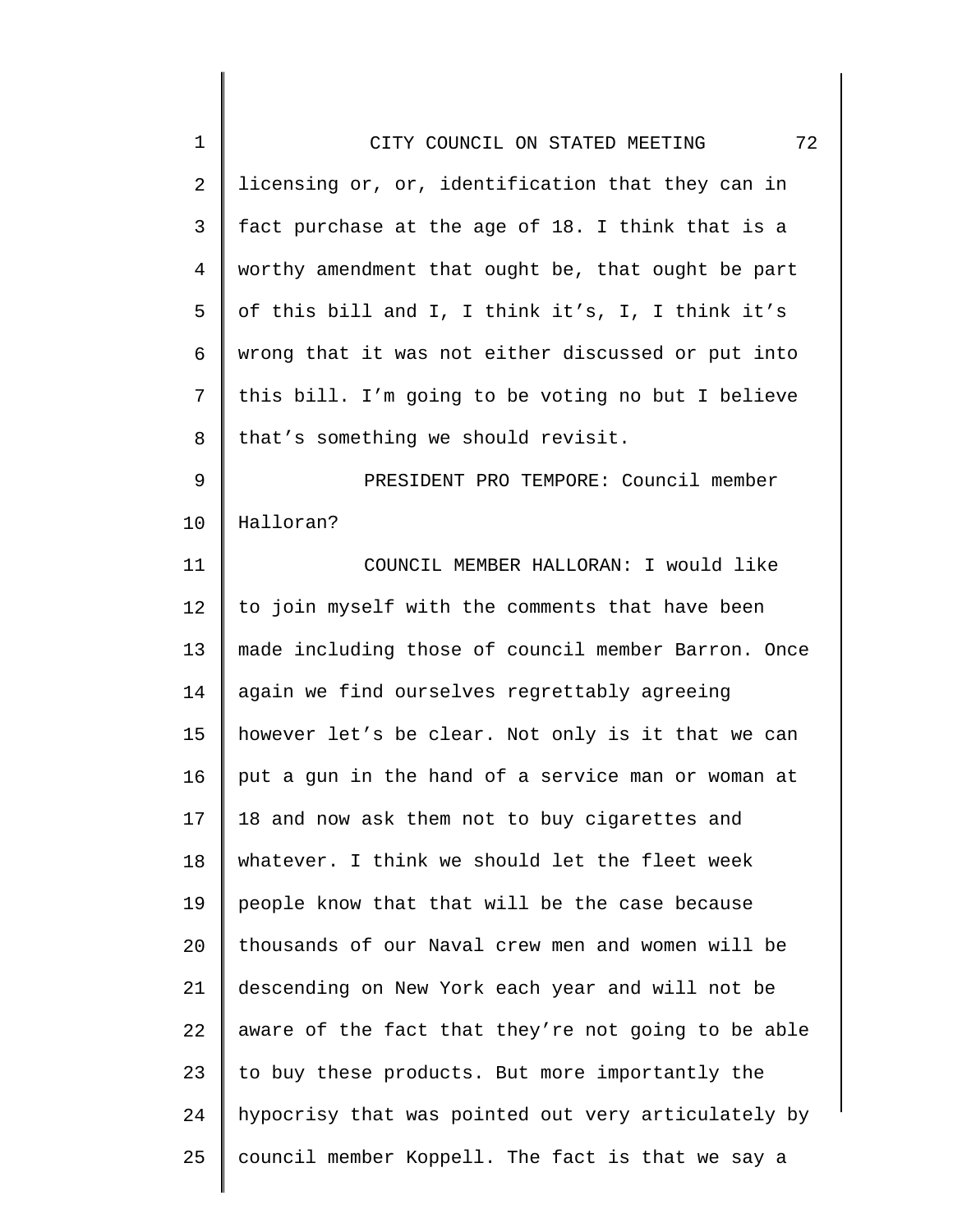licensing or, or, identification that they can in fact purchase at the age of 18. I think that is a worthy amendment that ought be, that ought be part of this bill and I, I think it's, I, I think it's wrong that it was not either discussed or put into this bill. I'm going to be voting no but I believe that's something we should revisit.

PRESIDENT PRO TEMPORE: Council member Halloran?

COUNCIL MEMBER HALLORAN: I would like to join myself with the comments that have been made including those of council member Barron. Once again we find ourselves regrettably agreeing however let's be clear. Not only is it that we can put a gun in the hand of a service man or woman at 18 and now ask them not to buy cigarettes and whatever. I think we should let the fleet week people know that that will be the case because thousands of our Naval crew men and women will be descending on New York each year and will not be aware of the fact that they're not going to be able to buy these products. But more importantly the hypocrisy that was pointed out very articulately by council member Koppell. The fact is that we say a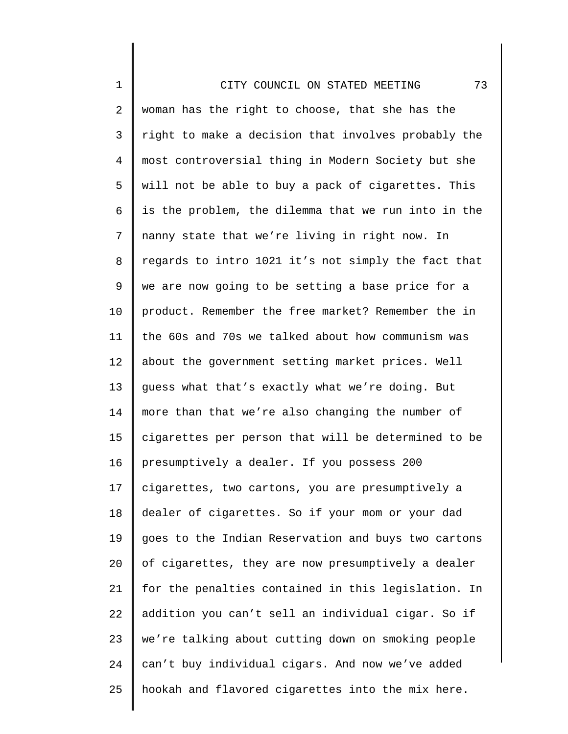woman has the right to choose, that she has the right to make a decision that involves probably the most controversial thing in Modern Society but she will not be able to buy a pack of cigarettes. This is the problem, the dilemma that we run into in the nanny state that we're living in right now. In regards to intro 1021 it's not simply the fact that we are now going to be setting a base price for a product. Remember the free market? Remember the in the 60s and 70s we talked about how communism was about the government setting market prices. Well guess what that's exactly what we're doing. But more than that we're also changing the number of cigarettes per person that will be determined to be presumptively a dealer. If you possess 200 cigarettes, two cartons, you are presumptively a dealer of cigarettes. So if your mom or your dad goes to the Indian Reservation and buys two cartons of cigarettes, they are now presumptively a dealer for the penalties contained in this legislation. In addition you can't sell an individual cigar. So if we're talking about cutting down on smoking people can't buy individual cigars. And now we've added hookah and flavored cigarettes into the mix here.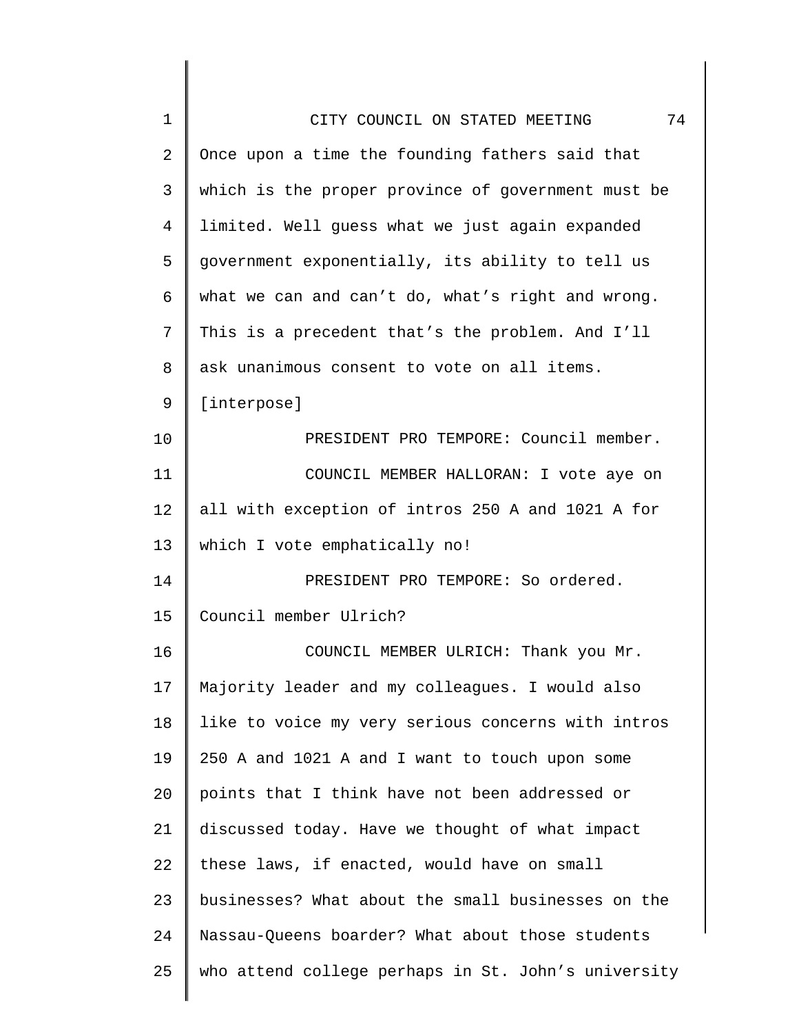Once upon a time the founding fathers said that which is the proper province of government must be limited. Well guess what we just again expanded government exponentially, its ability to tell us what we can and can't do, what's right and wrong. This is a precedent that's the problem. And I'll ask unanimous consent to vote on all items. [interpose]

PRESIDENT PRO TEMPORE: Council member.

COUNCIL MEMBER HALLORAN: I vote aye on all with exception of intros 250 A and 1021 A for which I vote emphatically no!

PRESIDENT PRO TEMPORE: So ordered. Council member Ulrich?

COUNCIL MEMBER ULRICH: Thank you Mr. Majority leader and my colleagues. I would also like to voice my very serious concerns with intros 250 A and 1021 A and I want to touch upon some points that I think have not been addressed or discussed today. Have we thought of what impact these laws, if enacted, would have on small businesses? What about the small businesses on the Nassau-Queens boarder? What about those students who attend college perhaps in St. John's university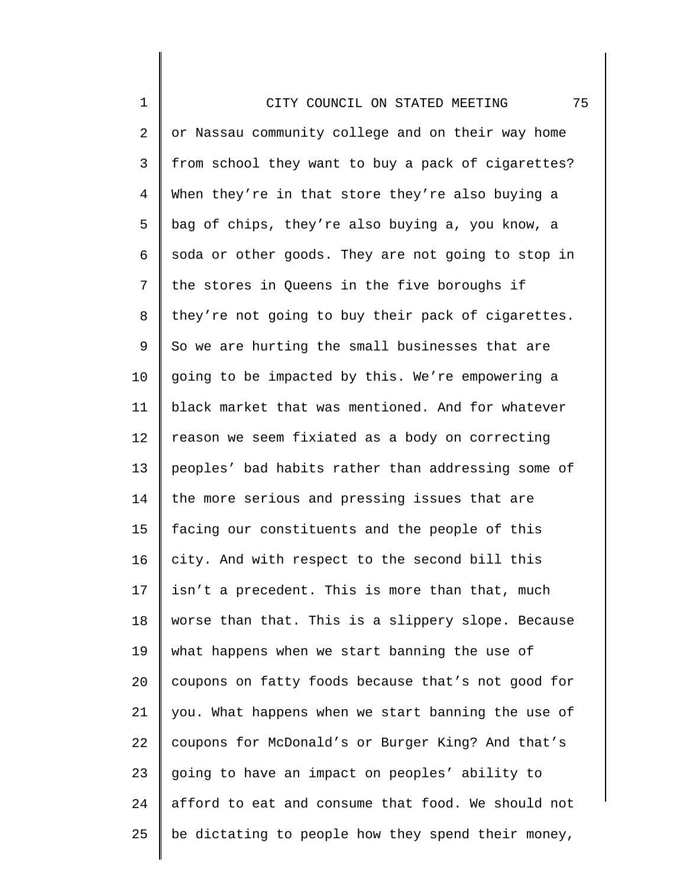or Nassau community college and on their way home from school they want to buy a pack of cigarettes? When they’re in that store they’re also buying a bag of chips, they’re also buying a, you know, a soda or other goods. They are not going to stop in the stores in Queens in the five boroughs if they’re not going to buy their pack of cigarettes. So we are hurting the small businesses that are going to be impacted by this. We’re empowering a black market that was mentioned. And for whatever reason we seem fixiated as a body on correcting peoples’ bad habits rather than addressing some of the more serious and pressing issues that are facing our constituents and the people of this city. And with respect to the second bill this isn’t a precedent. This is more than that, much worse than that. This is a slippery slope. Because what happens when we start banning the use of coupons on fatty foods because that’s not good for you. What happens when we start banning the use of coupons for McDonald’s or Burger King? And that’s going to have an impact on peoples’ ability to afford to eat and consume that food. We should not be dictating to people how they spend their money,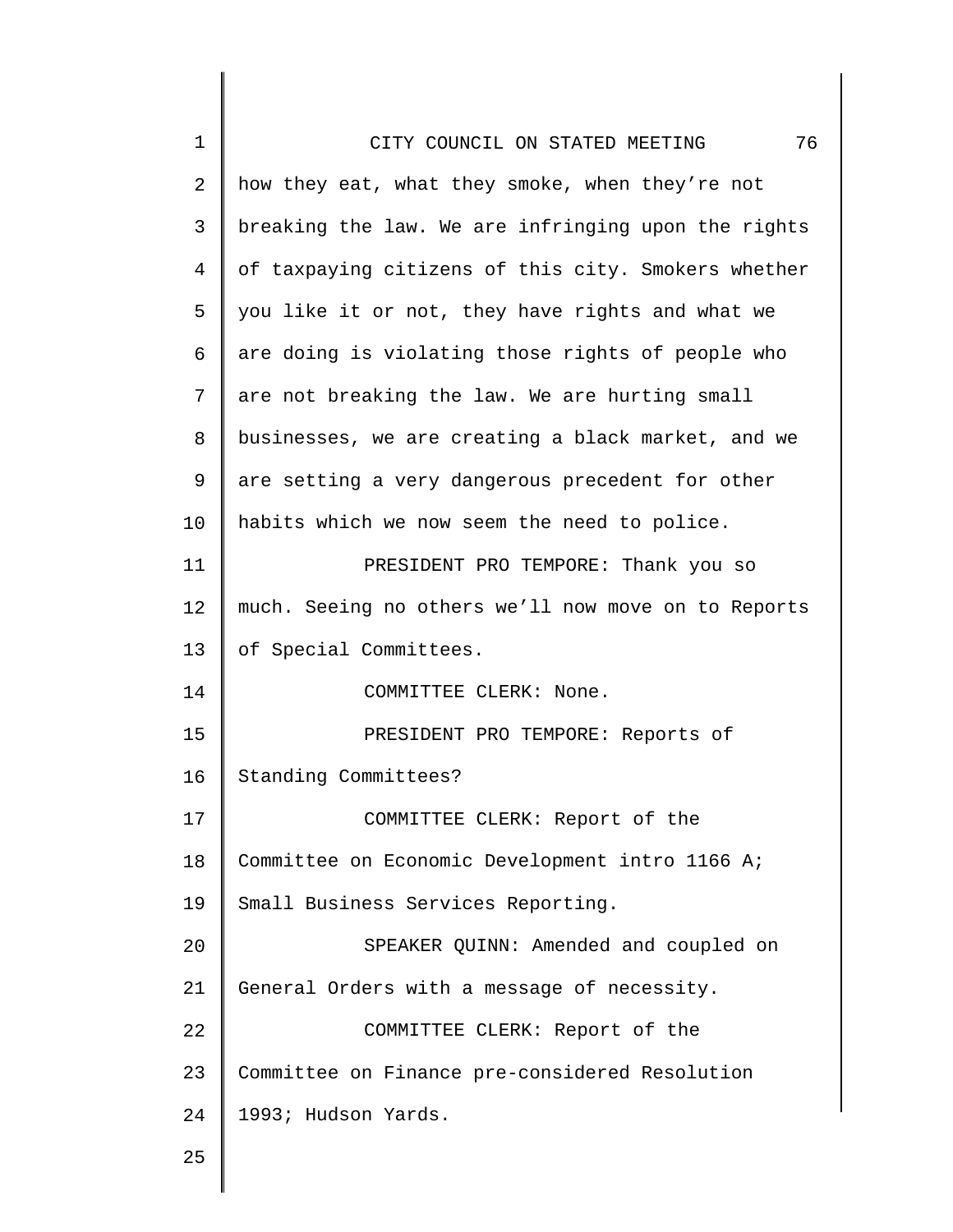how they eat, what they smoke, when they're not breaking the law. We are infringing upon the rights of taxpaying citizens of this city. Smokers whether you like it or not, they have rights and what we are doing is violating those rights of people who are not breaking the law. We are hurting small businesses, we are creating a black market, and we are setting a very dangerous precedent for other habits which we now seem the need to police.

PRESIDENT PRO TEMPORE: Thank you so much. Seeing no others we'll now move on to Reports of Special Committees.

COMMITTEE CLERK: None.

PRESIDENT PRO TEMPORE: Reports of Standing Committees?

COMMITTEE CLERK: Report of the Committee on Economic Development intro 1166 A; Small Business Services Reporting.

SPEAKER QUINN: Amended and coupled on General Orders with a message of necessity.

COMMITTEE CLERK: Report of the Committee on Finance pre-considered Resolution 1993; Hudson Yards.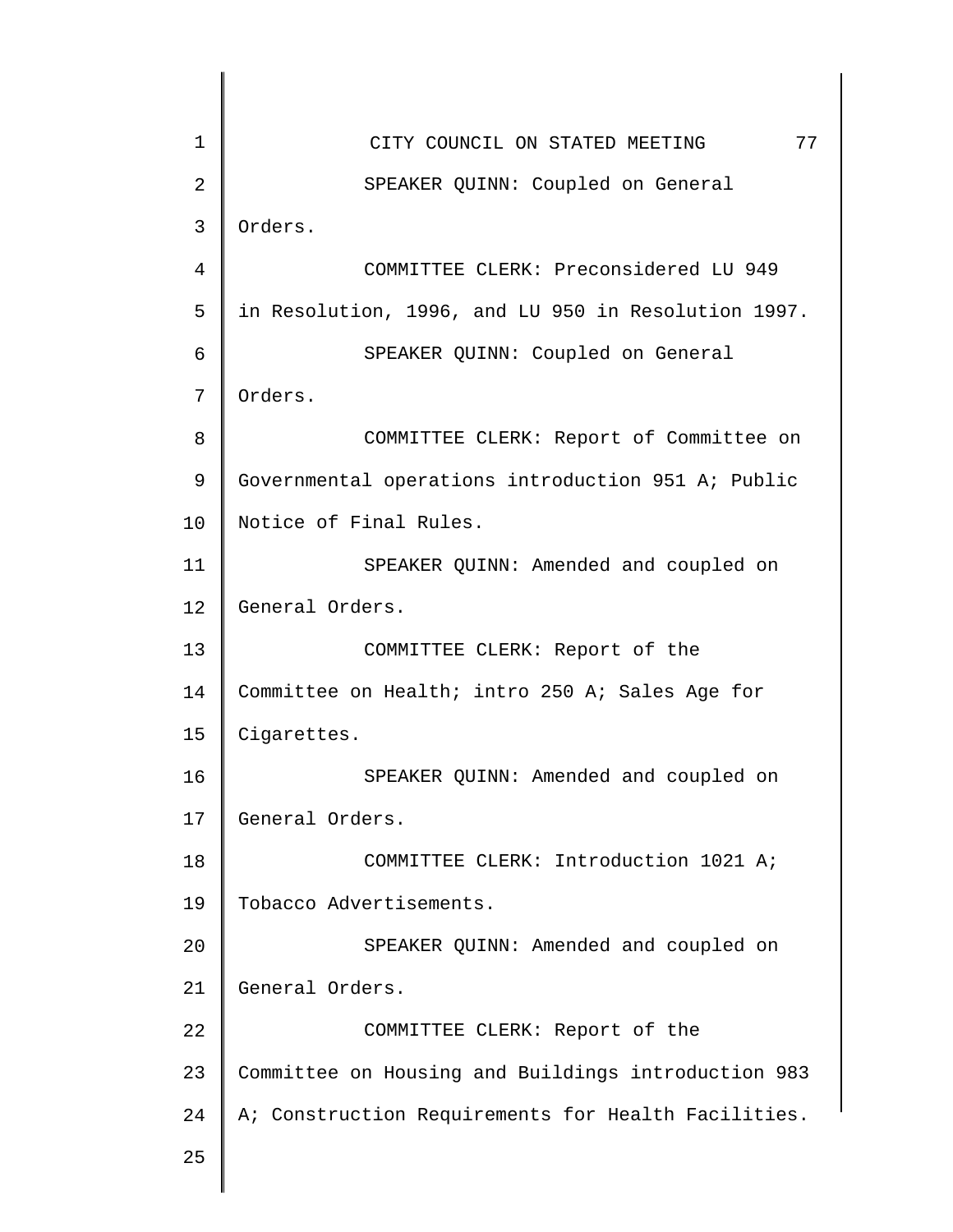SPEAKER QUINN: Coupled on General Orders.

COMMITTEE CLERK: Preconsidered LU 949 in Resolution, 1996, and LU 950 in Resolution 1997.

SPEAKER QUINN: Coupled on General Orders.

COMMITTEE CLERK: Report of Committee on Governmental operations introduction 951 A; Public Notice of Final Rules.

SPEAKER QUINN: Amended and coupled on General Orders.

COMMITTEE CLERK: Report of the Committee on Health; intro 250 A; Sales Age for Cigarettes.

SPEAKER QUINN: Amended and coupled on General Orders.

COMMITTEE CLERK: Introduction 1021 A; Tobacco Advertisements.

SPEAKER QUINN: Amended and coupled on General Orders.

COMMITTEE CLERK: Report of the Committee on Housing and Buildings introduction 983 A; Construction Requirements for Health Facilities.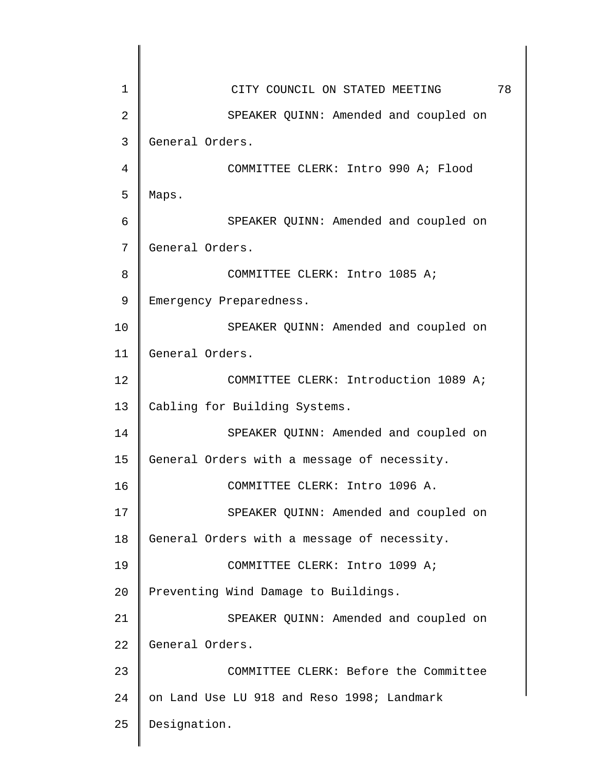SPEAKER QUINN: Amended and coupled on General Orders.

COMMITTEE CLERK: Intro 990 A; Flood Maps.

SPEAKER QUINN: Amended and coupled on General Orders.

COMMITTEE CLERK: Intro 1085 A; Emergency Preparedness.

SPEAKER QUINN: Amended and coupled on General Orders.

COMMITTEE CLERK: Introduction 1089 A; Cabling for Building Systems.

SPEAKER QUINN: Amended and coupled on General Orders with a message of necessity.

COMMITTEE CLERK: Intro 1096 A.

SPEAKER QUINN: Amended and coupled on General Orders with a message of necessity.

COMMITTEE CLERK: Intro 1099 A; Preventing Wind Damage to Buildings.

SPEAKER QUINN: Amended and coupled on General Orders.

COMMITTEE CLERK: Before the Committee on Land Use LU 918 and Reso 1998; Landmark Designation.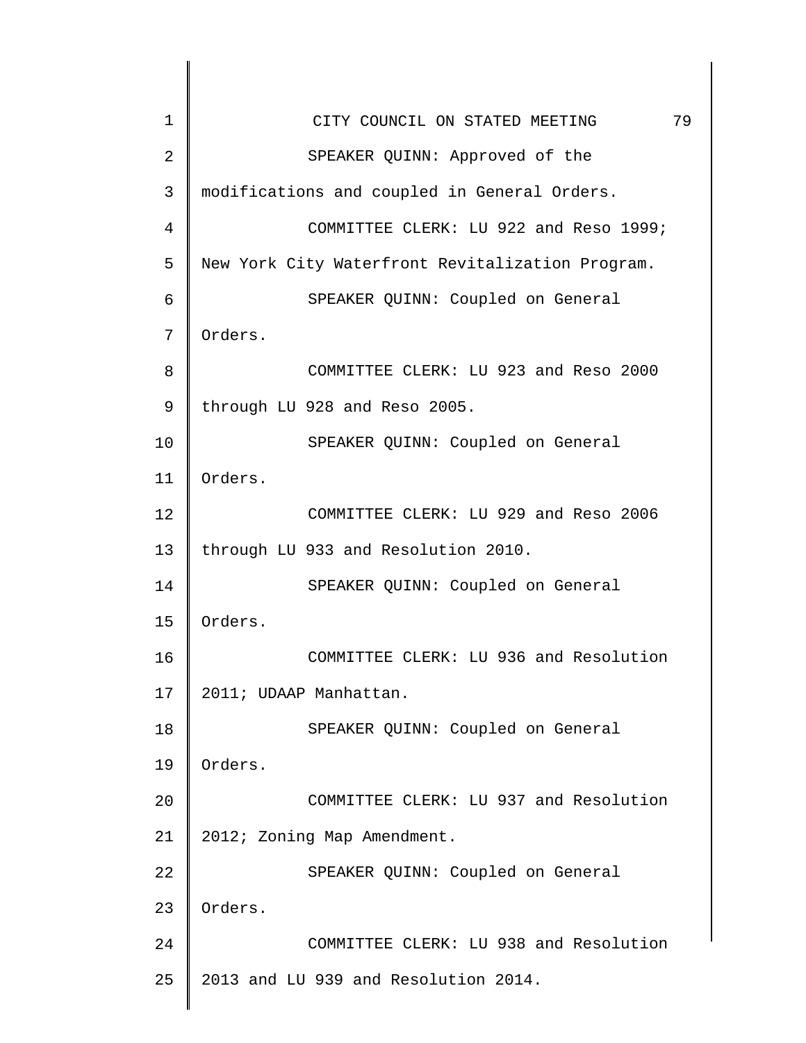SPEAKER QUINN: Approved of the modifications and coupled in General Orders.

COMMITTEE CLERK: LU 922 and Reso 1999; New York City Waterfront Revitalization Program.

SPEAKER QUINN: Coupled on General Orders.

COMMITTEE CLERK: LU 923 and Reso 2000 through LU 928 and Reso 2005.

SPEAKER QUINN: Coupled on General Orders.

COMMITTEE CLERK: LU 929 and Reso 2006 through LU 933 and Resolution 2010.

SPEAKER QUINN: Coupled on General Orders.

COMMITTEE CLERK: LU 936 and Resolution 2011; UDAAP Manhattan.

SPEAKER QUINN: Coupled on General Orders.

COMMITTEE CLERK: LU 937 and Resolution 2012; Zoning Map Amendment.

SPEAKER QUINN: Coupled on General Orders.

COMMITTEE CLERK: LU 938 and Resolution 2013 and LU 939 and Resolution 2014.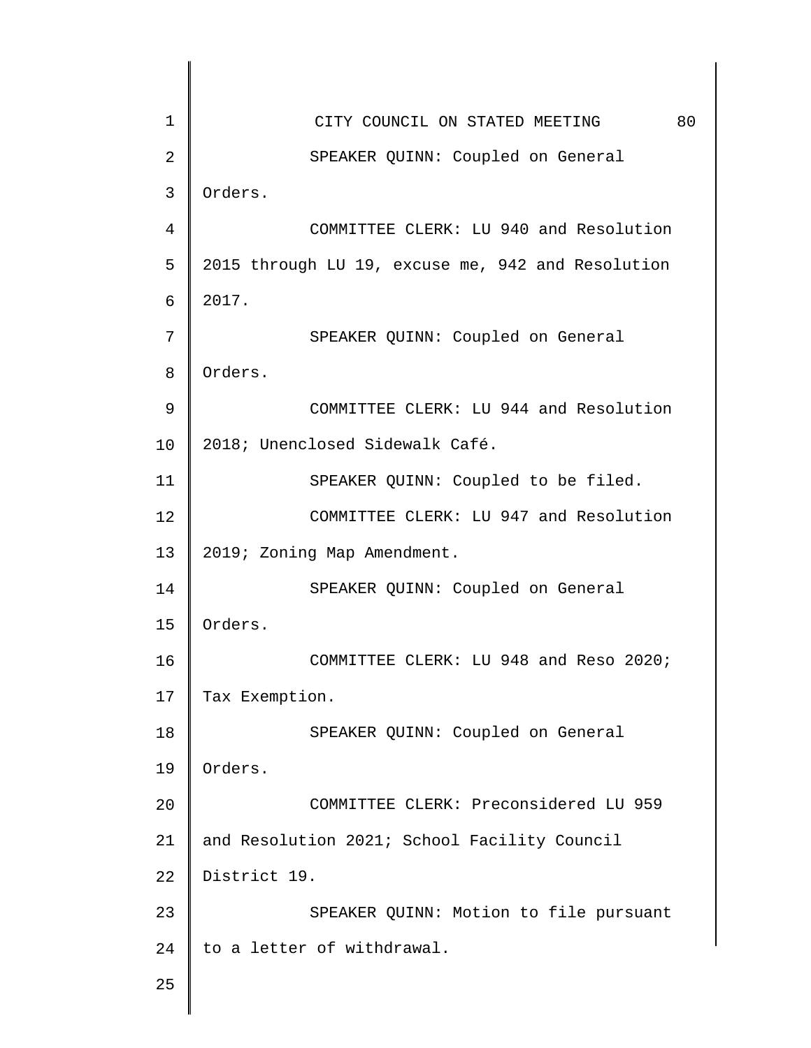SPEAKER QUINN: Coupled on General Orders.

COMMITTEE CLERK: LU 940 and Resolution 2015 through LU 19, excuse me, 942 and Resolution 2017.

SPEAKER QUINN: Coupled on General Orders.

COMMITTEE CLERK: LU 944 and Resolution 2018; Unenclosed Sidewalk Café.

SPEAKER QUINN: Coupled to be filed.

COMMITTEE CLERK: LU 947 and Resolution 2019; Zoning Map Amendment.

SPEAKER QUINN: Coupled on General Orders.

COMMITTEE CLERK: LU 948 and Reso 2020; Tax Exemption.

SPEAKER QUINN: Coupled on General Orders.

COMMITTEE CLERK: Preconsidered LU 959 and Resolution 2021; School Facility Council District 19.

SPEAKER QUINN: Motion to file pursuant to a letter of withdrawal.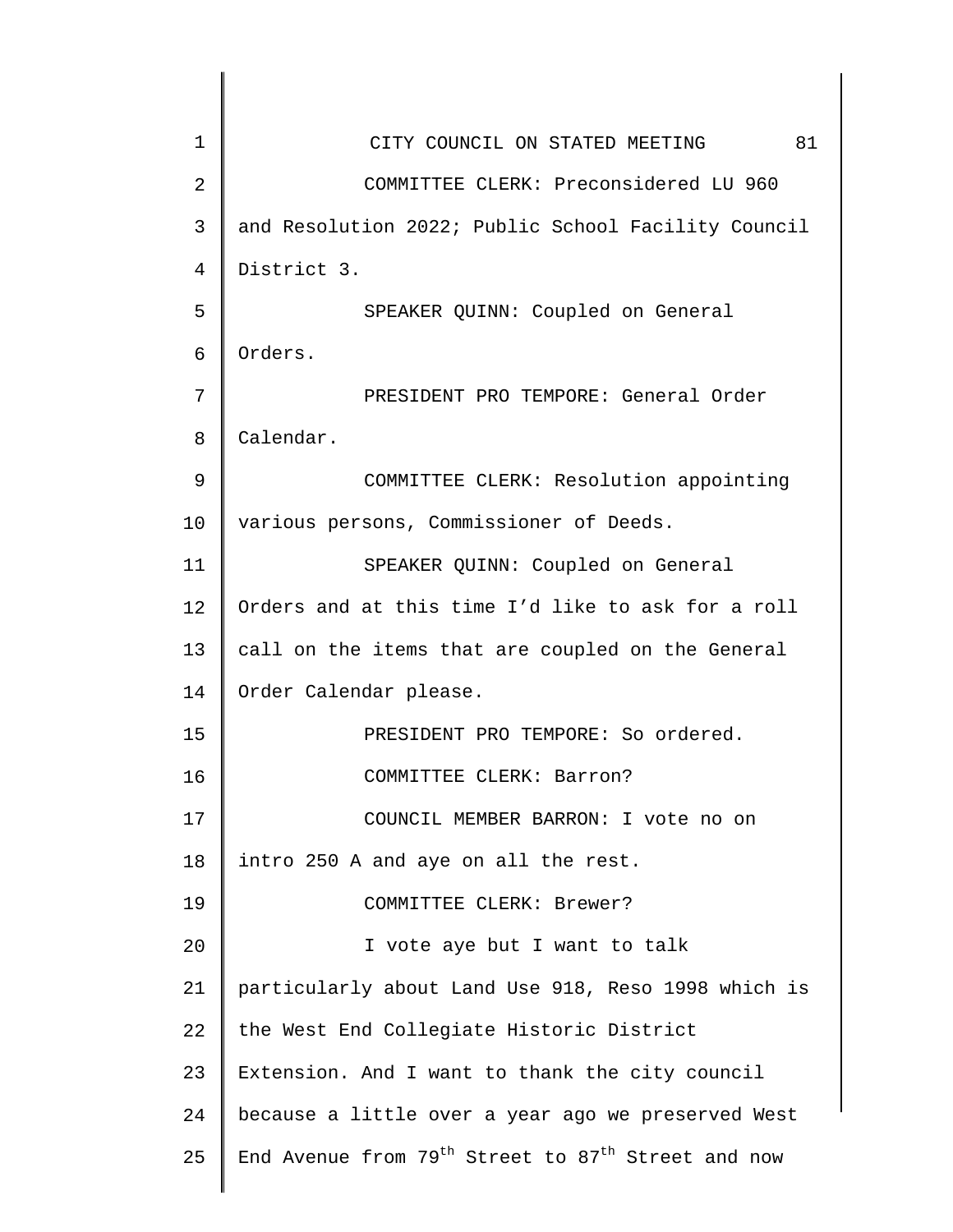COMMITTEE CLERK: Preconsidered LU 960 and Resolution 2022; Public School Facility Council District 3.

SPEAKER QUINN: Coupled on General Orders.

PRESIDENT PRO TEMPORE: General Order Calendar.

COMMITTEE CLERK: Resolution appointing various persons, Commissioner of Deeds.

SPEAKER QUINN: Coupled on General Orders and at this time I'd like to ask for a roll call on the items that are coupled on the General Order Calendar please.

PRESIDENT PRO TEMPORE: So ordered.

COMMITTEE CLERK: Barron?

COUNCIL MEMBER BARRON: I vote no on intro 250 A and aye on all the rest.

COMMITTEE CLERK: Brewer?

I vote aye but I want to talk particularly about Land Use 918, Reso 1998 which is the West End Collegiate Historic District Extension. And I want to thank the city council because a little over a year ago we preserved West End Avenue from 79th Street to 87th Street and now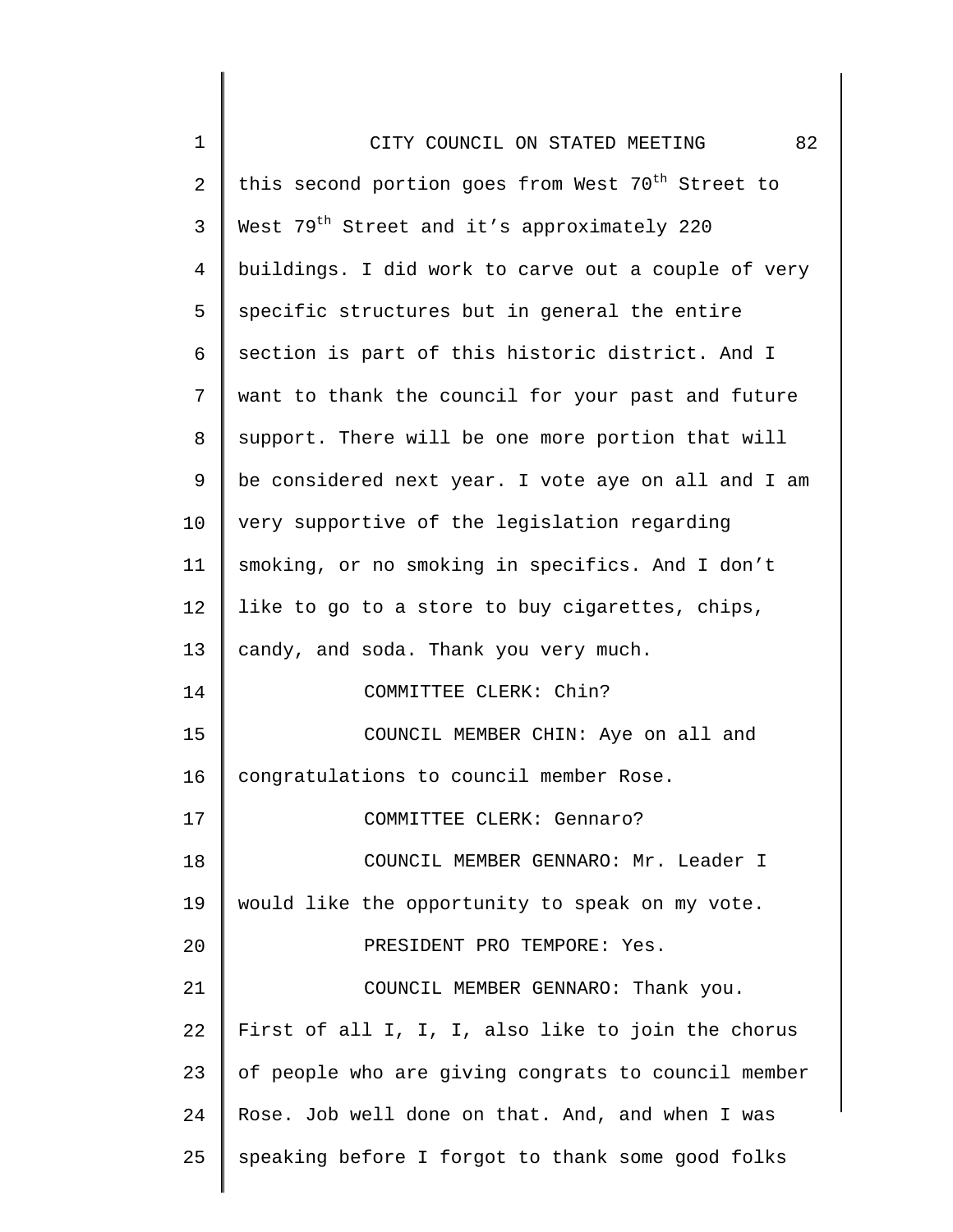this second portion goes from West 70th Street to West 79th Street and it's approximately 220 buildings. I did work to carve out a couple of very specific structures but in general the entire section is part of this historic district. And I want to thank the council for your past and future support. There will be one more portion that will be considered next year. I vote aye on all and I am very supportive of the legislation regarding smoking, or no smoking in specifics. And I don't like to go to a store to buy cigarettes, chips, candy, and soda. Thank you very much.

COMMITTEE CLERK: Chin?

COUNCIL MEMBER CHIN: Aye on all and congratulations to council member Rose.

COMMITTEE CLERK: Gennaro?

COUNCIL MEMBER GENNARO: Mr. Leader I would like the opportunity to speak on my vote.

PRESIDENT PRO TEMPORE: Yes.

COUNCIL MEMBER GENNARO: Thank you. First of all I, I, I, also like to join the chorus of people who are giving congrats to council member Rose. Job well done on that. And, and when I was speaking before I forgot to thank some good folks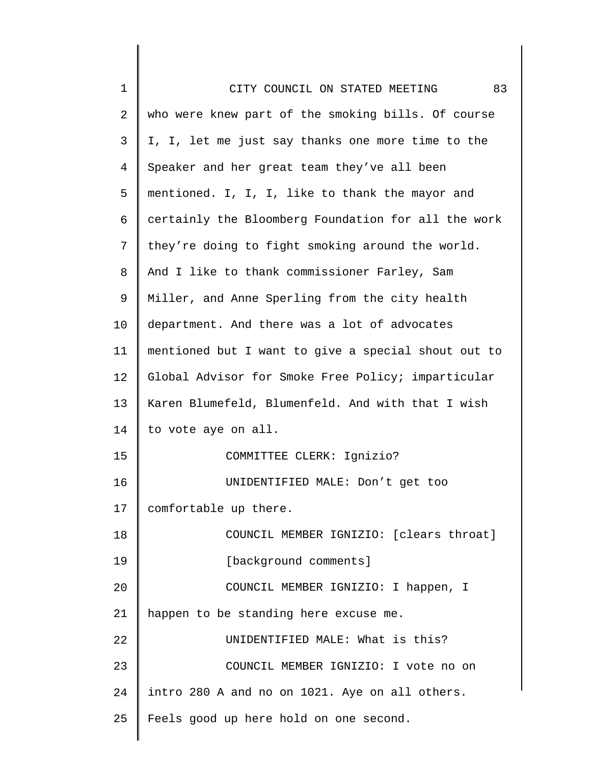who were knew part of the smoking bills. Of course I, I, let me just say thanks one more time to the Speaker and her great team they've all been mentioned. I, I, I, like to thank the mayor and certainly the Bloomberg Foundation for all the work they're doing to fight smoking around the world. And I like to thank commissioner Farley, Sam Miller, and Anne Sperling from the city health department. And there was a lot of advocates mentioned but I want to give a special shout out to Global Advisor for Smoke Free Policy; imparticular Karen Blumefeld, Blumenfeld. And with that I wish to vote aye on all.

COMMITTEE CLERK: Ignizio?

UNIDENTIFIED MALE: Don't get too comfortable up there.

COUNCIL MEMBER IGNIZIO: [clears throat]

[background comments]

COUNCIL MEMBER IGNIZIO: I happen, I happen to be standing here excuse me.

UNIDENTIFIED MALE: What is this?

COUNCIL MEMBER IGNIZIO: I vote no on intro 280 A and no on 1021. Aye on all others. Feels good up here hold on one second.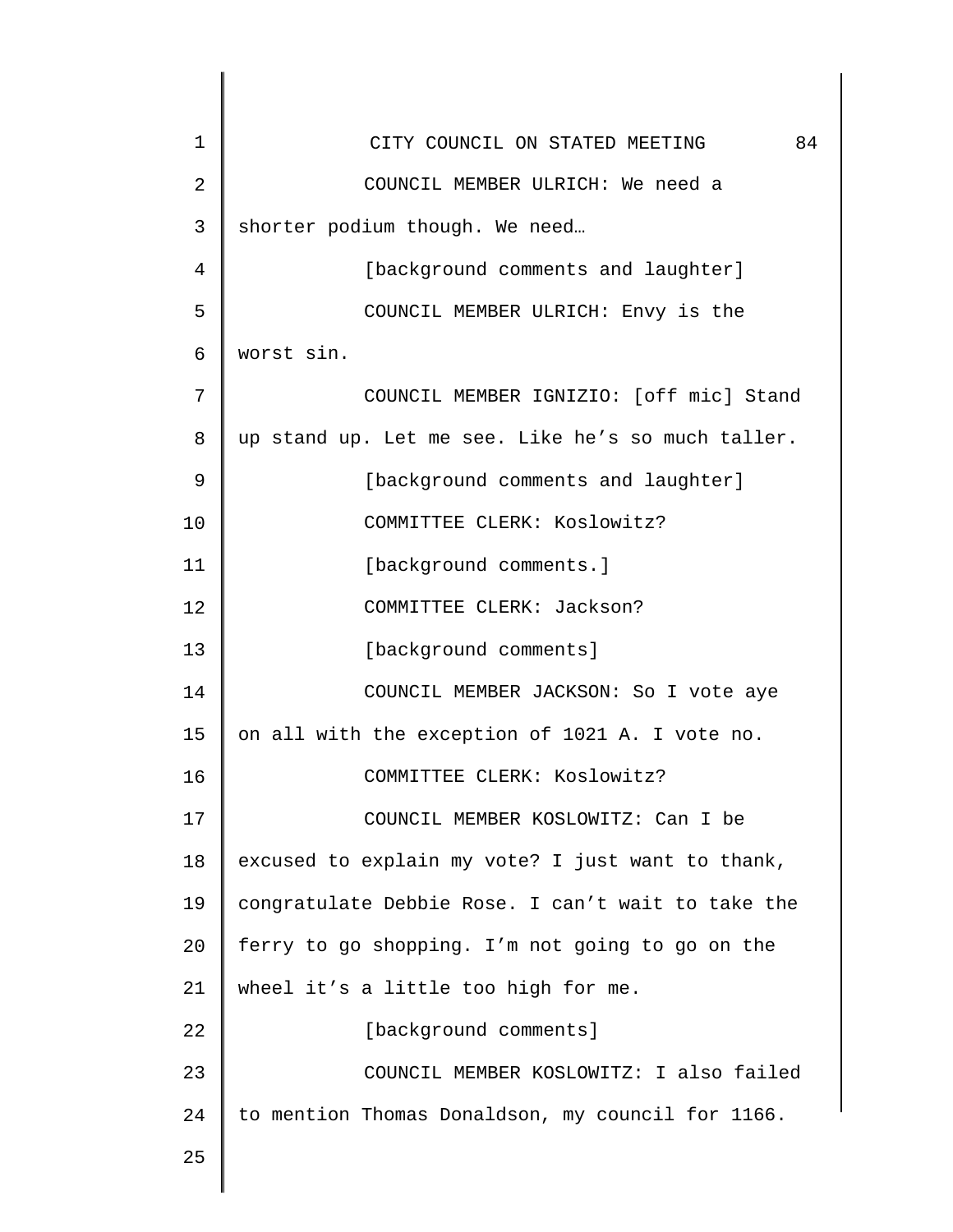COUNCIL MEMBER ULRICH: We need a shorter podium though. We need…

[background comments and laughter]

COUNCIL MEMBER ULRICH: Envy is the worst sin.

COUNCIL MEMBER IGNIZIO: [off mic] Stand up stand up. Let me see. Like he's so much taller.

[background comments and laughter]

COMMITTEE CLERK: Koslowitz?

[background comments.]

COMMITTEE CLERK: Jackson?

[background comments]

COUNCIL MEMBER JACKSON: So I vote aye on all with the exception of 1021 A. I vote no.

COMMITTEE CLERK: Koslowitz?

COUNCIL MEMBER KOSLOWITZ: Can I be excused to explain my vote? I just want to thank, congratulate Debbie Rose. I can't wait to take the ferry to go shopping. I'm not going to go on the wheel it's a little too high for me.

[background comments]

COUNCIL MEMBER KOSLOWITZ: I also failed to mention Thomas Donaldson, my council for 1166.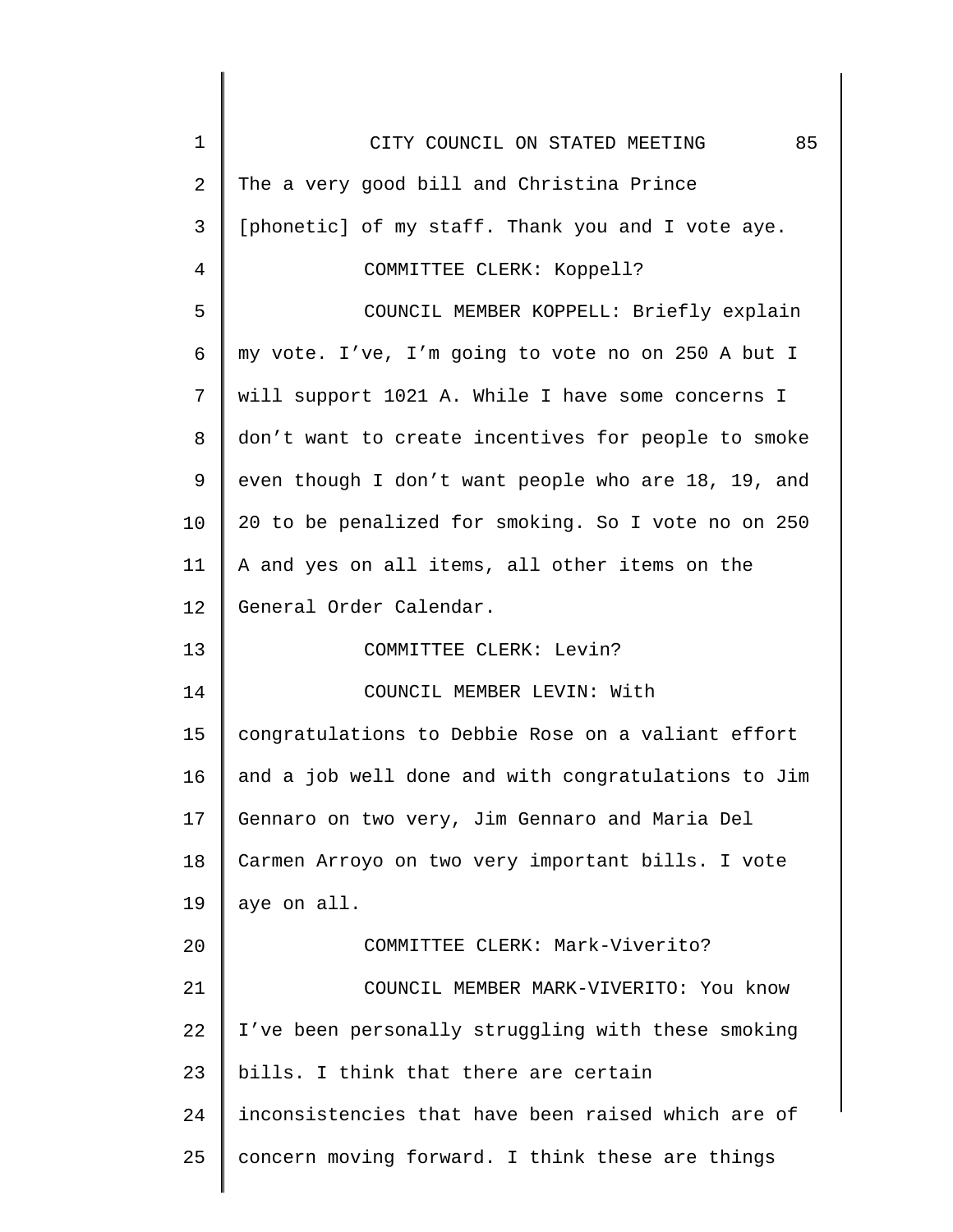The a very good bill and Christina Prince [phonetic] of my staff. Thank you and I vote aye.

COMMITTEE CLERK: Koppell?

COUNCIL MEMBER KOPPELL: Briefly explain my vote. I've, I'm going to vote no on 250 A but I will support 1021 A. While I have some concerns I don't want to create incentives for people to smoke even though I don't want people who are 18, 19, and 20 to be penalized for smoking. So I vote no on 250 A and yes on all items, all other items on the General Order Calendar.

COMMITTEE CLERK: Levin?

COUNCIL MEMBER LEVIN: With congratulations to Debbie Rose on a valiant effort and a job well done and with congratulations to Jim Gennaro on two very, Jim Gennaro and Maria Del Carmen Arroyo on two very important bills. I vote aye on all.

COMMITTEE CLERK: Mark-Viverito?

COUNCIL MEMBER MARK-VIVERITO: You know I've been personally struggling with these smoking bills. I think that there are certain inconsistencies that have been raised which are of concern moving forward. I think these are things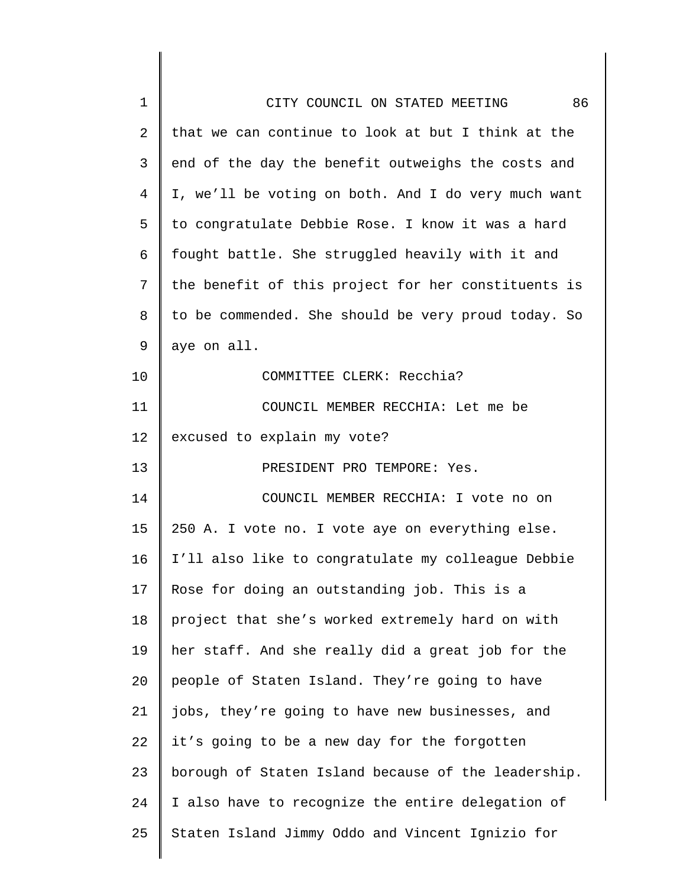that we can continue to look at but I think at the end of the day the benefit outweighs the costs and I, we'll be voting on both. And I do very much want to congratulate Debbie Rose. I know it was a hard fought battle. She struggled heavily with it and the benefit of this project for her constituents is to be commended. She should be very proud today. So aye on all.

COMMITTEE CLERK: Recchia?

COUNCIL MEMBER RECCHIA: Let me be excused to explain my vote?

PRESIDENT PRO TEMPORE: Yes.

COUNCIL MEMBER RECCHIA: I vote no on 250 A. I vote no. I vote aye on everything else. I'll also like to congratulate my colleague Debbie Rose for doing an outstanding job. This is a project that she's worked extremely hard on with her staff. And she really did a great job for the people of Staten Island. They're going to have jobs, they're going to have new businesses, and it's going to be a new day for the forgotten borough of Staten Island because of the leadership. I also have to recognize the entire delegation of Staten Island Jimmy Oddo and Vincent Ignizio for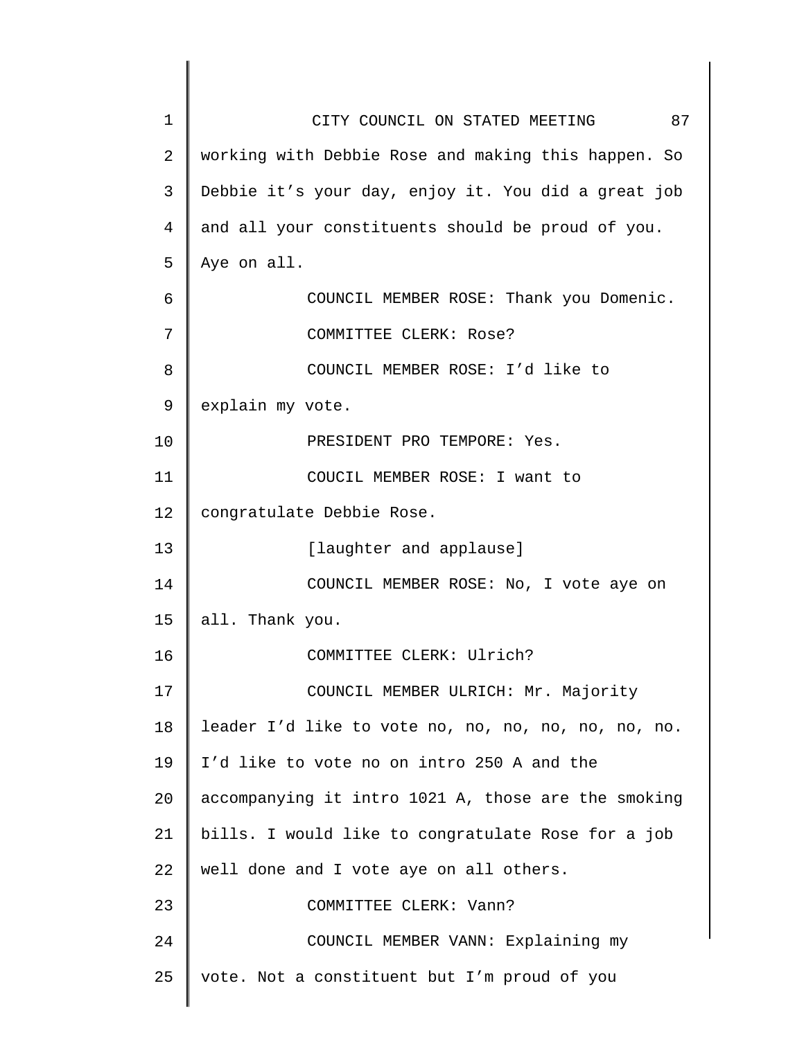working with Debbie Rose and making this happen. So Debbie it's your day, enjoy it. You did a great job and all your constituents should be proud of you. Aye on all.

COUNCIL MEMBER ROSE: Thank you Domenic.

COMMITTEE CLERK: Rose?

COUNCIL MEMBER ROSE: I'd like to explain my vote.

PRESIDENT PRO TEMPORE: Yes.

COUCIL MEMBER ROSE: I want to congratulate Debbie Rose.

[laughter and applause]

COUNCIL MEMBER ROSE: No, I vote aye on all. Thank you.

COMMITTEE CLERK: Ulrich?

COUNCIL MEMBER ULRICH: Mr. Majority leader I'd like to vote no, no, no, no, no, no, no. I'd like to vote no on intro 250 A and the accompanying it intro 1021 A, those are the smoking bills. I would like to congratulate Rose for a job well done and I vote aye on all others.

COMMITTEE CLERK: Vann?

COUNCIL MEMBER VANN: Explaining my vote. Not a constituent but I'm proud of you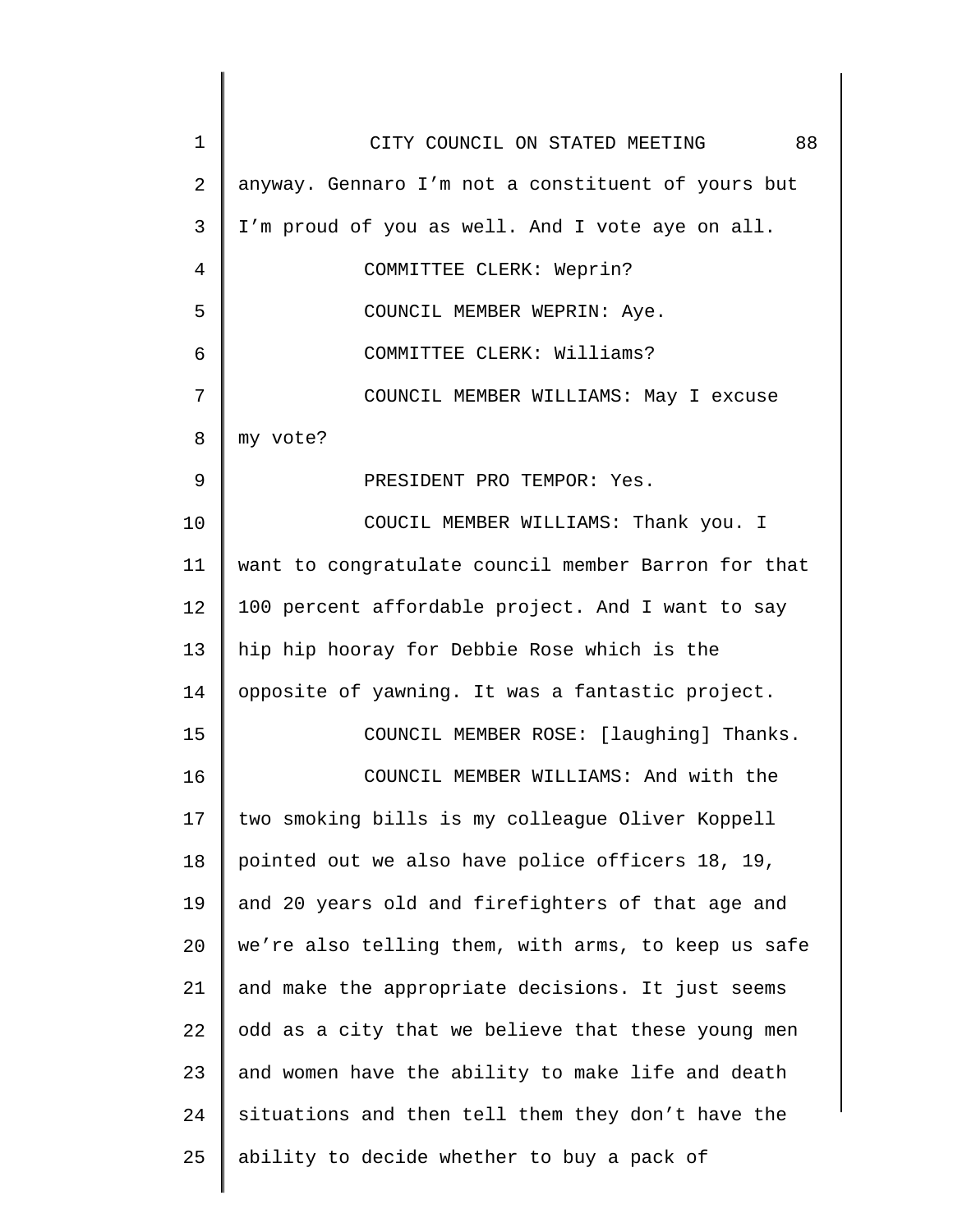anyway. Gennaro I'm not a constituent of yours but I'm proud of you as well. And I vote aye on all.

COMMITTEE CLERK: Weprin?

COUNCIL MEMBER WEPRIN: Aye.

COMMITTEE CLERK: Williams?

COUNCIL MEMBER WILLIAMS: May I excuse my vote?

PRESIDENT PRO TEMPOR: Yes.

COUCIL MEMBER WILLIAMS: Thank you. I want to congratulate council member Barron for that 100 percent affordable project. And I want to say hip hip hooray for Debbie Rose which is the opposite of yawning. It was a fantastic project.

COUNCIL MEMBER ROSE: [laughing] Thanks.

COUNCIL MEMBER WILLIAMS: And with the two smoking bills is my colleague Oliver Koppell pointed out we also have police officers 18, 19, and 20 years old and firefighters of that age and we're also telling them, with arms, to keep us safe and make the appropriate decisions. It just seems odd as a city that we believe that these young men and women have the ability to make life and death situations and then tell them they don't have the ability to decide whether to buy a pack of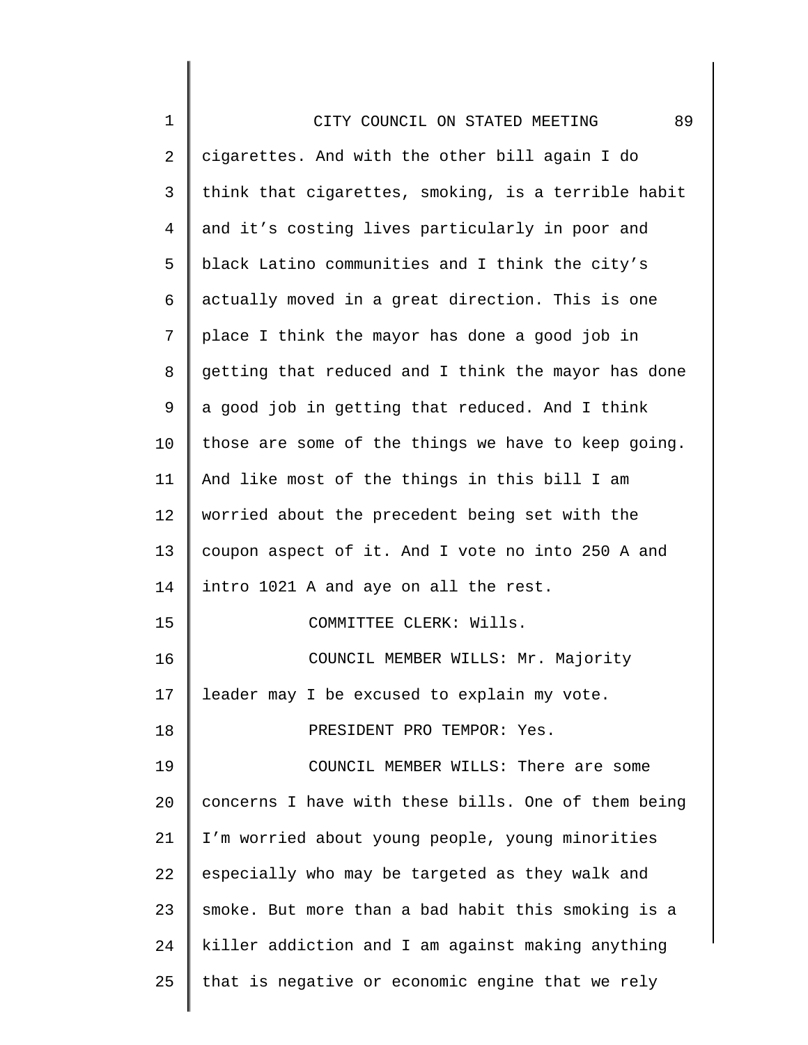cigarettes. And with the other bill again I do think that cigarettes, smoking, is a terrible habit and it's costing lives particularly in poor and black Latino communities and I think the city's actually moved in a great direction. This is one place I think the mayor has done a good job in getting that reduced and I think the mayor has done a good job in getting that reduced. And I think those are some of the things we have to keep going. And like most of the things in this bill I am worried about the precedent being set with the coupon aspect of it. And I vote no into 250 A and intro 1021 A and aye on all the rest.

COMMITTEE CLERK: Wills.

COUNCIL MEMBER WILLS: Mr. Majority leader may I be excused to explain my vote.

PRESIDENT PRO TEMPOR: Yes.

COUNCIL MEMBER WILLS: There are some concerns I have with these bills. One of them being I'm worried about young people, young minorities especially who may be targeted as they walk and smoke. But more than a bad habit this smoking is a killer addiction and I am against making anything that is negative or economic engine that we rely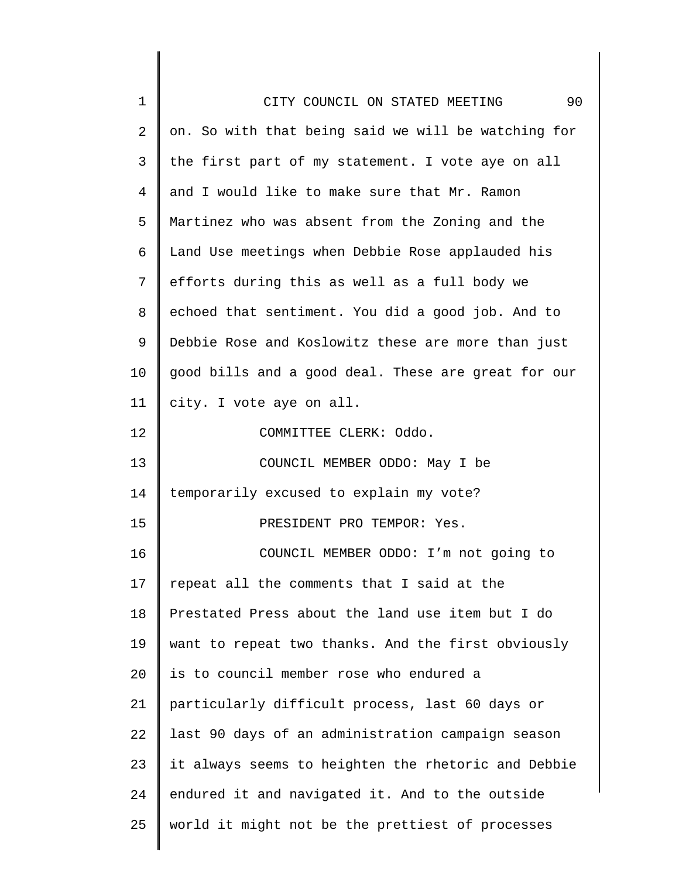on. So with that being said we will be watching for the first part of my statement. I vote aye on all and I would like to make sure that Mr. Ramon Martinez who was absent from the Zoning and the Land Use meetings when Debbie Rose applauded his efforts during this as well as a full body we echoed that sentiment. You did a good job. And to Debbie Rose and Koslowitz these are more than just good bills and a good deal. These are great for our city. I vote aye on all.

COMMITTEE CLERK: Oddo.

COUNCIL MEMBER ODDO: May I be temporarily excused to explain my vote?

PRESIDENT PRO TEMPOR: Yes.

COUNCIL MEMBER ODDO: I'm not going to repeat all the comments that I said at the Prestated Press about the land use item but I do want to repeat two thanks. And the first obviously is to council member rose who endured a particularly difficult process, last 60 days or last 90 days of an administration campaign season it always seems to heighten the rhetoric and Debbie endured it and navigated it. And to the outside world it might not be the prettiest of processes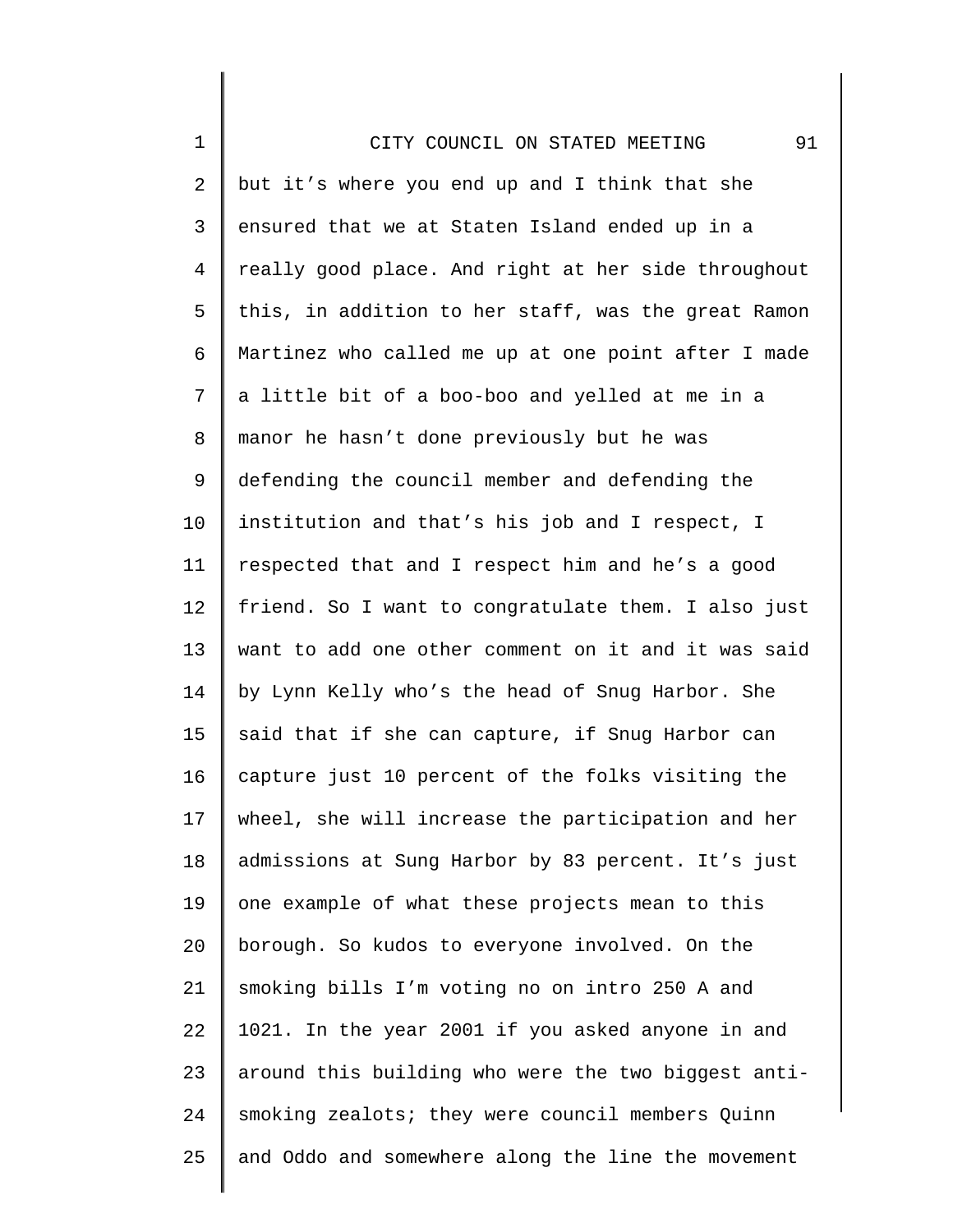but it's where you end up and I think that she ensured that we at Staten Island ended up in a really good place. And right at her side throughout this, in addition to her staff, was the great Ramon Martinez who called me up at one point after I made a little bit of a boo-boo and yelled at me in a manor he hasn't done previously but he was defending the council member and defending the institution and that's his job and I respect, I respected that and I respect him and he's a good friend. So I want to congratulate them. I also just want to add one other comment on it and it was said by Lynn Kelly who's the head of Snug Harbor. She said that if she can capture, if Snug Harbor can capture just 10 percent of the folks visiting the wheel, she will increase the participation and her admissions at Sung Harbor by 83 percent. It's just one example of what these projects mean to this borough. So kudos to everyone involved. On the smoking bills I'm voting no on intro 250 A and 1021. In the year 2001 if you asked anyone in and around this building who were the two biggest anti-smoking zealots; they were council members Quinn and Oddo and somewhere along the line the movement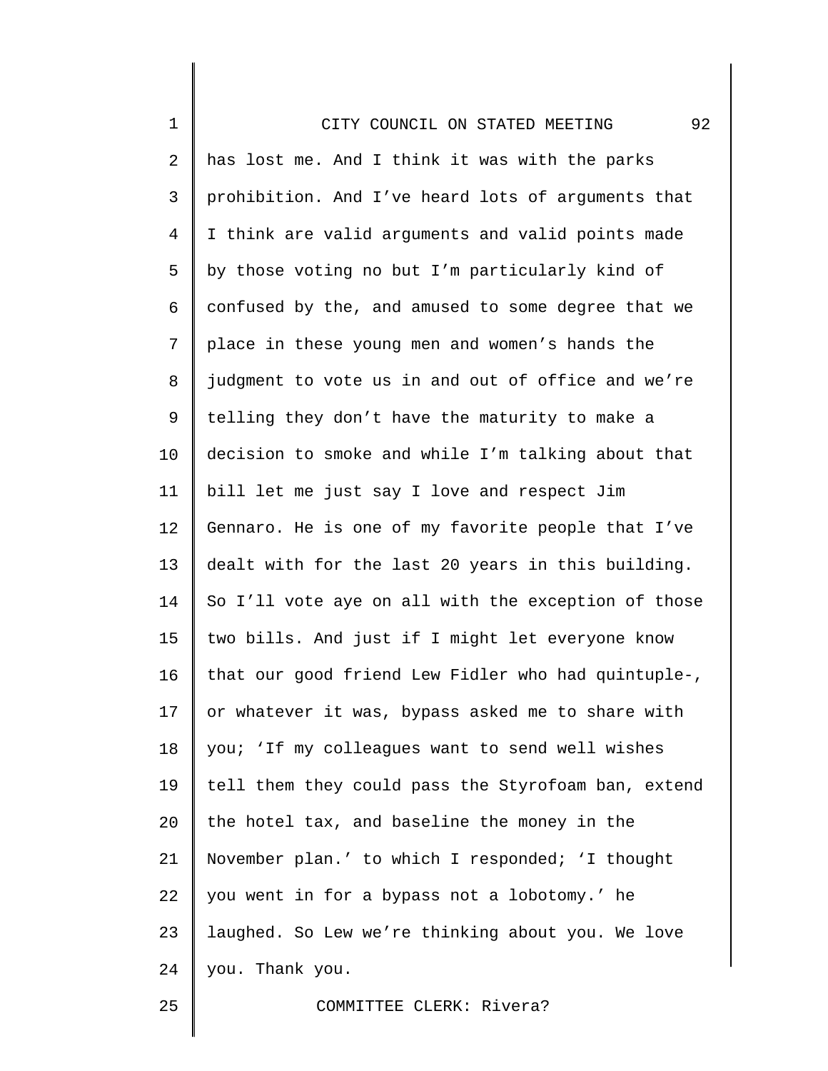has lost me. And I think it was with the parks prohibition. And I've heard lots of arguments that I think are valid arguments and valid points made by those voting no but I'm particularly kind of confused by the, and amused to some degree that we place in these young men and women's hands the judgment to vote us in and out of office and we're telling they don't have the maturity to make a decision to smoke and while I'm talking about that bill let me just say I love and respect Jim Gennaro. He is one of my favorite people that I've dealt with for the last 20 years in this building. So I'll vote aye on all with the exception of those two bills. And just if I might let everyone know that our good friend Lew Fidler who had quintuple-, or whatever it was, bypass asked me to share with you; 'If my colleagues want to send well wishes tell them they could pass the Styrofoam ban, extend the hotel tax, and baseline the money in the November plan.' to which I responded; 'I thought you went in for a bypass not a lobotomy.' he laughed. So Lew we're thinking about you. We love you. Thank you.

COMMITTEE CLERK: Rivera?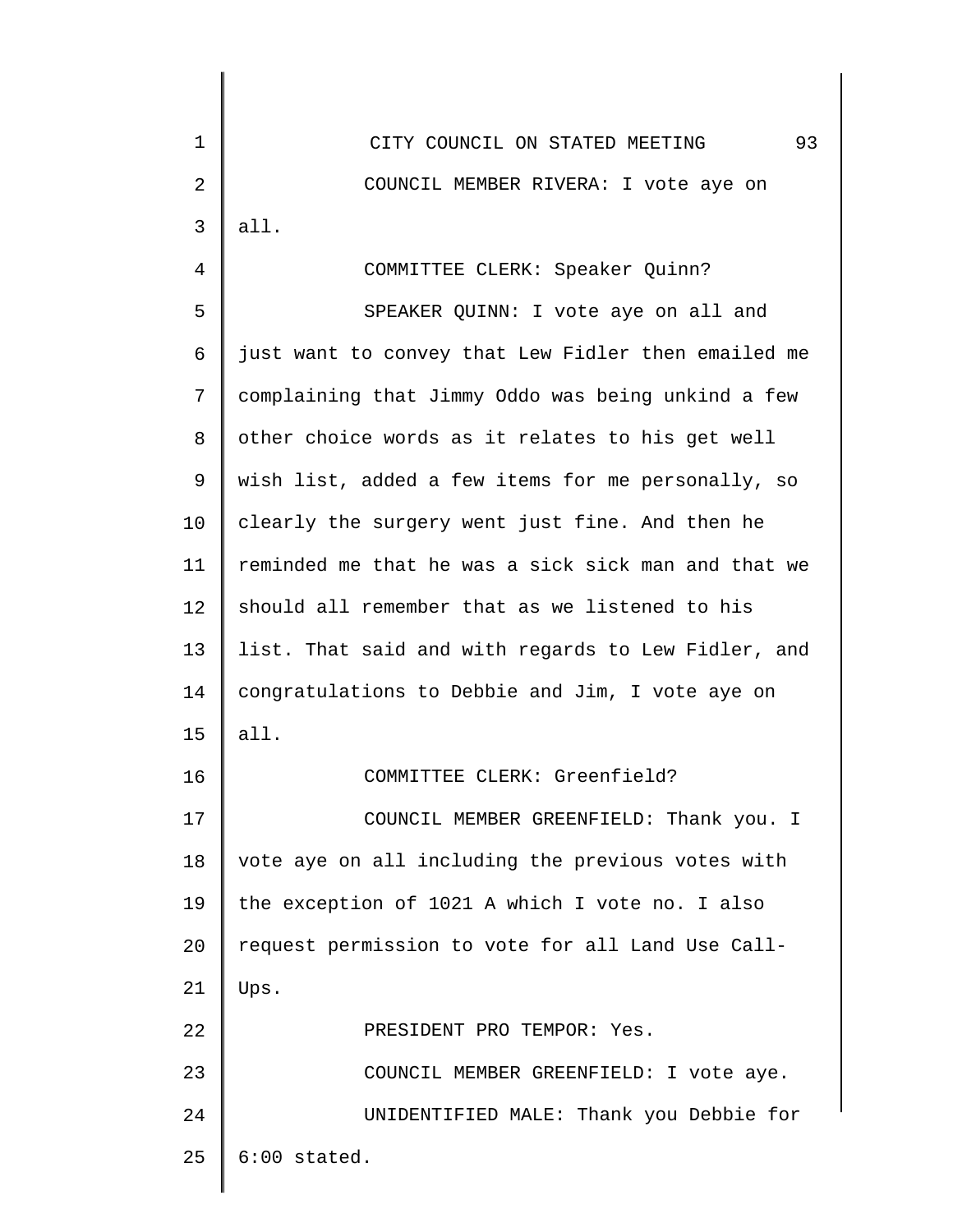COUNCIL MEMBER RIVERA: I vote aye on all.

COMMITTEE CLERK: Speaker Quinn?

SPEAKER QUINN: I vote aye on all and just want to convey that Lew Fidler then emailed me complaining that Jimmy Oddo was being unkind a few other choice words as it relates to his get well wish list, added a few items for me personally, so clearly the surgery went just fine. And then he reminded me that he was a sick sick man and that we should all remember that as we listened to his list. That said and with regards to Lew Fidler, and congratulations to Debbie and Jim, I vote aye on all.

COMMITTEE CLERK: Greenfield?

COUNCIL MEMBER GREENFIELD: Thank you. I vote aye on all including the previous votes with the exception of 1021 A which I vote no. I also request permission to vote for all Land Use Call-Ups.

PRESIDENT PRO TEMPOR: Yes.

COUNCIL MEMBER GREENFIELD: I vote aye.

UNIDENTIFIED MALE: Thank you Debbie for 6:00 stated.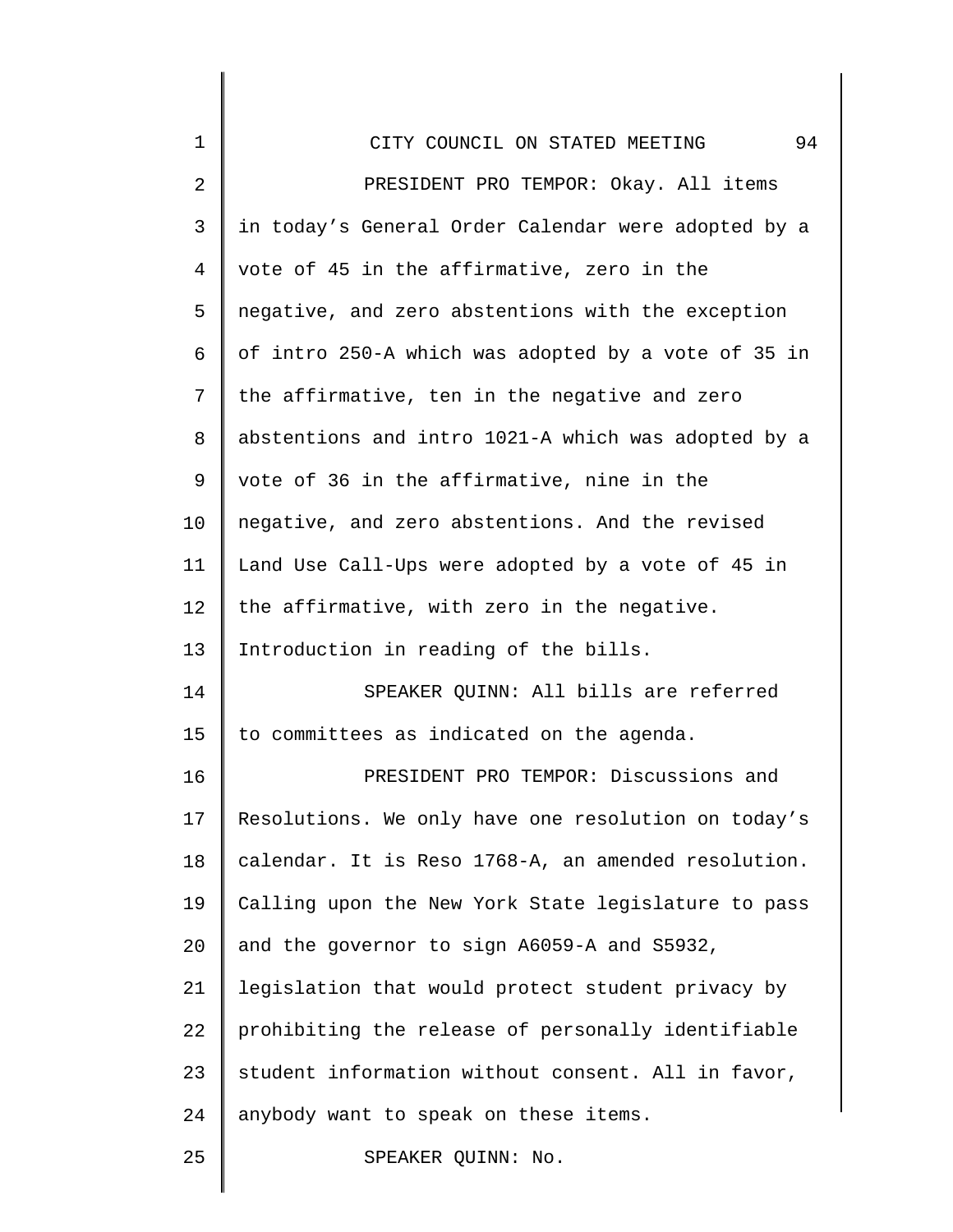PRESIDENT PRO TEMPOR: Okay. All items in today's General Order Calendar were adopted by a vote of 45 in the affirmative, zero in the negative, and zero abstentions with the exception of intro 250-A which was adopted by a vote of 35 in the affirmative, ten in the negative and zero abstentions and intro 1021-A which was adopted by a vote of 36 in the affirmative, nine in the negative, and zero abstentions. And the revised Land Use Call-Ups were adopted by a vote of 45 in the affirmative, with zero in the negative. Introduction in reading of the bills.

SPEAKER QUINN: All bills are referred to committees as indicated on the agenda.

PRESIDENT PRO TEMPOR: Discussions and Resolutions. We only have one resolution on today's calendar. It is Reso 1768-A, an amended resolution. Calling upon the New York State legislature to pass and the governor to sign A6059-A and S5932, legislation that would protect student privacy by prohibiting the release of personally identifiable student information without consent. All in favor, anybody want to speak on these items.

SPEAKER QUINN: No.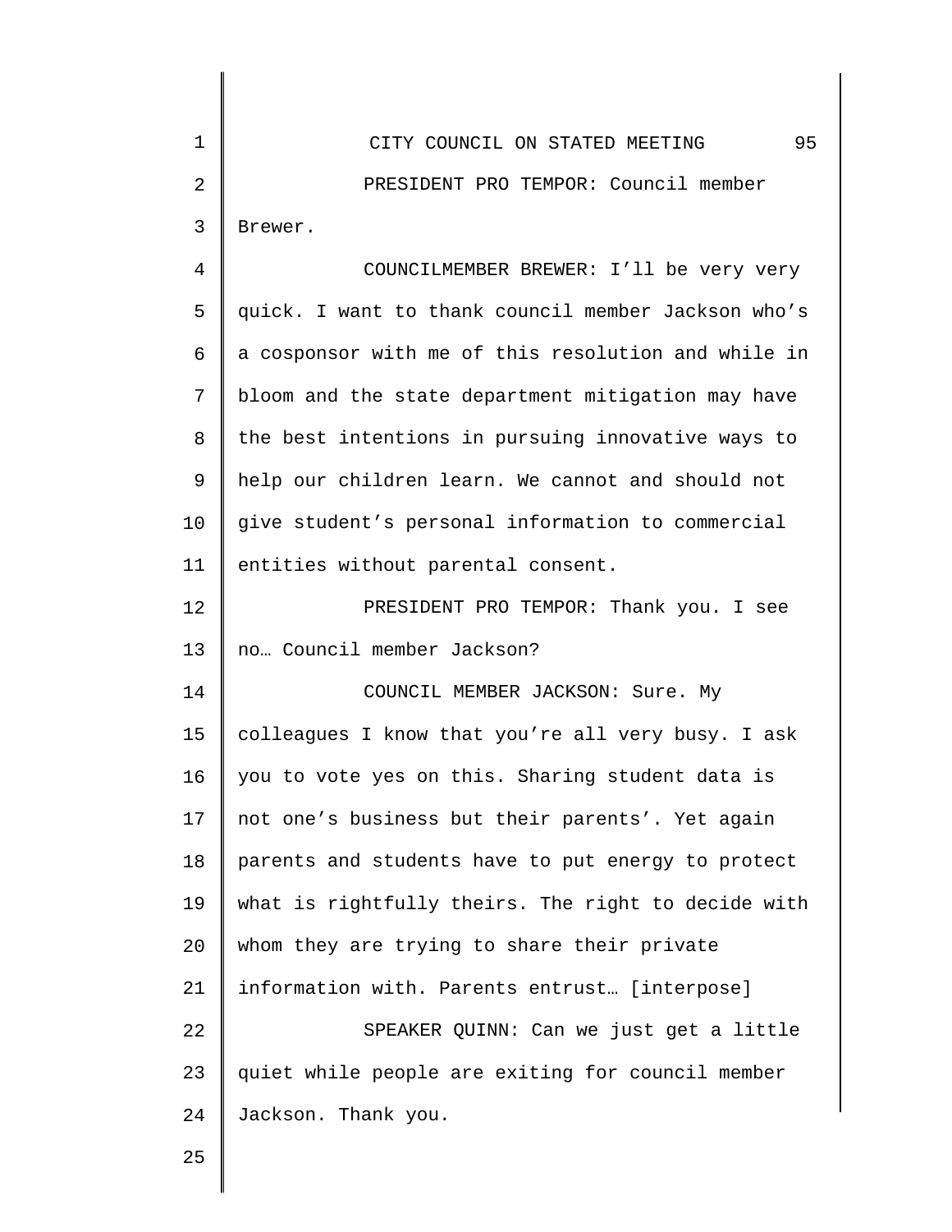PRESIDENT PRO TEMPOR: Council member Brewer.

COUNCILMEMBER BREWER: I'll be very very quick. I want to thank council member Jackson who's a cosponsor with me of this resolution and while in bloom and the state department mitigation may have the best intentions in pursuing innovative ways to help our children learn. We cannot and should not give student's personal information to commercial entities without parental consent.

PRESIDENT PRO TEMPOR: Thank you. I see no… Council member Jackson?

COUNCIL MEMBER JACKSON: Sure. My colleagues I know that you're all very busy. I ask you to vote yes on this. Sharing student data is not one's business but their parents'. Yet again parents and students have to put energy to protect what is rightfully theirs. The right to decide with whom they are trying to share their private information with. Parents entrust… [interpose]

SPEAKER QUINN: Can we just get a little quiet while people are exiting for council member Jackson. Thank you.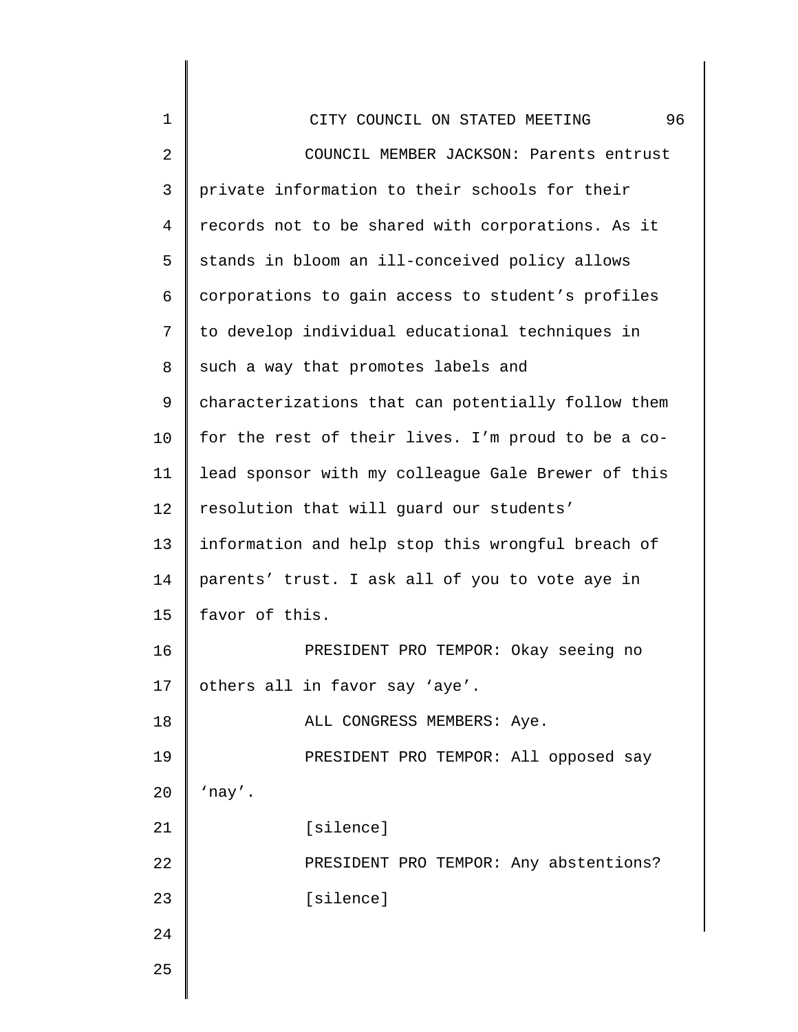COUNCIL MEMBER JACKSON: Parents entrust private information to their schools for their records not to be shared with corporations. As it stands in bloom an ill-conceived policy allows corporations to gain access to student's profiles to develop individual educational techniques in such a way that promotes labels and characterizations that can potentially follow them for the rest of their lives. I'm proud to be a co-lead sponsor with my colleague Gale Brewer of this resolution that will guard our students' information and help stop this wrongful breach of parents' trust. I ask all of you to vote aye in favor of this.

PRESIDENT PRO TEMPOR: Okay seeing no others all in favor say 'aye'.

ALL CONGRESS MEMBERS: Aye.

PRESIDENT PRO TEMPOR: All opposed say 'nay'.

[silence]

PRESIDENT PRO TEMPOR: Any abstentions?

[silence]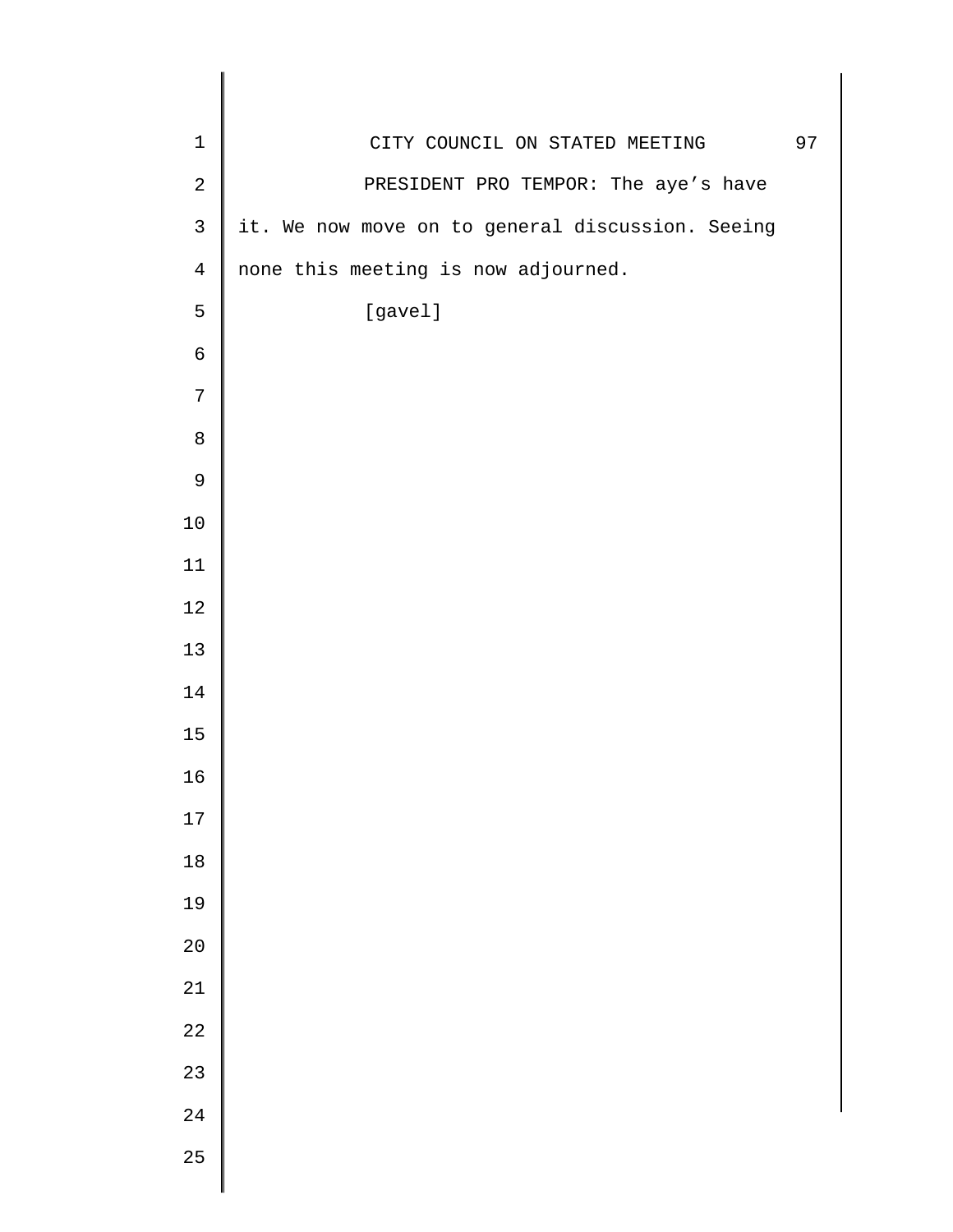PRESIDENT PRO TEMPOR: The aye's have it. We now move on to general discussion. Seeing none this meeting is now adjourned.

[gavel]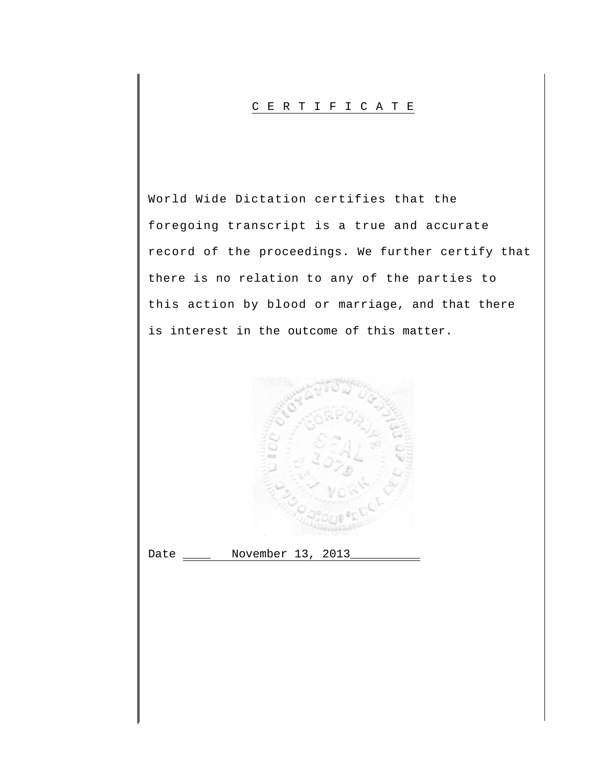C E R T I F I C A T E

World Wide Dictation certifies that the foregoing transcript is a true and accurate record of the proceedings. We further certify that there is no relation to any of the parties to this action by blood or marriage, and that there is interest in the outcome of this matter.

Date ____ November 13, 2013__________